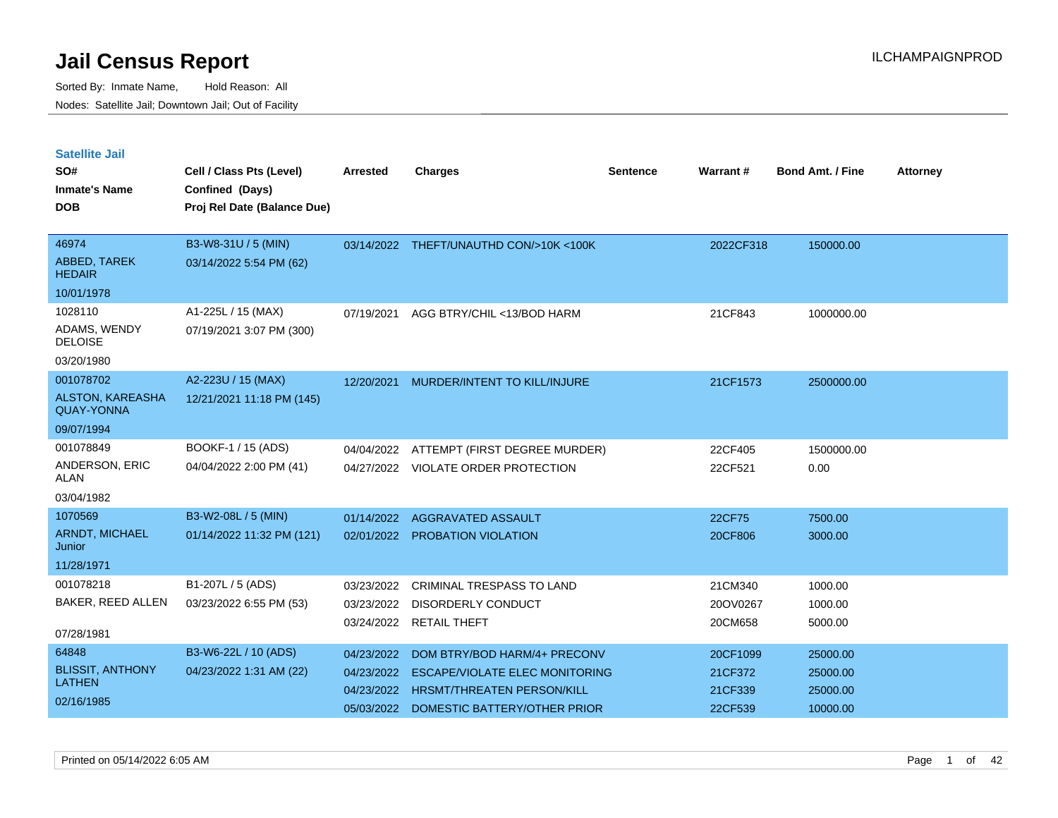# Jail Census Report

Sorted By: Inmate Name, Hold Reason: All

Nodes: Satellite Jail; Downtown Jail; Out of Facility

## Satellite Jail

| SO# / Inmate's Name / DOB | Cell / Class Pts (Level) / Confined (Days) / Proj Rel Date (Balance Due) | Arrested | Charges | Sentence | Warrant # | Bond Amt. / Fine | Attorney |
|---|---|---|---|---|---|---|---|
| 46974<br>ABBED, TAREK HEDAIR<br>10/01/1978 | B3-W8-31U / 5 (MIN)<br>03/14/2022 5:54 PM (62) | 03/14/2022 | THEFT/UNAUTHD CON/>10K <100K | | 2022CF318 | 150000.00 | |
| 1028110<br>ADAMS, WENDY DELOISE<br>03/20/1980 | A1-225L / 15 (MAX)<br>07/19/2021 3:07 PM (300) | 07/19/2021 | AGG BTRY/CHIL <13/BOD HARM | | 21CF843 | 1000000.00 | |
| 001078702<br>ALSTON, KAREASHA QUAY-YONNA<br>09/07/1994 | A2-223U / 15 (MAX)<br>12/21/2021 11:18 PM (145) | 12/20/2021 | MURDER/INTENT TO KILL/INJURE | | 21CF1573 | 2500000.00 | |
| 001078849<br>ANDERSON, ERIC ALAN<br>03/04/1982 | BOOKF-1 / 15 (ADS)<br>04/04/2022 2:00 PM (41) | 04/04/2022 | ATTEMPT (FIRST DEGREE MURDER) | | 22CF405 | 1500000.00 | |
| | | 04/27/2022 | VIOLATE ORDER PROTECTION | | 22CF521 | 0.00 | |
| 1070569<br>ARNDT, MICHAEL Junior<br>11/28/1971 | B3-W2-08L / 5 (MIN)<br>01/14/2022 11:32 PM (121) | 01/14/2022 | AGGRAVATED ASSAULT | | 22CF75 | 7500.00 | |
| | | 02/01/2022 | PROBATION VIOLATION | | 20CF806 | 3000.00 | |
| 001078218<br>BAKER, REED ALLEN<br>07/28/1981 | B1-207L / 5 (ADS)<br>03/23/2022 6:55 PM (53) | 03/23/2022 | CRIMINAL TRESPASS TO LAND | | 21CM340 | 1000.00 | |
| | | 03/23/2022 | DISORDERLY CONDUCT | | 20OV0267 | 1000.00 | |
| | | 03/24/2022 | RETAIL THEFT | | 20CM658 | 5000.00 | |
| 64848<br>BLISSIT, ANTHONY LATHEN<br>02/16/1985 | B3-W6-22L / 10 (ADS)<br>04/23/2022 1:31 AM (22) | 04/23/2022 | DOM BTRY/BOD HARM/4+ PRECONV | | 20CF1099 | 25000.00 | |
| | | 04/23/2022 | ESCAPE/VIOLATE ELEC MONITORING | | 21CF372 | 25000.00 | |
| | | 04/23/2022 | HRSMT/THREATEN PERSON/KILL | | 21CF339 | 25000.00 | |
| | | 05/03/2022 | DOMESTIC BATTERY/OTHER PRIOR | | 22CF539 | 10000.00 | |

Printed on 05/14/2022 6:05 AM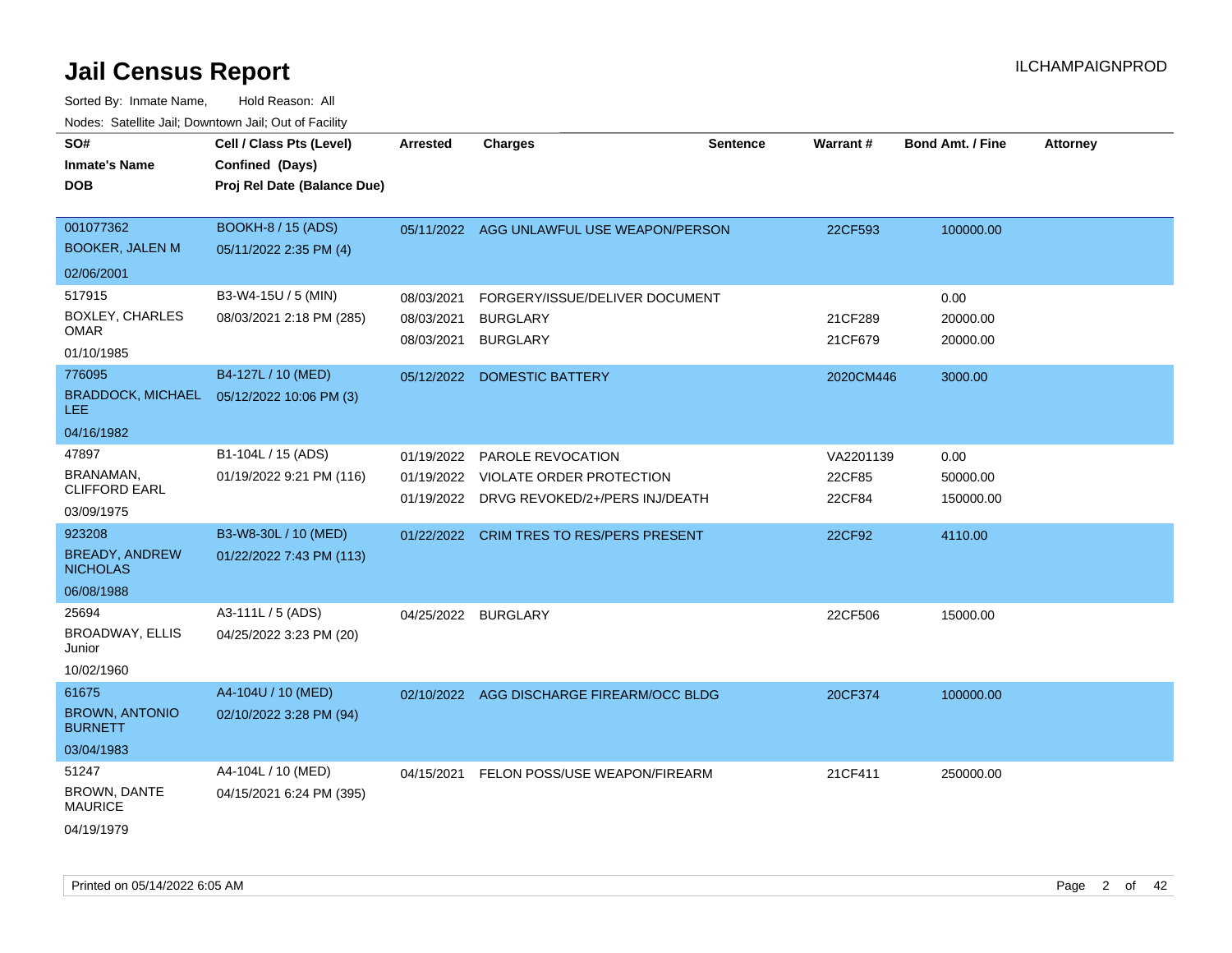# Jail Census Report

ILCHAMPAIGNPROD

Sorted By: Inmate Name, Hold Reason: All

Nodes: Satellite Jail; Downtown Jail; Out of Facility

| SO# / Inmate's Name / DOB | Cell / Class Pts (Level) / Confined (Days) / Proj Rel Date (Balance Due) | Arrested | Charges | Sentence | Warrant # | Bond Amt. / Fine | Attorney |
|---|---|---|---|---|---|---|---|
| 001077362 BOOKER, JALEN M 02/06/2001 | BOOKH-8 / 15 (ADS) 05/11/2022 2:35 PM (4) | 05/11/2022 | AGG UNLAWFUL USE WEAPON/PERSON | | 22CF593 | 100000.00 | |
| 517915 BOXLEY, CHARLES OMAR 01/10/1985 | B3-W4-15U / 5 (MIN) 08/03/2021 2:18 PM (285) | 08/03/2021 | FORGERY/ISSUE/DELIVER DOCUMENT | | | 0.00 | |
| | | 08/03/2021 | BURGLARY | | 21CF289 | 20000.00 | |
| | | 08/03/2021 | BURGLARY | | 21CF679 | 20000.00 | |
| 776095 BRADDOCK, MICHAEL LEE 04/16/1982 | B4-127L / 10 (MED) 05/12/2022 10:06 PM (3) | 05/12/2022 | DOMESTIC BATTERY | | 2020CM446 | 3000.00 | |
| 47897 BRANAMAN, CLIFFORD EARL 03/09/1975 | B1-104L / 15 (ADS) 01/19/2022 9:21 PM (116) | 01/19/2022 | PAROLE REVOCATION | | VA2201139 | 0.00 | |
| | | 01/19/2022 | VIOLATE ORDER PROTECTION | | 22CF85 | 50000.00 | |
| | | 01/19/2022 | DRVG REVOKED/2+/PERS INJ/DEATH | | 22CF84 | 150000.00 | |
| 923208 BREADY, ANDREW NICHOLAS 06/08/1988 | B3-W8-30L / 10 (MED) 01/22/2022 7:43 PM (113) | 01/22/2022 | CRIM TRES TO RES/PERS PRESENT | | 22CF92 | 4110.00 | |
| 25694 BROADWAY, ELLIS Junior 10/02/1960 | A3-111L / 5 (ADS) 04/25/2022 3:23 PM (20) | 04/25/2022 | BURGLARY | | 22CF506 | 15000.00 | |
| 61675 BROWN, ANTONIO BURNETT 03/04/1983 | A4-104U / 10 (MED) 02/10/2022 3:28 PM (94) | 02/10/2022 | AGG DISCHARGE FIREARM/OCC BLDG | | 20CF374 | 100000.00 | |
| 51247 BROWN, DANTE MAURICE 04/19/1979 | A4-104L / 10 (MED) 04/15/2021 6:24 PM (395) | 04/15/2021 | FELON POSS/USE WEAPON/FIREARM | | 21CF411 | 250000.00 | |

Printed on 05/14/2022 6:05 AM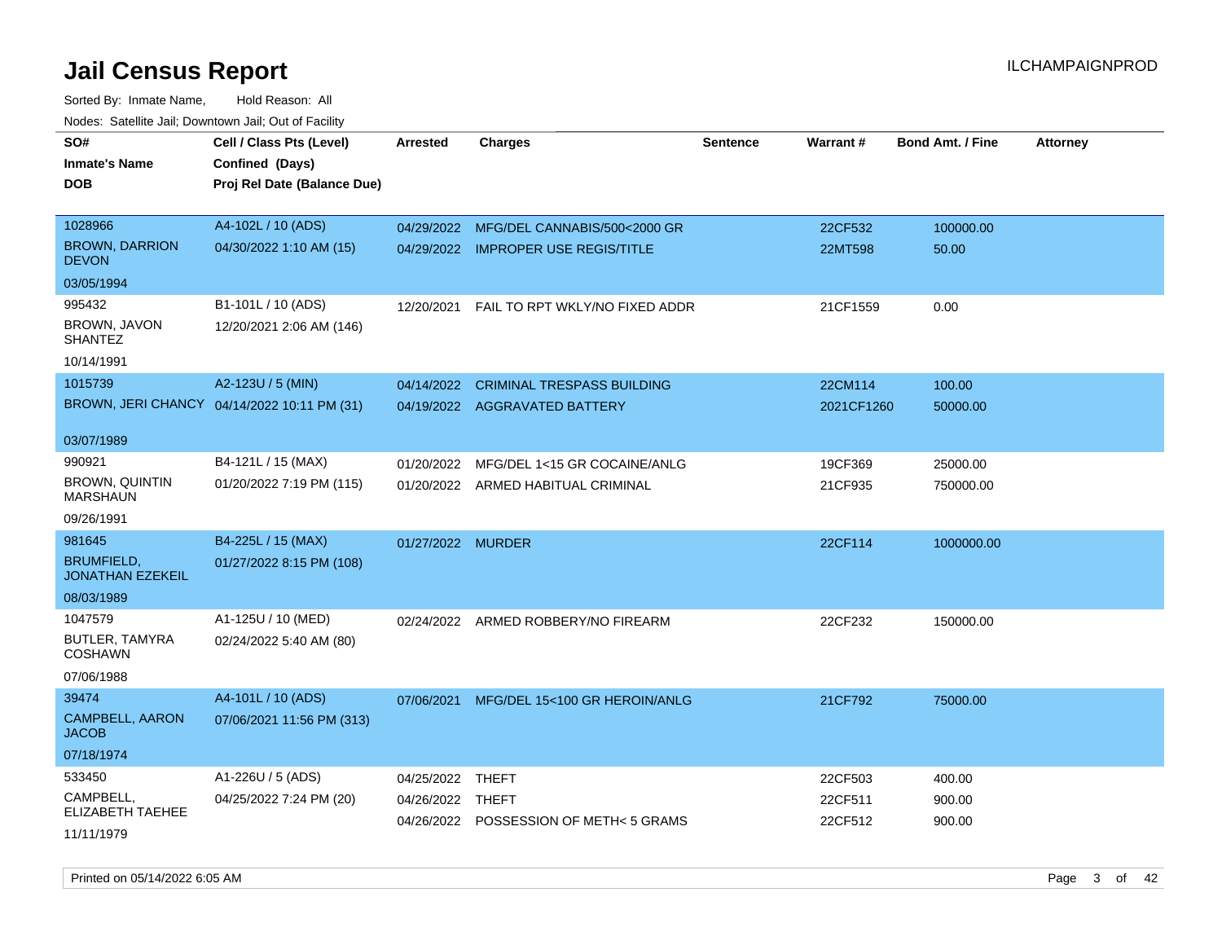# Jail Census Report

ILCHAMPAIGNPROD

Sorted By: Inmate Name, Hold Reason: All

Nodes: Satellite Jail; Downtown Jail; Out of Facility

| SO# / Inmate's Name / DOB | Cell / Class Pts (Level) / Confined (Days) / Proj Rel Date (Balance Due) | Arrested | Charges | Sentence | Warrant # | Bond Amt. / Fine | Attorney |
|---|---|---|---|---|---|---|---|
| 1028966<br>BROWN, DARRION DEVON<br>03/05/1994 | A4-102L / 10 (ADS)<br>04/30/2022 1:10 AM (15) | 04/29/2022 | MFG/DEL CANNABIS/500<2000 GR | | 22CF532 | 100000.00 | |
| | | 04/29/2022 | IMPROPER USE REGIS/TITLE | | 22MT598 | 50.00 | |
| 995432<br>BROWN, JAVON SHANTEZ<br>10/14/1991 | B1-101L / 10 (ADS)<br>12/20/2021 2:06 AM (146) | 12/20/2021 | FAIL TO RPT WKLY/NO FIXED ADDR | | 21CF1559 | 0.00 | |
| 1015739<br>BROWN, JERI CHANCY<br>03/07/1989 | A2-123U / 5 (MIN)<br>04/14/2022 10:11 PM (31) | 04/14/2022 | CRIMINAL TRESPASS BUILDING | | 22CM114 | 100.00 | |
| | | 04/19/2022 | AGGRAVATED BATTERY | | 2021CF1260 | 50000.00 | |
| 990921<br>BROWN, QUINTIN MARSHAUN<br>09/26/1991 | B4-121L / 15 (MAX)<br>01/20/2022 7:19 PM (115) | 01/20/2022 | MFG/DEL 1<15 GR COCAINE/ANLG | | 19CF369 | 25000.00 | |
| | | 01/20/2022 | ARMED HABITUAL CRIMINAL | | 21CF935 | 750000.00 | |
| 981645<br>BRUMFIELD, JONATHAN EZEKEIL<br>08/03/1989 | B4-225L / 15 (MAX)<br>01/27/2022 8:15 PM (108) | 01/27/2022 | MURDER | | 22CF114 | 1000000.00 | |
| 1047579<br>BUTLER, TAMYRA COSHAWN<br>07/06/1988 | A1-125U / 10 (MED)<br>02/24/2022 5:40 AM (80) | 02/24/2022 | ARMED ROBBERY/NO FIREARM | | 22CF232 | 150000.00 | |
| 39474<br>CAMPBELL, AARON JACOB<br>07/18/1974 | A4-101L / 10 (ADS)<br>07/06/2021 11:56 PM (313) | 07/06/2021 | MFG/DEL 15<100 GR HEROIN/ANLG | | 21CF792 | 75000.00 | |
| 533450<br>CAMPBELL, ELIZABETH TAEHEE<br>11/11/1979 | A1-226U / 5 (ADS)<br>04/25/2022 7:24 PM (20) | 04/25/2022 | THEFT | | 22CF503 | 400.00 | |
| | | 04/26/2022 | THEFT | | 22CF511 | 900.00 | |
| | | 04/26/2022 | POSSESSION OF METH< 5 GRAMS | | 22CF512 | 900.00 | |

Printed on 05/14/2022 6:05 AM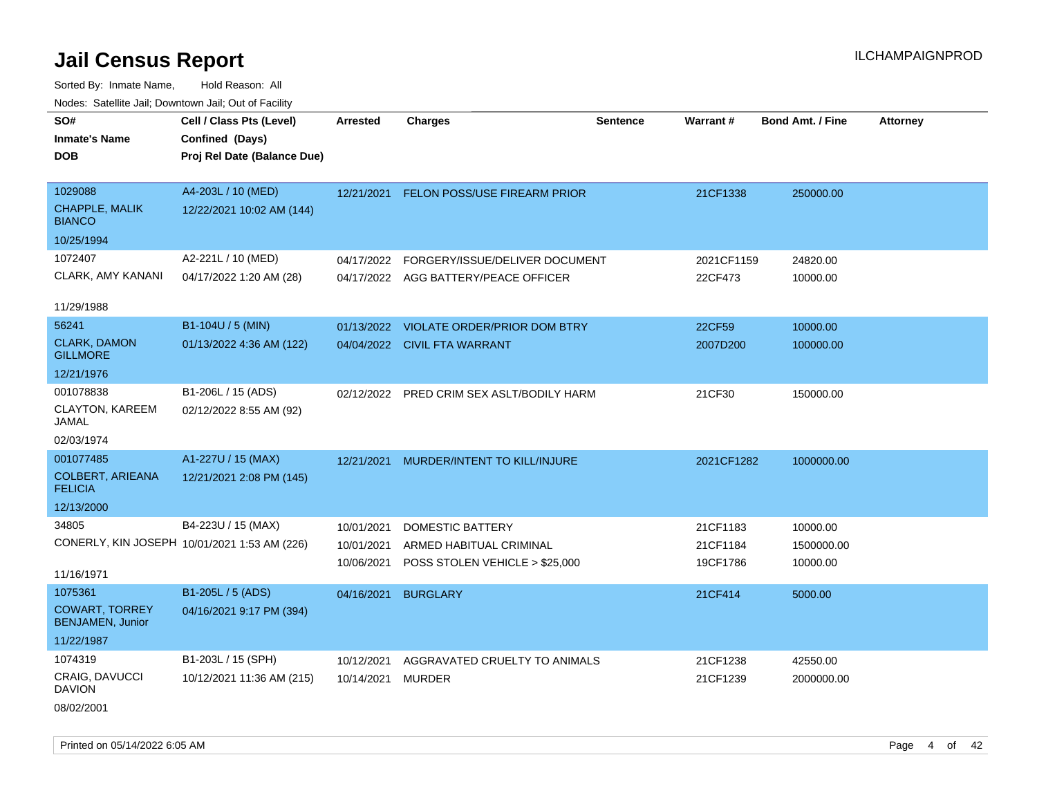# Jail Census Report

ILCHAMPAIGNPROD

Sorted By: Inmate Name, Hold Reason: All

Nodes: Satellite Jail; Downtown Jail; Out of Facility

| SO# / Inmate's Name / DOB | Cell / Class Pts (Level) / Confined (Days) / Proj Rel Date (Balance Due) | Arrested | Charges | Sentence | Warrant # | Bond Amt. / Fine | Attorney |
|---|---|---|---|---|---|---|---|
| 1029088<br>CHAPPLE, MALIK BIANCO<br>10/25/1994 | A4-203L / 10 (MED)<br>12/22/2021 10:02 AM (144) | 12/21/2021 | FELON POSS/USE FIREARM PRIOR | | 21CF1338 | 250000.00 | |
| 1072407<br>CLARK, AMY KANANI<br>11/29/1988 | A2-221L / 10 (MED)<br>04/17/2022 1:20 AM (28) | 04/17/2022 | FORGERY/ISSUE/DELIVER DOCUMENT | | 2021CF1159 | 24820.00 | |
| | | 04/17/2022 | AGG BATTERY/PEACE OFFICER | | 22CF473 | 10000.00 | |
| 56241<br>CLARK, DAMON GILLMORE<br>12/21/1976 | B1-104U / 5 (MIN)<br>01/13/2022 4:36 AM (122) | 01/13/2022 | VIOLATE ORDER/PRIOR DOM BTRY | | 22CF59 | 10000.00 | |
| | | 04/04/2022 | CIVIL FTA WARRANT | | 2007D200 | 100000.00 | |
| 001078838<br>CLAYTON, KAREEM JAMAL<br>02/03/1974 | B1-206L / 15 (ADS)<br>02/12/2022 8:55 AM (92) | 02/12/2022 | PRED CRIM SEX ASLT/BODILY HARM | | 21CF30 | 150000.00 | |
| 001077485<br>COLBERT, ARIEANA FELICIA<br>12/13/2000 | A1-227U / 15 (MAX)<br>12/21/2021 2:08 PM (145) | 12/21/2021 | MURDER/INTENT TO KILL/INJURE | | 2021CF1282 | 1000000.00 | |
| 34805<br>CONERLY, KIN JOSEPH<br>11/16/1971 | B4-223U / 15 (MAX)<br>10/01/2021 1:53 AM (226) | 10/01/2021 | DOMESTIC BATTERY | | 21CF1183 | 10000.00 | |
| | | 10/01/2021 | ARMED HABITUAL CRIMINAL | | 21CF1184 | 1500000.00 | |
| | | 10/06/2021 | POSS STOLEN VEHICLE > $25,000 | | 19CF1786 | 10000.00 | |
| 1075361<br>COWART, TORREY BENJAMEN, Junior<br>11/22/1987 | B1-205L / 5 (ADS)<br>04/16/2021 9:17 PM (394) | 04/16/2021 | BURGLARY | | 21CF414 | 5000.00 | |
| 1074319<br>CRAIG, DAVUCCI DAVION<br>08/02/2001 | B1-203L / 15 (SPH)<br>10/12/2021 11:36 AM (215) | 10/12/2021 | AGGRAVATED CRUELTY TO ANIMALS | | 21CF1238 | 42550.00 | |
| | | 10/14/2021 | MURDER | | 21CF1239 | 2000000.00 | |

Printed on 05/14/2022 6:05 AM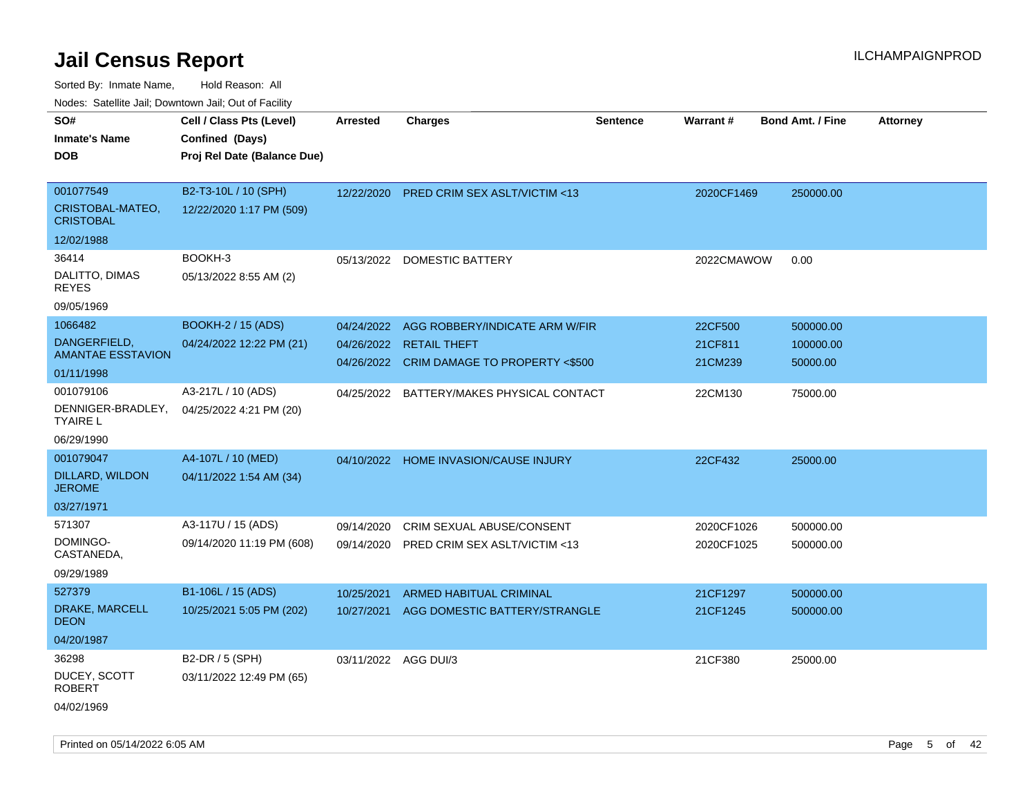# Jail Census Report

ILCHAMPAIGNPROD

Sorted By: Inmate Name, Hold Reason: All

Nodes: Satellite Jail; Downtown Jail; Out of Facility

| SO# / Inmate's Name / DOB | Cell / Class Pts (Level) / Confined (Days) / Proj Rel Date (Balance Due) | Arrested | Charges | Sentence | Warrant # | Bond Amt. / Fine | Attorney |
|---|---|---|---|---|---|---|---|
| 001077549<br>CRISTOBAL-MATEO, CRISTOBAL<br>12/02/1988 | B2-T3-10L / 10 (SPH)<br>12/22/2020 1:17 PM (509) | 12/22/2020 | PRED CRIM SEX ASLT/VICTIM <13 | | 2020CF1469 | 250000.00 | |
| 36414<br>DALITTO, DIMAS REYES<br>09/05/1969 | BOOKH-3<br>05/13/2022 8:55 AM (2) | 05/13/2022 | DOMESTIC BATTERY | | 2022CMAWOW | 0.00 | |
| 1066482<br>DANGERFIELD, AMANTAE ESSTAVION<br>01/11/1998 | BOOKH-2 / 15 (ADS)<br>04/24/2022 12:22 PM (21) | 04/24/2022 | AGG ROBBERY/INDICATE ARM W/FIR | | 22CF500 | 500000.00 | |
| | | 04/26/2022 | RETAIL THEFT | | 21CF811 | 100000.00 | |
| | | 04/26/2022 | CRIM DAMAGE TO PROPERTY <$500 | | 21CM239 | 50000.00 | |
| 001079106<br>DENNIGER-BRADLEY, TYAIRE L<br>06/29/1990 | A3-217L / 10 (ADS)<br>04/25/2022 4:21 PM (20) | 04/25/2022 | BATTERY/MAKES PHYSICAL CONTACT | | 22CM130 | 75000.00 | |
| 001079047<br>DILLARD, WILDON JEROME<br>03/27/1971 | A4-107L / 10 (MED)<br>04/11/2022 1:54 AM (34) | 04/10/2022 | HOME INVASION/CAUSE INJURY | | 22CF432 | 25000.00 | |
| 571307<br>DOMINGO-CASTANEDA,<br>09/29/1989 | A3-117U / 15 (ADS)<br>09/14/2020 11:19 PM (608) | 09/14/2020 | CRIM SEXUAL ABUSE/CONSENT | | 2020CF1026 | 500000.00 | |
| | | 09/14/2020 | PRED CRIM SEX ASLT/VICTIM <13 | | 2020CF1025 | 500000.00 | |
| 527379<br>DRAKE, MARCELL DEON<br>04/20/1987 | B1-106L / 15 (ADS)<br>10/25/2021 5:05 PM (202) | 10/25/2021 | ARMED HABITUAL CRIMINAL | | 21CF1297 | 500000.00 | |
| | | 10/27/2021 | AGG DOMESTIC BATTERY/STRANGLE | | 21CF1245 | 500000.00 | |
| 36298<br>DUCEY, SCOTT ROBERT<br>04/02/1969 | B2-DR / 5 (SPH)<br>03/11/2022 12:49 PM (65) | 03/11/2022 | AGG DUI/3 | | 21CF380 | 25000.00 | |

Printed on 05/14/2022 6:05 AM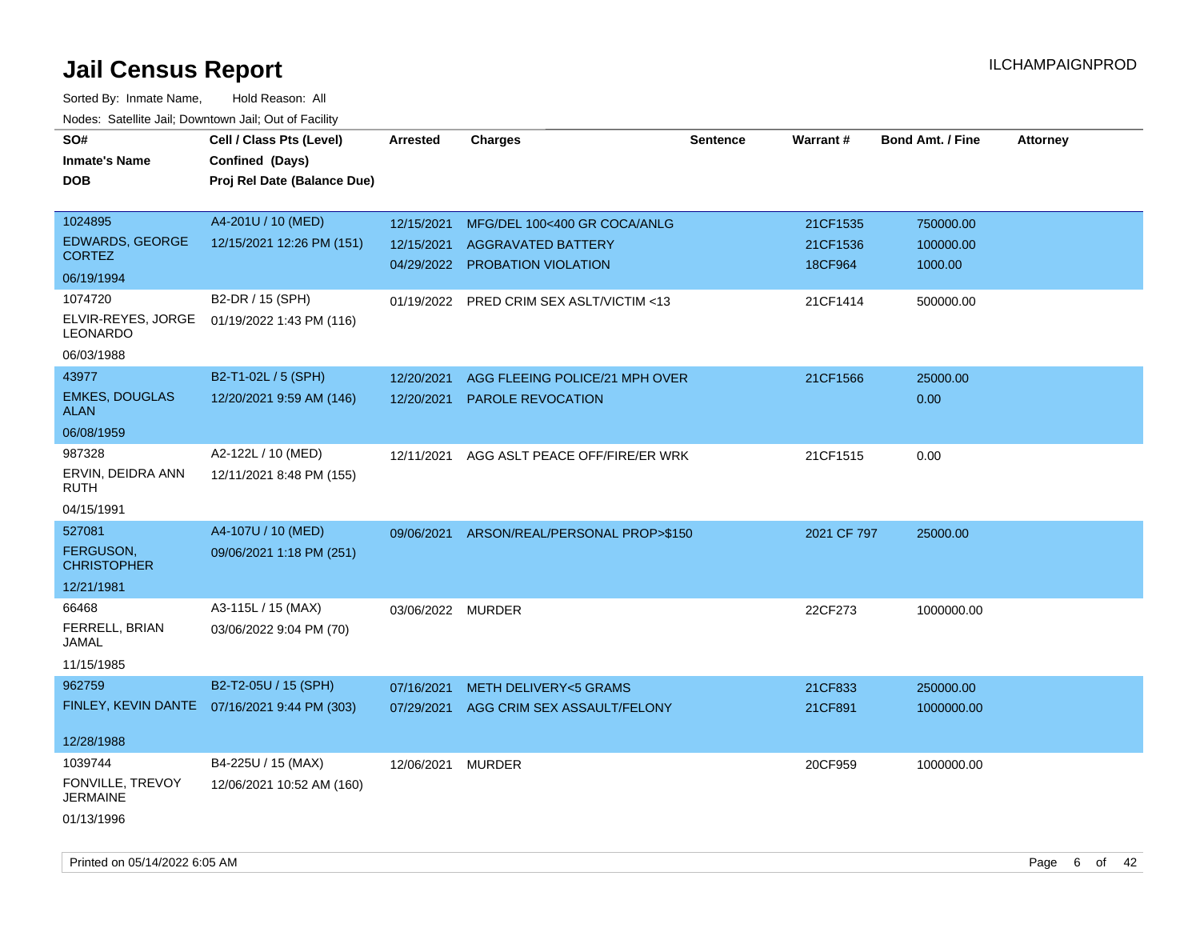# Jail Census Report

ILCHAMPAIGNPROD

Sorted By: Inmate Name, Hold Reason: All

Nodes: Satellite Jail; Downtown Jail; Out of Facility

| SO# / Inmate's Name / DOB | Cell / Class Pts (Level) / Confined (Days) / Proj Rel Date (Balance Due) | Arrested | Charges | Sentence | Warrant # | Bond Amt. / Fine | Attorney |
|---|---|---|---|---|---|---|---|
| 1024895<br>EDWARDS, GEORGE CORTEZ<br>06/19/1994 | A4-201U / 10 (MED)<br>12/15/2021 12:26 PM (151) | 12/15/2021<br>12/15/2021<br>04/29/2022 | MFG/DEL 100<400 GR COCA/ANLG<br>AGGRAVATED BATTERY<br>PROBATION VIOLATION | | 21CF1535<br>21CF1536<br>18CF964 | 750000.00<br>100000.00<br>1000.00 | |
| 1074720<br>ELVIR-REYES, JORGE LEONARDO<br>06/03/1988 | B2-DR / 15 (SPH)<br>01/19/2022 1:43 PM (116) | 01/19/2022 | PRED CRIM SEX ASLT/VICTIM <13 | | 21CF1414 | 500000.00 | |
| 43977<br>EMKES, DOUGLAS ALAN<br>06/08/1959 | B2-T1-02L / 5 (SPH)<br>12/20/2021 9:59 AM (146) | 12/20/2021<br>12/20/2021 | AGG FLEEING POLICE/21 MPH OVER<br>PAROLE REVOCATION | | 21CF1566 | 25000.00<br>0.00 | |
| 987328<br>ERVIN, DEIDRA ANN RUTH<br>04/15/1991 | A2-122L / 10 (MED)<br>12/11/2021 8:48 PM (155) | 12/11/2021 | AGG ASLT PEACE OFF/FIRE/ER WRK | | 21CF1515 | 0.00 | |
| 527081<br>FERGUSON, CHRISTOPHER<br>12/21/1981 | A4-107U / 10 (MED)<br>09/06/2021 1:18 PM (251) | 09/06/2021 | ARSON/REAL/PERSONAL PROP>$150 | | 2021 CF 797 | 25000.00 | |
| 66468<br>FERRELL, BRIAN JAMAL<br>11/15/1985 | A3-115L / 15 (MAX)<br>03/06/2022 9:04 PM (70) | 03/06/2022 | MURDER | | 22CF273 | 1000000.00 | |
| 962759<br>FINLEY, KEVIN DANTE<br>12/28/1988 | B2-T2-05U / 15 (SPH)<br>07/16/2021 9:44 PM (303) | 07/16/2021<br>07/29/2021 | METH DELIVERY<5 GRAMS<br>AGG CRIM SEX ASSAULT/FELONY | | 21CF833<br>21CF891 | 250000.00<br>1000000.00 | |
| 1039744<br>FONVILLE, TREVOY JERMAINE<br>01/13/1996 | B4-225U / 15 (MAX)<br>12/06/2021 10:52 AM (160) | 12/06/2021 | MURDER | | 20CF959 | 1000000.00 | |

Printed on 05/14/2022 6:05 AM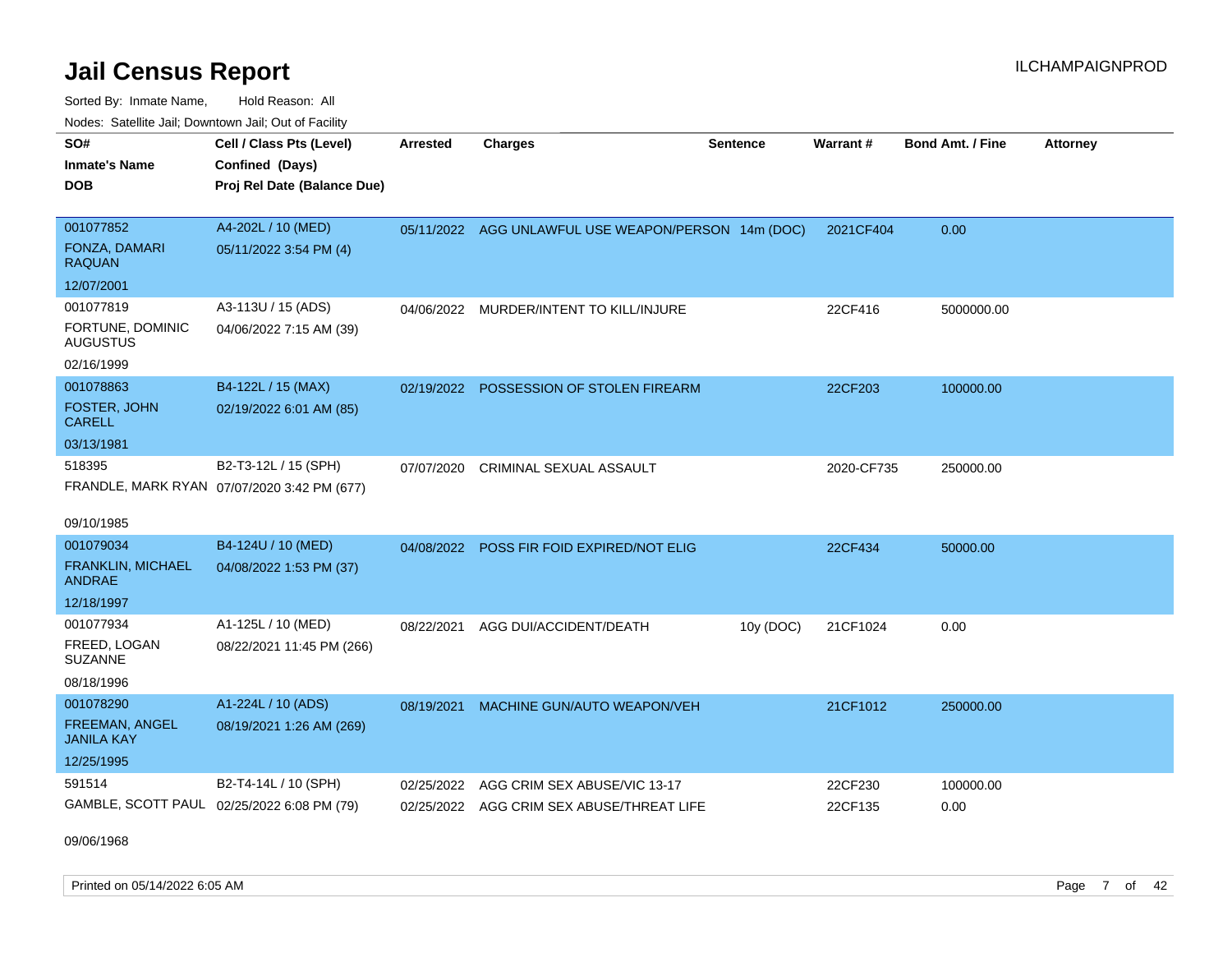# Jail Census Report

ILCHAMPAIGNPROD

Sorted By: Inmate Name, Hold Reason: All

Nodes: Satellite Jail; Downtown Jail; Out of Facility

| SO# / Inmate's Name / DOB | Cell / Class Pts (Level) / Confined (Days) / Proj Rel Date (Balance Due) | Arrested | Charges | Sentence | Warrant # | Bond Amt. / Fine | Attorney |
|---|---|---|---|---|---|---|---|
| 001077852<br>FONZA, DAMARI RAQUAN<br>12/07/2001 | A4-202L / 10 (MED)<br>05/11/2022 3:54 PM (4) | 05/11/2022 | AGG UNLAWFUL USE WEAPON/PERSON | 14m (DOC) | 2021CF404 | 0.00 | |
| 001077819<br>FORTUNE, DOMINIC AUGUSTUS<br>02/16/1999 | A3-113U / 15 (ADS)<br>04/06/2022 7:15 AM (39) | 04/06/2022 | MURDER/INTENT TO KILL/INJURE | | 22CF416 | 5000000.00 | |
| 001078863<br>FOSTER, JOHN CARELL<br>03/13/1981 | B4-122L / 15 (MAX)<br>02/19/2022 6:01 AM (85) | 02/19/2022 | POSSESSION OF STOLEN FIREARM | | 22CF203 | 100000.00 | |
| 518395<br>FRANDLE, MARK RYAN<br>09/10/1985 | B2-T3-12L / 15 (SPH)<br>07/07/2020 3:42 PM (677) | 07/07/2020 | CRIMINAL SEXUAL ASSAULT | | 2020-CF735 | 250000.00 | |
| 001079034<br>FRANKLIN, MICHAEL ANDRAE<br>12/18/1997 | B4-124U / 10 (MED)<br>04/08/2022 1:53 PM (37) | 04/08/2022 | POSS FIR FOID EXPIRED/NOT ELIG | | 22CF434 | 50000.00 | |
| 001077934<br>FREED, LOGAN SUZANNE<br>08/18/1996 | A1-125L / 10 (MED)<br>08/22/2021 11:45 PM (266) | 08/22/2021 | AGG DUI/ACCIDENT/DEATH | 10y (DOC) | 21CF1024 | 0.00 | |
| 001078290<br>FREEMAN, ANGEL JANILA KAY<br>12/25/1995 | A1-224L / 10 (ADS)<br>08/19/2021 1:26 AM (269) | 08/19/2021 | MACHINE GUN/AUTO WEAPON/VEH | | 21CF1012 | 250000.00 | |
| 591514<br>GAMBLE, SCOTT PAUL<br>09/06/1968 | B2-T4-14L / 10 (SPH)<br>02/25/2022 6:08 PM (79) | 02/25/2022 | AGG CRIM SEX ABUSE/VIC 13-17 | | 22CF230 | 100000.00 | |
| | | 02/25/2022 | AGG CRIM SEX ABUSE/THREAT LIFE | | 22CF135 | 0.00 | |

Printed on 05/14/2022 6:05 AM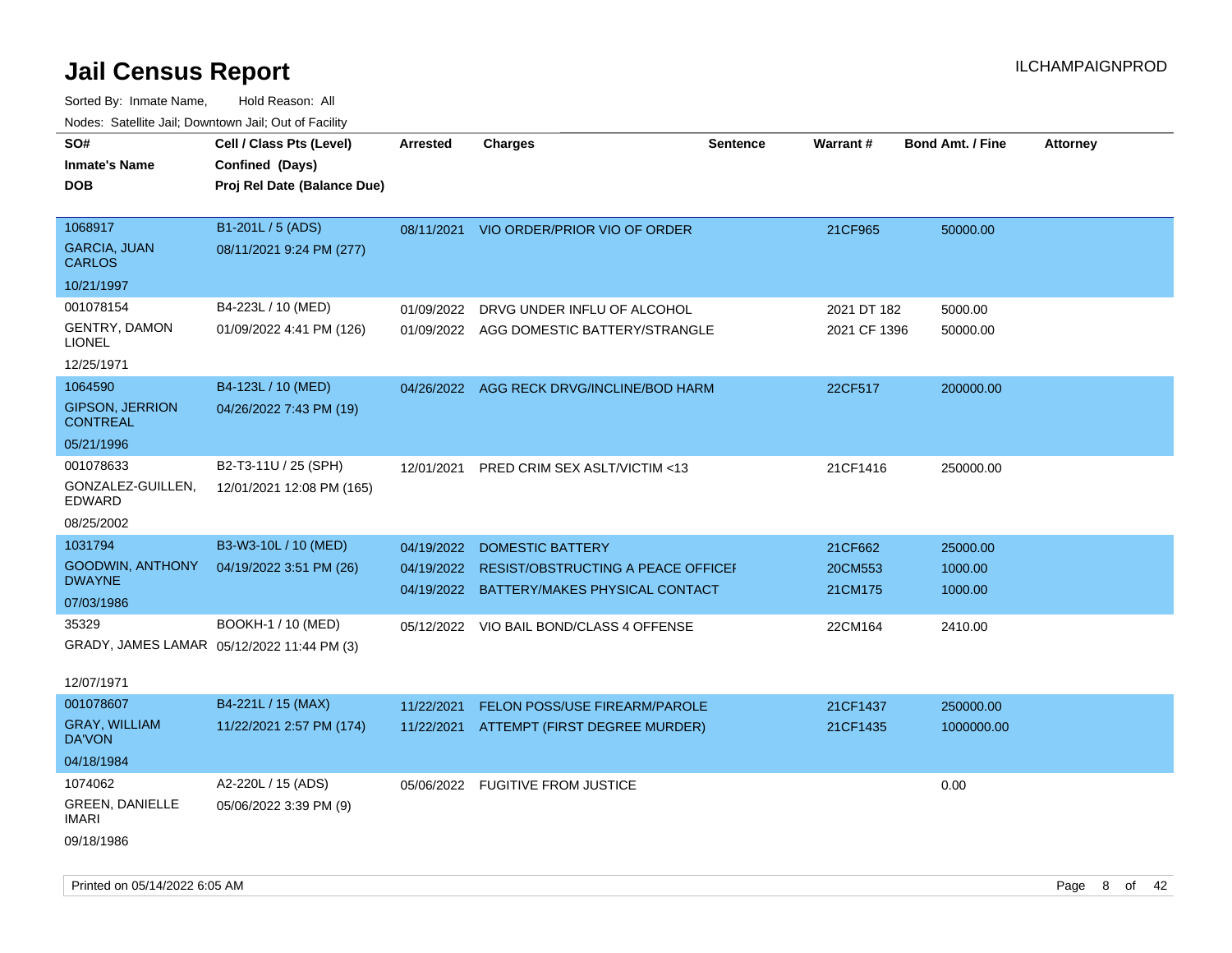# Jail Census Report

Sorted By: Inmate Name, Hold Reason: All

Nodes: Satellite Jail; Downtown Jail; Out of Facility

| SO# / Inmate's Name / DOB | Cell / Class Pts (Level) / Confined (Days) / Proj Rel Date (Balance Due) | Arrested | Charges | Sentence | Warrant # | Bond Amt. / Fine | Attorney |
|---|---|---|---|---|---|---|---|
| 1068917<br>GARCIA, JUAN CARLOS<br>10/21/1997 | B1-201L / 5 (ADS)<br>08/11/2021 9:24 PM (277) | 08/11/2021 | VIO ORDER/PRIOR VIO OF ORDER | | 21CF965 | 50000.00 | |
| 001078154<br>GENTRY, DAMON LIONEL<br>12/25/1971 | B4-223L / 10 (MED)<br>01/09/2022 4:41 PM (126) | 01/09/2022 | DRVG UNDER INFLU OF ALCOHOL | | 2021 DT 182 | 5000.00 | |
| | | 01/09/2022 | AGG DOMESTIC BATTERY/STRANGLE | | 2021 CF 1396 | 50000.00 | |
| 1064590<br>GIPSON, JERRION CONTREAL<br>05/21/1996 | B4-123L / 10 (MED)<br>04/26/2022 7:43 PM (19) | 04/26/2022 | AGG RECK DRVG/INCLINE/BOD HARM | | 22CF517 | 200000.00 | |
| 001078633<br>GONZALEZ-GUILLEN, EDWARD<br>08/25/2002 | B2-T3-11U / 25 (SPH)<br>12/01/2021 12:08 PM (165) | 12/01/2021 | PRED CRIM SEX ASLT/VICTIM <13 | | 21CF1416 | 250000.00 | |
| 1031794<br>GOODWIN, ANTHONY DWAYNE<br>07/03/1986 | B3-W3-10L / 10 (MED)<br>04/19/2022 3:51 PM (26) | 04/19/2022 | DOMESTIC BATTERY | | 21CF662 | 25000.00 | |
| | | 04/19/2022 | RESIST/OBSTRUCTING A PEACE OFFICEI | | 20CM553 | 1000.00 | |
| | | 04/19/2022 | BATTERY/MAKES PHYSICAL CONTACT | | 21CM175 | 1000.00 | |
| 35329<br>GRADY, JAMES LAMAR<br>12/07/1971 | BOOKH-1 / 10 (MED)<br>05/12/2022 11:44 PM (3) | 05/12/2022 | VIO BAIL BOND/CLASS 4 OFFENSE | | 22CM164 | 2410.00 | |
| 001078607<br>GRAY, WILLIAM DA'VON<br>04/18/1984 | B4-221L / 15 (MAX)<br>11/22/2021 2:57 PM (174) | 11/22/2021 | FELON POSS/USE FIREARM/PAROLE | | 21CF1437 | 250000.00 | |
| | | 11/22/2021 | ATTEMPT (FIRST DEGREE MURDER) | | 21CF1435 | 1000000.00 | |
| 1074062<br>GREEN, DANIELLE IMARI<br>09/18/1986 | A2-220L / 15 (ADS)<br>05/06/2022 3:39 PM (9) | 05/06/2022 | FUGITIVE FROM JUSTICE | | | 0.00 | |

Printed on 05/14/2022 6:05 AM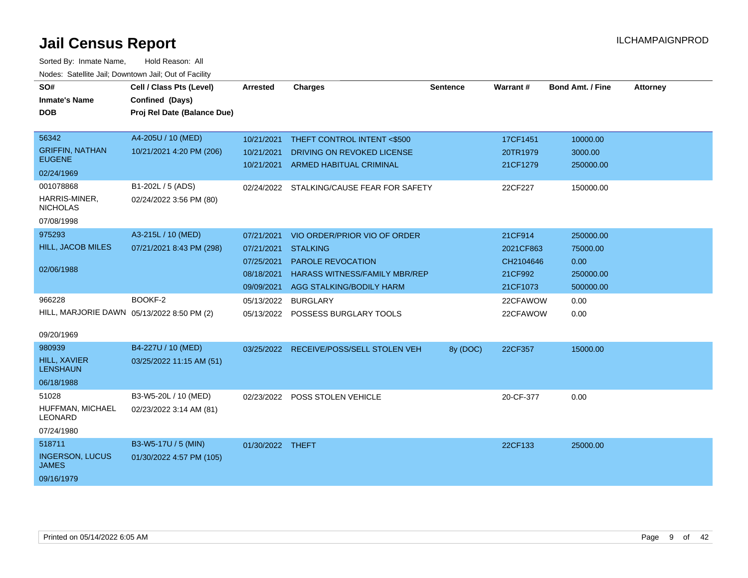# Jail Census Report

ILCHAMPAIGNPROD

Sorted By: Inmate Name, Hold Reason: All

Nodes: Satellite Jail; Downtown Jail; Out of Facility

| SO# / Inmate's Name / DOB | Cell / Class Pts (Level) / Confined (Days) / Proj Rel Date (Balance Due) | Arrested | Charges | Sentence | Warrant # | Bond Amt. / Fine | Attorney |
|---|---|---|---|---|---|---|---|
| 56342<br>GRIFFIN, NATHAN EUGENE<br>02/24/1969 | A4-205U / 10 (MED)<br>10/21/2021 4:20 PM (206) | 10/21/2021 | THEFT CONTROL INTENT <$500 | | 17CF1451 | 10000.00 | |
| | | 10/21/2021 | DRIVING ON REVOKED LICENSE | | 20TR1979 | 3000.00 | |
| | | 10/21/2021 | ARMED HABITUAL CRIMINAL | | 21CF1279 | 250000.00 | |
| 001078868<br>HARRIS-MINER, NICHOLAS<br>07/08/1998 | B1-202L / 5 (ADS)<br>02/24/2022 3:56 PM (80) | 02/24/2022 | STALKING/CAUSE FEAR FOR SAFETY | | 22CF227 | 150000.00 | |
| 975293<br>HILL, JACOB MILES<br>02/06/1988 | A3-215L / 10 (MED)<br>07/21/2021 8:43 PM (298) | 07/21/2021 | VIO ORDER/PRIOR VIO OF ORDER | | 21CF914 | 250000.00 | |
| | | 07/21/2021 | STALKING | | 2021CF863 | 75000.00 | |
| | | 07/25/2021 | PAROLE REVOCATION | | CH2104646 | 0.00 | |
| | | 08/18/2021 | HARASS WITNESS/FAMILY MBR/REP | | 21CF992 | 250000.00 | |
| | | 09/09/2021 | AGG STALKING/BODILY HARM | | 21CF1073 | 500000.00 | |
| 966228<br>HILL, MARJORIE DAWN<br>09/20/1969 | BOOKF-2<br>05/13/2022 8:50 PM (2) | 05/13/2022 | BURGLARY | | 22CFAWOW | 0.00 | |
| | | 05/13/2022 | POSSESS BURGLARY TOOLS | | 22CFAWOW | 0.00 | |
| 980939<br>HILL, XAVIER LENSHAUN<br>06/18/1988 | B4-227U / 10 (MED)<br>03/25/2022 11:15 AM (51) | 03/25/2022 | RECEIVE/POSS/SELL STOLEN VEH | 8y (DOC) | 22CF357 | 15000.00 | |
| 51028<br>HUFFMAN, MICHAEL LEONARD<br>07/24/1980 | B3-W5-20L / 10 (MED)<br>02/23/2022 3:14 AM (81) | 02/23/2022 | POSS STOLEN VEHICLE | | 20-CF-377 | 0.00 | |
| 518711<br>INGERSON, LUCUS JAMES<br>09/16/1979 | B3-W5-17U / 5 (MIN)<br>01/30/2022 4:57 PM (105) | 01/30/2022 | THEFT | | 22CF133 | 25000.00 | |

Printed on 05/14/2022 6:05 AM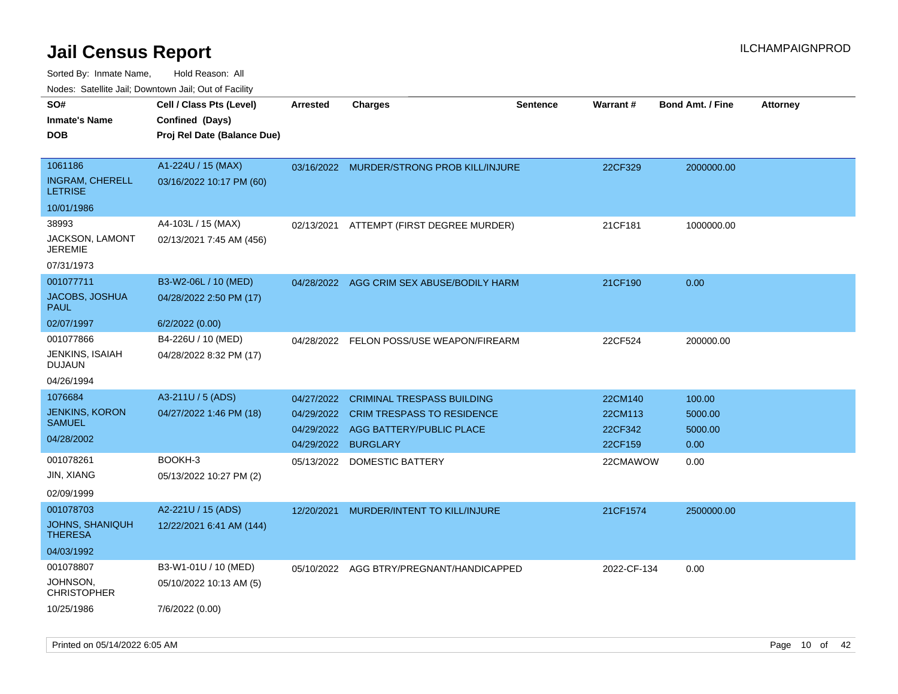# Jail Census Report

ILCHAMPAIGNPROD

Sorted By: Inmate Name, Hold Reason: All

Nodes: Satellite Jail; Downtown Jail; Out of Facility

| SO#<br>Inmate's Name<br>DOB | Cell / Class Pts (Level)<br>Confined (Days)<br>Proj Rel Date (Balance Due) | Arrested | Charges | Sentence | Warrant # | Bond Amt. / Fine | Attorney |
|---|---|---|---|---|---|---|---|
| 1061186<br>INGRAM, CHERELL LETRISE<br>10/01/1986 | A1-224U / 15 (MAX)<br>03/16/2022 10:17 PM (60) | 03/16/2022 | MURDER/STRONG PROB KILL/INJURE | | 22CF329 | 2000000.00 | |
| 38993<br>JACKSON, LAMONT JEREMIE<br>07/31/1973 | A4-103L / 15 (MAX)<br>02/13/2021 7:45 AM (456) | 02/13/2021 | ATTEMPT (FIRST DEGREE MURDER) | | 21CF181 | 1000000.00 | |
| 001077711<br>JACOBS, JOSHUA PAUL<br>02/07/1997 | B3-W2-06L / 10 (MED)<br>04/28/2022 2:50 PM (17)<br>6/2/2022 (0.00) | 04/28/2022 | AGG CRIM SEX ABUSE/BODILY HARM | | 21CF190 | 0.00 | |
| 001077866<br>JENKINS, ISAIAH DUJAUN<br>04/26/1994 | B4-226U / 10 (MED)<br>04/28/2022 8:32 PM (17) | 04/28/2022 | FELON POSS/USE WEAPON/FIREARM | | 22CF524 | 200000.00 | |
| 1076684<br>JENKINS, KORON SAMUEL<br>04/28/2002 | A3-211U / 5 (ADS)<br>04/27/2022 1:46 PM (18) | 04/27/2022<br>04/29/2022<br>04/29/2022<br>04/29/2022 | CRIMINAL TRESPASS BUILDING<br>CRIM TRESPASS TO RESIDENCE<br>AGG BATTERY/PUBLIC PLACE<br>BURGLARY | | 22CM140<br>22CM113<br>22CF342<br>22CF159 | 100.00<br>5000.00<br>5000.00<br>0.00 | |
| 001078261<br>JIN, XIANG<br>02/09/1999 | BOOKH-3<br>05/13/2022 10:27 PM (2) | 05/13/2022 | DOMESTIC BATTERY | | 22CMAWOW | 0.00 | |
| 001078703<br>JOHNS, SHANIQUH THERESA<br>04/03/1992 | A2-221U / 15 (ADS)<br>12/22/2021 6:41 AM (144) | 12/20/2021 | MURDER/INTENT TO KILL/INJURE | | 21CF1574 | 2500000.00 | |
| 001078807<br>JOHNSON, CHRISTOPHER<br>10/25/1986 | B3-W1-01U / 10 (MED)<br>05/10/2022 10:13 AM (5)<br>7/6/2022 (0.00) | 05/10/2022 | AGG BTRY/PREGNANT/HANDICAPPED | | 2022-CF-134 | 0.00 | |

Printed on 05/14/2022 6:05 AM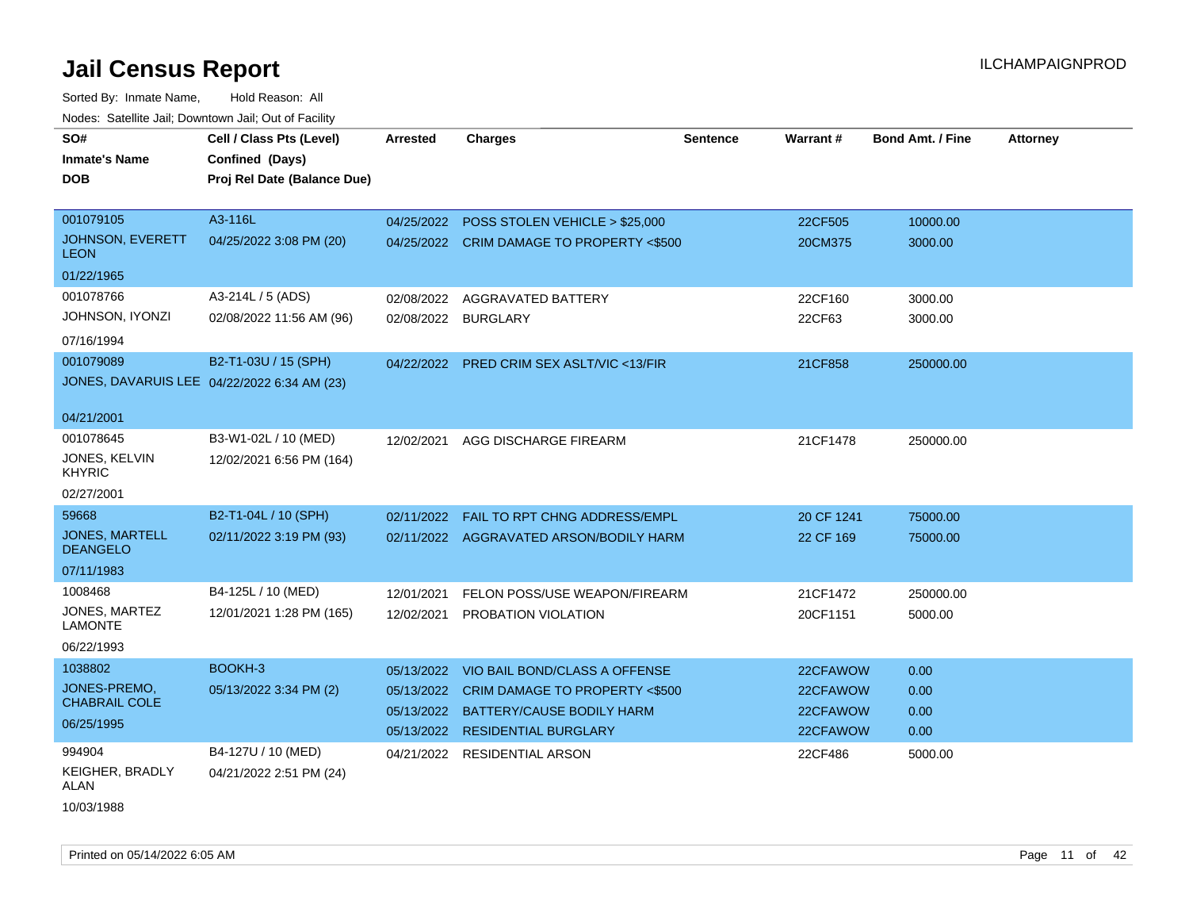# Jail Census Report

ILCHAMPAIGNPROD

Sorted By: Inmate Name, Hold Reason: All

Nodes: Satellite Jail; Downtown Jail; Out of Facility

| SO# / Inmate's Name / DOB | Cell / Class Pts (Level) / Confined (Days) / Proj Rel Date (Balance Due) | Arrested | Charges | Sentence | Warrant # | Bond Amt. / Fine | Attorney |
|---|---|---|---|---|---|---|---|
| 001079105<br>JOHNSON, EVERETT LEON<br>01/22/1965 | A3-116L<br>04/25/2022 3:08 PM (20) | 04/25/2022 | POSS STOLEN VEHICLE > $25,000 | | 22CF505 | 10000.00 | |
| | | 04/25/2022 | CRIM DAMAGE TO PROPERTY <$500 | | 20CM375 | 3000.00 | |
| 001078766<br>JOHNSON, IYONZI<br>07/16/1994 | A3-214L / 5 (ADS)<br>02/08/2022 11:56 AM (96) | 02/08/2022 | AGGRAVATED BATTERY | | 22CF160 | 3000.00 | |
| | | 02/08/2022 | BURGLARY | | 22CF63 | 3000.00 | |
| 001079089<br>JONES, DAVARUIS LEE<br>04/21/2001 | B2-T1-03U / 15 (SPH)<br>04/22/2022 6:34 AM (23) | 04/22/2022 | PRED CRIM SEX ASLT/VIC <13/FIR | | 21CF858 | 250000.00 | |
| 001078645<br>JONES, KELVIN KHYRIC<br>02/27/2001 | B3-W1-02L / 10 (MED)<br>12/02/2021 6:56 PM (164) | 12/02/2021 | AGG DISCHARGE FIREARM | | 21CF1478 | 250000.00 | |
| 59668<br>JONES, MARTELL DEANGELO<br>07/11/1983 | B2-T1-04L / 10 (SPH)<br>02/11/2022 3:19 PM (93) | 02/11/2022 | FAIL TO RPT CHNG ADDRESS/EMPL | | 20 CF 1241 | 75000.00 | |
| | | 02/11/2022 | AGGRAVATED ARSON/BODILY HARM | | 22 CF 169 | 75000.00 | |
| 1008468<br>JONES, MARTEZ LAMONTE<br>06/22/1993 | B4-125L / 10 (MED)<br>12/01/2021 1:28 PM (165) | 12/01/2021 | FELON POSS/USE WEAPON/FIREARM | | 21CF1472 | 250000.00 | |
| | | 12/02/2021 | PROBATION VIOLATION | | 20CF1151 | 5000.00 | |
| 1038802<br>JONES-PREMO, CHABRAIL COLE<br>06/25/1995 | BOOKH-3<br>05/13/2022 3:34 PM (2) | 05/13/2022 | VIO BAIL BOND/CLASS A OFFENSE | | 22CFAWOW | 0.00 | |
| | | 05/13/2022 | CRIM DAMAGE TO PROPERTY <$500 | | 22CFAWOW | 0.00 | |
| | | 05/13/2022 | BATTERY/CAUSE BODILY HARM | | 22CFAWOW | 0.00 | |
| | | 05/13/2022 | RESIDENTIAL BURGLARY | | 22CFAWOW | 0.00 | |
| 994904<br>KEIGHER, BRADLY ALAN<br>10/03/1988 | B4-127U / 10 (MED)<br>04/21/2022 2:51 PM (24) | 04/21/2022 | RESIDENTIAL ARSON | | 22CF486 | 5000.00 | |

Printed on 05/14/2022 6:05 AM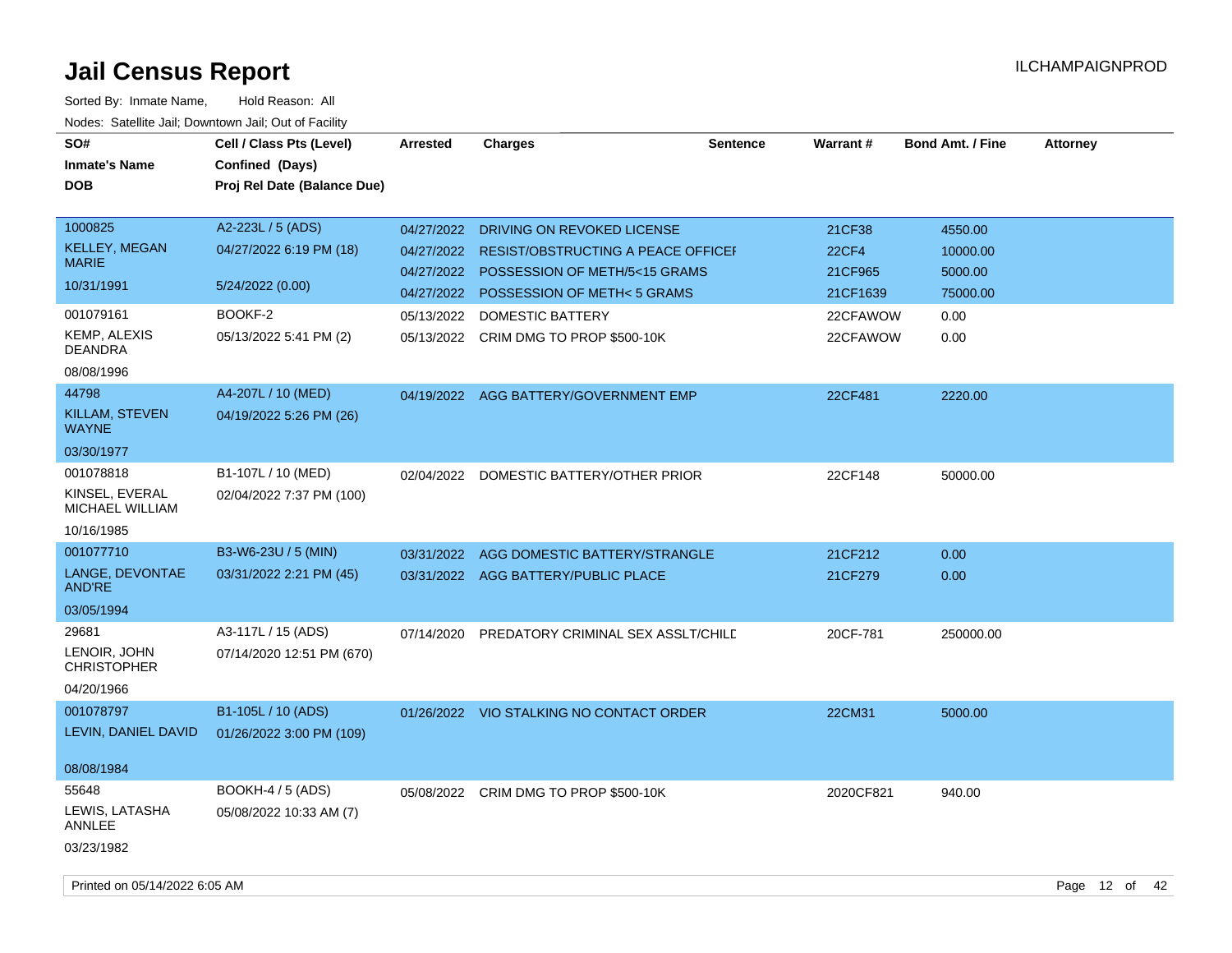# Jail Census Report

ILCHAMPAIGNPROD

Sorted By: Inmate Name, Hold Reason: All

Nodes: Satellite Jail; Downtown Jail; Out of Facility

| SO# / Inmate's Name / DOB | Cell / Class Pts (Level) / Confined (Days) / Proj Rel Date (Balance Due) | Arrested | Charges | Sentence | Warrant # | Bond Amt. / Fine | Attorney |
|---|---|---|---|---|---|---|---|
| 1000825<br>KELLEY, MEGAN MARIE<br>10/31/1991 | A2-223L / 5 (ADS)<br>04/27/2022 6:19 PM (18)<br>5/24/2022 (0.00) | 04/27/2022 | DRIVING ON REVOKED LICENSE | | 21CF38 | 4550.00 | |
| | | 04/27/2022 | RESIST/OBSTRUCTING A PEACE OFFICEI | | 22CF4 | 10000.00 | |
| | | 04/27/2022 | POSSESSION OF METH/5<15 GRAMS | | 21CF965 | 5000.00 | |
| | | 04/27/2022 | POSSESSION OF METH< 5 GRAMS | | 21CF1639 | 75000.00 | |
| 001079161<br>KEMP, ALEXIS DEANDRA<br>08/08/1996 | BOOKF-2<br>05/13/2022 5:41 PM (2) | 05/13/2022 | DOMESTIC BATTERY | | 22CFAWOW | 0.00 | |
| | | 05/13/2022 | CRIM DMG TO PROP $500-10K | | 22CFAWOW | 0.00 | |
| 44798<br>KILLAM, STEVEN WAYNE<br>03/30/1977 | A4-207L / 10 (MED)<br>04/19/2022 5:26 PM (26) | 04/19/2022 | AGG BATTERY/GOVERNMENT EMP | | 22CF481 | 2220.00 | |
| 001078818<br>KINSEL, EVERAL MICHAEL WILLIAM<br>10/16/1985 | B1-107L / 10 (MED)<br>02/04/2022 7:37 PM (100) | 02/04/2022 | DOMESTIC BATTERY/OTHER PRIOR | | 22CF148 | 50000.00 | |
| 001077710<br>LANGE, DEVONTAE AND'RE<br>03/05/1994 | B3-W6-23U / 5 (MIN)<br>03/31/2022 2:21 PM (45) | 03/31/2022 | AGG DOMESTIC BATTERY/STRANGLE | | 21CF212 | 0.00 | |
| | | 03/31/2022 | AGG BATTERY/PUBLIC PLACE | | 21CF279 | 0.00 | |
| 29681<br>LENOIR, JOHN CHRISTOPHER<br>04/20/1966 | A3-117L / 15 (ADS)<br>07/14/2020 12:51 PM (670) | 07/14/2020 | PREDATORY CRIMINAL SEX ASSLT/CHILD | | 20CF-781 | 250000.00 | |
| 001078797<br>LEVIN, DANIEL DAVID<br>08/08/1984 | B1-105L / 10 (ADS)<br>01/26/2022 3:00 PM (109) | 01/26/2022 | VIO STALKING NO CONTACT ORDER | | 22CM31 | 5000.00 | |
| 55648<br>LEWIS, LATASHA ANNLEE<br>03/23/1982 | BOOKH-4 / 5 (ADS)<br>05/08/2022 10:33 AM (7) | 05/08/2022 | CRIM DMG TO PROP $500-10K | | 2020CF821 | 940.00 | |

Printed on 05/14/2022 6:05 AM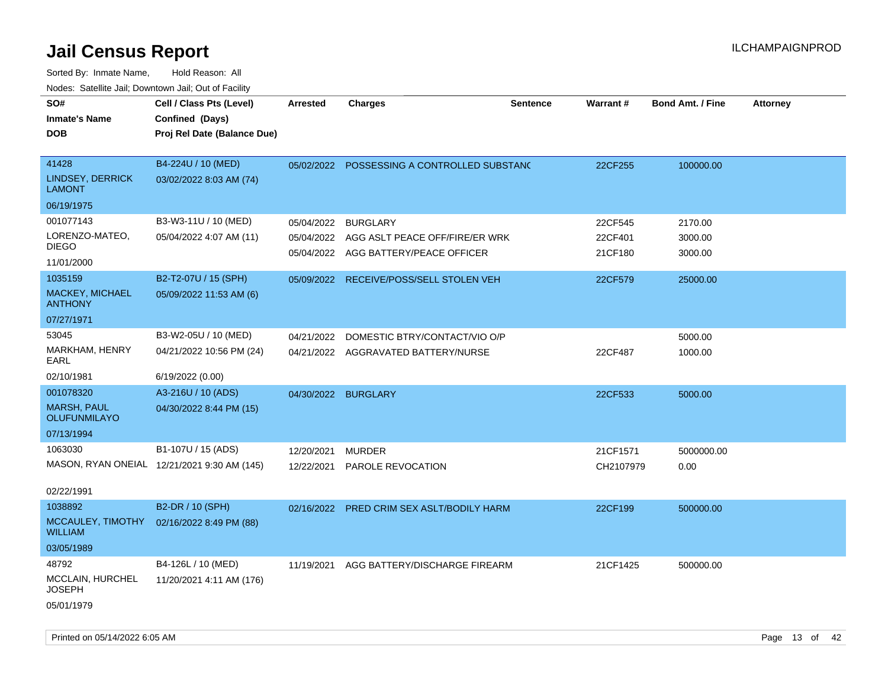# Jail Census Report

ILCHAMPAIGNPROD

Sorted By: Inmate Name, Hold Reason: All

Nodes: Satellite Jail; Downtown Jail; Out of Facility

| SO# / Inmate's Name / DOB | Cell / Class Pts (Level) / Confined (Days) / Proj Rel Date (Balance Due) | Arrested | Charges | Sentence | Warrant # | Bond Amt. / Fine | Attorney |
|---|---|---|---|---|---|---|---|
| 41428<br>LINDSEY, DERRICK LAMONT<br>06/19/1975 | B4-224U / 10 (MED)<br>03/02/2022 8:03 AM (74) | 05/02/2022 | POSSESSING A CONTROLLED SUBSTANC | | 22CF255 | 100000.00 | |
| 001077143<br>LORENZO-MATEO, DIEGO<br>11/01/2000 | B3-W3-11U / 10 (MED)<br>05/04/2022 4:07 AM (11) | 05/04/2022 | BURGLARY | | 22CF545 | 2170.00 | |
| | | 05/04/2022 | AGG ASLT PEACE OFF/FIRE/ER WRK | | 22CF401 | 3000.00 | |
| | | 05/04/2022 | AGG BATTERY/PEACE OFFICER | | 21CF180 | 3000.00 | |
| 1035159<br>MACKEY, MICHAEL ANTHONY<br>07/27/1971 | B2-T2-07U / 15 (SPH)<br>05/09/2022 11:53 AM (6) | 05/09/2022 | RECEIVE/POSS/SELL STOLEN VEH | | 22CF579 | 25000.00 | |
| 53045<br>MARKHAM, HENRY EARL<br>02/10/1981 | B3-W2-05U / 10 (MED)<br>04/21/2022 10:56 PM (24)<br>6/19/2022 (0.00) | 04/21/2022 | DOMESTIC BTRY/CONTACT/VIO O/P | | | 5000.00 | |
| | | 04/21/2022 | AGGRAVATED BATTERY/NURSE | | 22CF487 | 1000.00 | |
| 001078320<br>MARSH, PAUL OLUFUNMILAYO<br>07/13/1994 | A3-216U / 10 (ADS)<br>04/30/2022 8:44 PM (15) | 04/30/2022 | BURGLARY | | 22CF533 | 5000.00 | |
| 1063030<br>MASON, RYAN ONEIAL<br>02/22/1991 | B1-107U / 15 (ADS)<br>12/21/2021 9:30 AM (145) | 12/20/2021 | MURDER | | 21CF1571 | 5000000.00 | |
| | | 12/22/2021 | PAROLE REVOCATION | | CH2107979 | 0.00 | |
| 1038892<br>MCCAULEY, TIMOTHY WILLIAM<br>03/05/1989 | B2-DR / 10 (SPH)<br>02/16/2022 8:49 PM (88) | 02/16/2022 | PRED CRIM SEX ASLT/BODILY HARM | | 22CF199 | 500000.00 | |
| 48792<br>MCCLAIN, HURCHEL JOSEPH<br>05/01/1979 | B4-126L / 10 (MED)<br>11/20/2021 4:11 AM (176) | 11/19/2021 | AGG BATTERY/DISCHARGE FIREARM | | 21CF1425 | 500000.00 | |

Printed on 05/14/2022 6:05 AM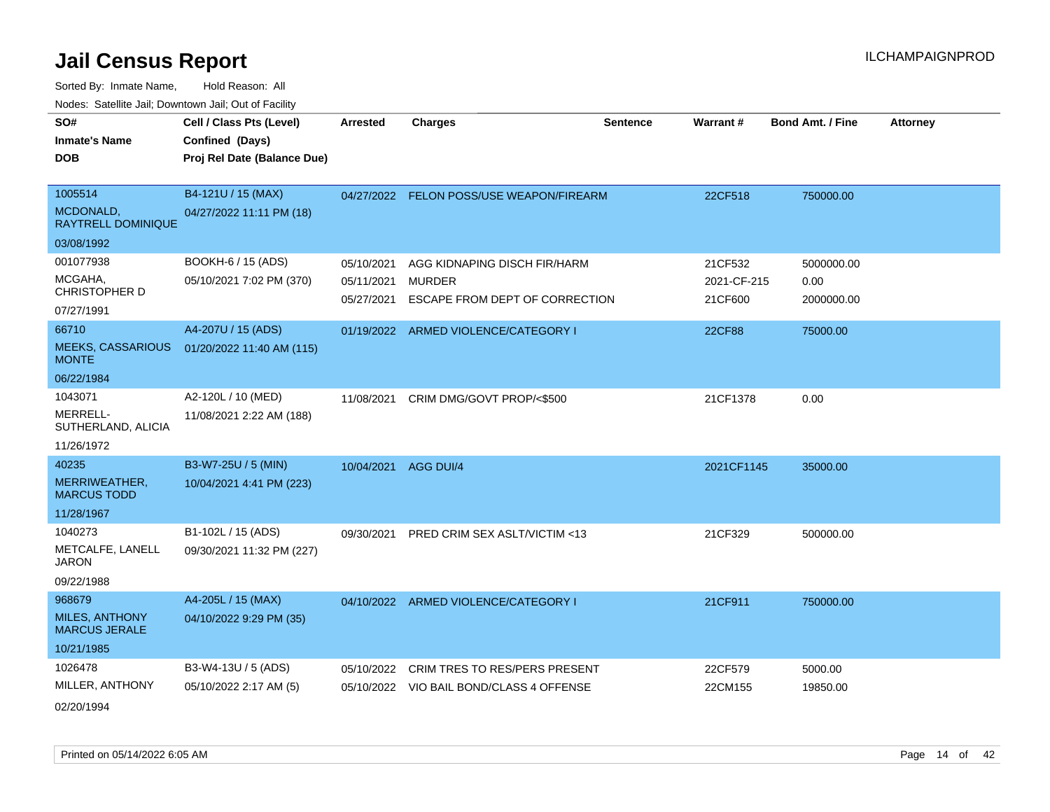# Jail Census Report

ILCHAMPAIGNPROD

Sorted By: Inmate Name, Hold Reason: All

Nodes: Satellite Jail; Downtown Jail; Out of Facility

| SO# / Inmate's Name / DOB | Cell / Class Pts (Level) / Confined (Days) / Proj Rel Date (Balance Due) | Arrested | Charges | Sentence | Warrant # | Bond Amt. / Fine | Attorney |
|---|---|---|---|---|---|---|---|
| 1005514<br>MCDONALD, RAYTRELL DOMINIQUE<br>03/08/1992 | B4-121U / 15 (MAX)<br>04/27/2022 11:11 PM (18) | 04/27/2022 | FELON POSS/USE WEAPON/FIREARM | | 22CF518 | 750000.00 | |
| 001077938<br>MCGAHA, CHRISTOPHER D<br>07/27/1991 | BOOKH-6 / 15 (ADS)<br>05/10/2021 7:02 PM (370) | 05/10/2021 | AGG KIDNAPING DISCH FIR/HARM | | 21CF532 | 5000000.00 | |
| | | 05/11/2021 | MURDER | | 2021-CF-215 | 0.00 | |
| | | 05/27/2021 | ESCAPE FROM DEPT OF CORRECTION | | 21CF600 | 2000000.00 | |
| 66710<br>MEEKS, CASSARIOUS MONTE<br>06/22/1984 | A4-207U / 15 (ADS)<br>01/20/2022 11:40 AM (115) | 01/19/2022 | ARMED VIOLENCE/CATEGORY I | | 22CF88 | 75000.00 | |
| 1043071<br>MERRELL-SUTHERLAND, ALICIA<br>11/26/1972 | A2-120L / 10 (MED)<br>11/08/2021 2:22 AM (188) | 11/08/2021 | CRIM DMG/GOVT PROP/<$500 | | 21CF1378 | 0.00 | |
| 40235<br>MERRIWEATHER, MARCUS TODD<br>11/28/1967 | B3-W7-25U / 5 (MIN)<br>10/04/2021 4:41 PM (223) | 10/04/2021 | AGG DUI/4 | | 2021CF1145 | 35000.00 | |
| 1040273<br>METCALFE, LANELL JARON<br>09/22/1988 | B1-102L / 15 (ADS)<br>09/30/2021 11:32 PM (227) | 09/30/2021 | PRED CRIM SEX ASLT/VICTIM <13 | | 21CF329 | 500000.00 | |
| 968679<br>MILES, ANTHONY MARCUS JERALE<br>10/21/1985 | A4-205L / 15 (MAX)<br>04/10/2022 9:29 PM (35) | 04/10/2022 | ARMED VIOLENCE/CATEGORY I | | 21CF911 | 750000.00 | |
| 1026478<br>MILLER, ANTHONY<br>02/20/1994 | B3-W4-13U / 5 (ADS)<br>05/10/2022 2:17 AM (5) | 05/10/2022 | CRIM TRES TO RES/PERS PRESENT | | 22CF579 | 5000.00 | |
| | | 05/10/2022 | VIO BAIL BOND/CLASS 4 OFFENSE | | 22CM155 | 19850.00 | |

Printed on 05/14/2022 6:05 AM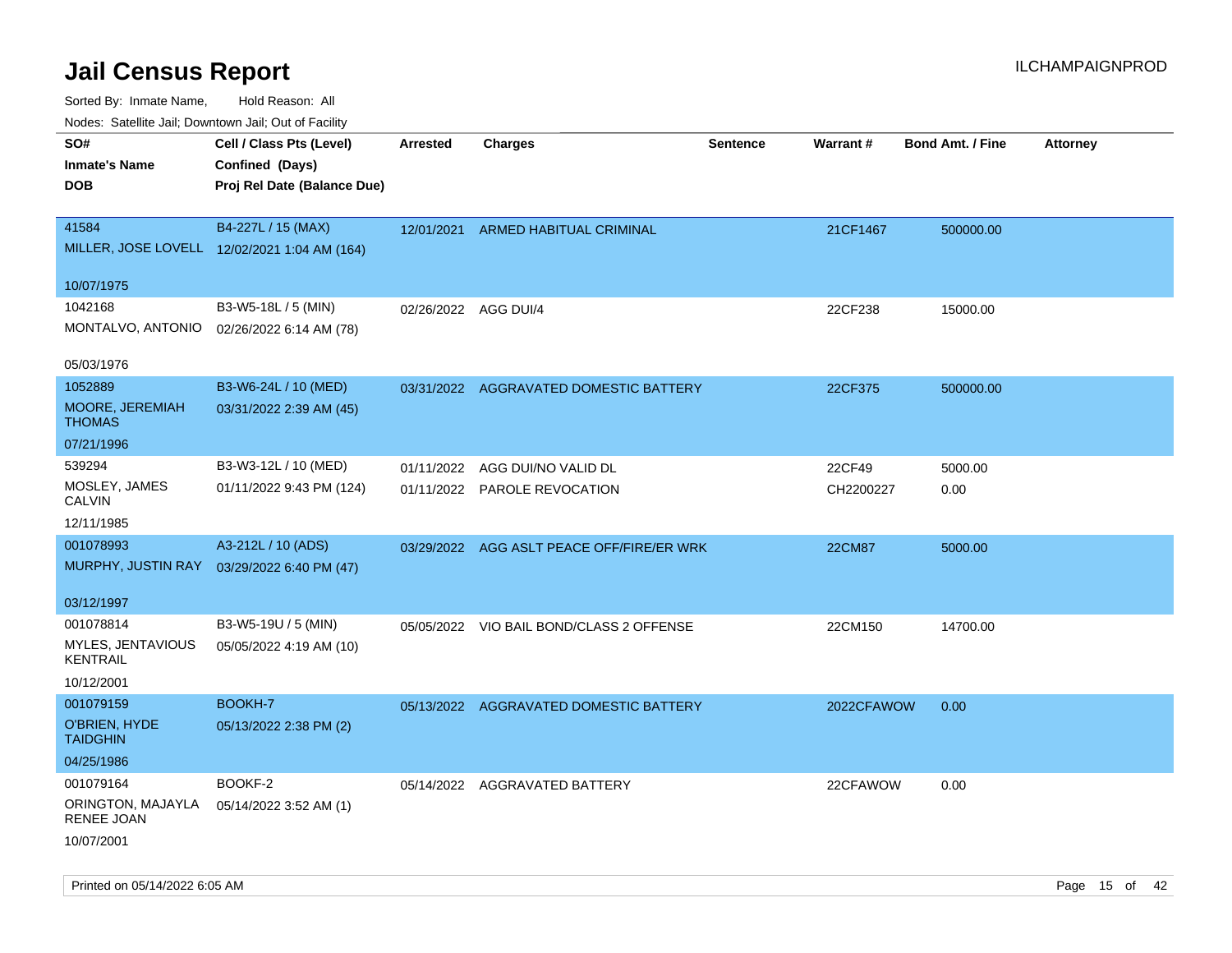# Jail Census Report

ILCHAMPAIGNPROD

Sorted By: Inmate Name, Hold Reason: All

Nodes: Satellite Jail; Downtown Jail; Out of Facility

| SO# / Inmate's Name / DOB | Cell / Class Pts (Level) / Confined (Days) / Proj Rel Date (Balance Due) | Arrested | Charges | Sentence | Warrant # | Bond Amt. / Fine | Attorney |
|---|---|---|---|---|---|---|---|
| 41584<br>MILLER, JOSE LOVELL<br>10/07/1975 | B4-227L / 15 (MAX)<br>12/02/2021 1:04 AM (164) | 12/01/2021 | ARMED HABITUAL CRIMINAL | | 21CF1467 | 500000.00 | |
| 1042168<br>MONTALVO, ANTONIO<br>05/03/1976 | B3-W5-18L / 5 (MIN)<br>02/26/2022 6:14 AM (78) | 02/26/2022 | AGG DUI/4 | | 22CF238 | 15000.00 | |
| 1052889<br>MOORE, JEREMIAH THOMAS<br>07/21/1996 | B3-W6-24L / 10 (MED)<br>03/31/2022 2:39 AM (45) | 03/31/2022 | AGGRAVATED DOMESTIC BATTERY | | 22CF375 | 500000.00 | |
| 539294<br>MOSLEY, JAMES CALVIN<br>12/11/1985 | B3-W3-12L / 10 (MED)<br>01/11/2022 9:43 PM (124) | 01/11/2022<br>01/11/2022 | AGG DUI/NO VALID DL<br>PAROLE REVOCATION | | 22CF49<br>CH2200227 | 5000.00<br>0.00 | |
| 001078993<br>MURPHY, JUSTIN RAY<br>03/12/1997 | A3-212L / 10 (ADS)<br>03/29/2022 6:40 PM (47) | 03/29/2022 | AGG ASLT PEACE OFF/FIRE/ER WRK | | 22CM87 | 5000.00 | |
| 001078814<br>MYLES, JENTAVIOUS KENTRAIL<br>10/12/2001 | B3-W5-19U / 5 (MIN)<br>05/05/2022 4:19 AM (10) | 05/05/2022 | VIO BAIL BOND/CLASS 2 OFFENSE | | 22CM150 | 14700.00 | |
| 001079159<br>O'BRIEN, HYDE TAIDGHIN<br>04/25/1986 | BOOKH-7<br>05/13/2022 2:38 PM (2) | 05/13/2022 | AGGRAVATED DOMESTIC BATTERY | | 2022CFAWOW | 0.00 | |
| 001079164<br>ORINGTON, MAJAYLA RENEE JOAN<br>10/07/2001 | BOOKF-2<br>05/14/2022 3:52 AM (1) | 05/14/2022 | AGGRAVATED BATTERY | | 22CFAWOW | 0.00 | |

Printed on 05/14/2022 6:05 AM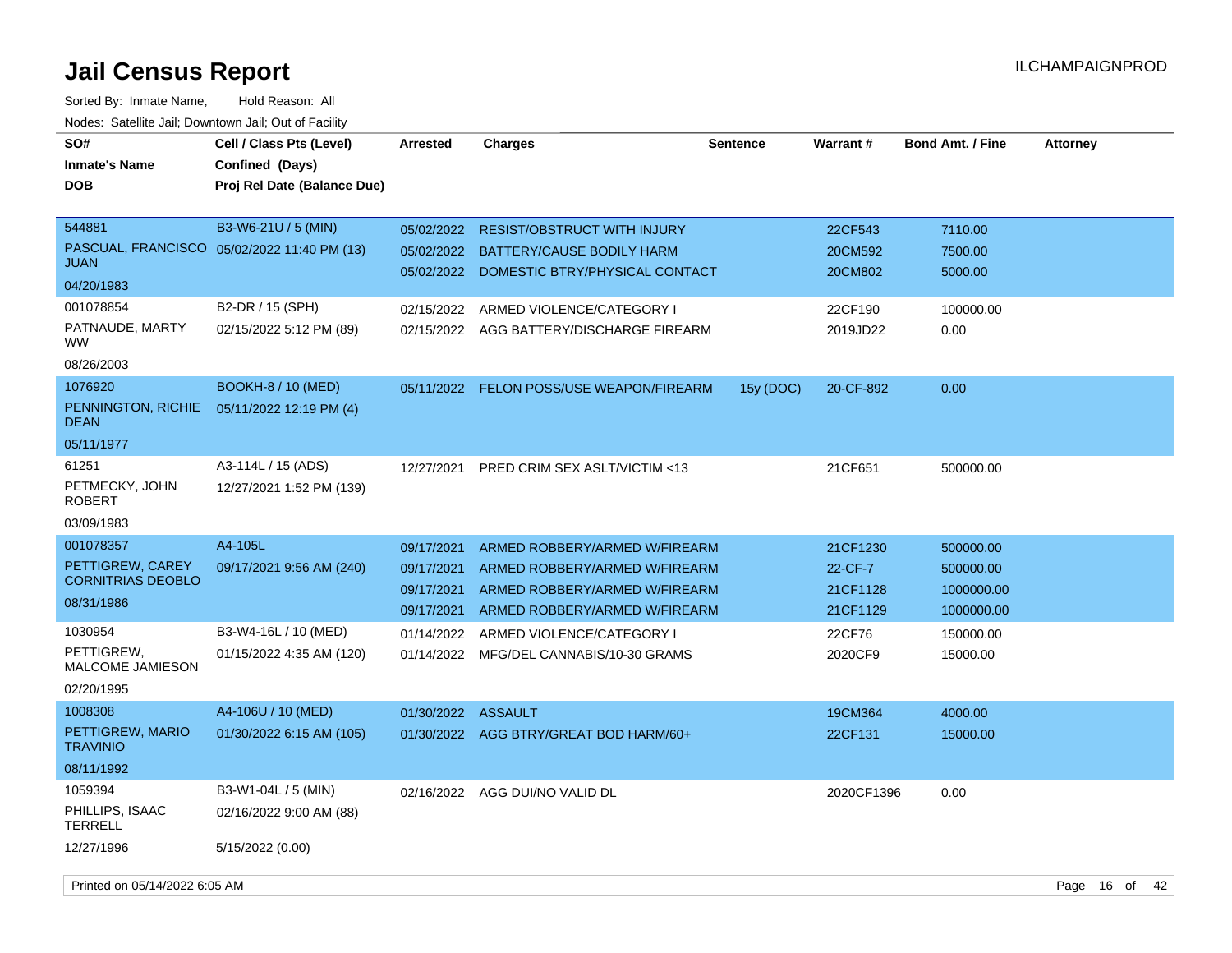# Jail Census Report

Sorted By: Inmate Name, Hold Reason: All

Nodes: Satellite Jail; Downtown Jail; Out of Facility

| SO# / Inmate's Name / DOB | Cell / Class Pts (Level) / Confined (Days) / Proj Rel Date (Balance Due) | Arrested | Charges | Sentence | Warrant # | Bond Amt. / Fine | Attorney |
|---|---|---|---|---|---|---|---|
| 544881<br>PASCUAL, FRANCISCO JUAN<br>04/20/1983 | B3-W6-21U / 5 (MIN)<br>05/02/2022 11:40 PM (13) | 05/02/2022 | RESIST/OBSTRUCT WITH INJURY | | 22CF543 | 7110.00 | |
| | | 05/02/2022 | BATTERY/CAUSE BODILY HARM | | 20CM592 | 7500.00 | |
| | | 05/02/2022 | DOMESTIC BTRY/PHYSICAL CONTACT | | 20CM802 | 5000.00 | |
| 001078854<br>PATNAUDE, MARTY WW<br>08/26/2003 | B2-DR / 15 (SPH)<br>02/15/2022 5:12 PM (89) | 02/15/2022 | ARMED VIOLENCE/CATEGORY I | | 22CF190 | 100000.00 | |
| | | 02/15/2022 | AGG BATTERY/DISCHARGE FIREARM | | 2019JD22 | 0.00 | |
| 1076920<br>PENNINGTON, RICHIE DEAN<br>05/11/1977 | BOOKH-8 / 10 (MED)<br>05/11/2022 12:19 PM (4) | 05/11/2022 | FELON POSS/USE WEAPON/FIREARM | 15y (DOC) | 20-CF-892 | 0.00 | |
| 61251<br>PETMECKY, JOHN ROBERT<br>03/09/1983 | A3-114L / 15 (ADS)<br>12/27/2021 1:52 PM (139) | 12/27/2021 | PRED CRIM SEX ASLT/VICTIM <13 | | 21CF651 | 500000.00 | |
| 001078357<br>PETTIGREW, CAREY CORNITRIAS DEOBLO<br>08/31/1986 | A4-105L<br>09/17/2021 9:56 AM (240) | 09/17/2021 | ARMED ROBBERY/ARMED W/FIREARM | | 21CF1230 | 500000.00 | |
| | | 09/17/2021 | ARMED ROBBERY/ARMED W/FIREARM | | 22-CF-7 | 500000.00 | |
| | | 09/17/2021 | ARMED ROBBERY/ARMED W/FIREARM | | 21CF1128 | 1000000.00 | |
| | | 09/17/2021 | ARMED ROBBERY/ARMED W/FIREARM | | 21CF1129 | 1000000.00 | |
| 1030954<br>PETTIGREW, MALCOME JAMIESON<br>02/20/1995 | B3-W4-16L / 10 (MED)<br>01/15/2022 4:35 AM (120) | 01/14/2022 | ARMED VIOLENCE/CATEGORY I | | 22CF76 | 150000.00 | |
| | | 01/14/2022 | MFG/DEL CANNABIS/10-30 GRAMS | | 2020CF9 | 15000.00 | |
| 1008308<br>PETTIGREW, MARIO TRAVINIO<br>08/11/1992 | A4-106U / 10 (MED)<br>01/30/2022 6:15 AM (105) | 01/30/2022 | ASSAULT | | 19CM364 | 4000.00 | |
| | | 01/30/2022 | AGG BTRY/GREAT BOD HARM/60+ | | 22CF131 | 15000.00 | |
| 1059394<br>PHILLIPS, ISAAC TERRELL<br>12/27/1996 | B3-W1-04L / 5 (MIN)<br>02/16/2022 9:00 AM (88)<br>5/15/2022 (0.00) | 02/16/2022 | AGG DUI/NO VALID DL | | 2020CF1396 | 0.00 | |

Printed on 05/14/2022 6:05 AM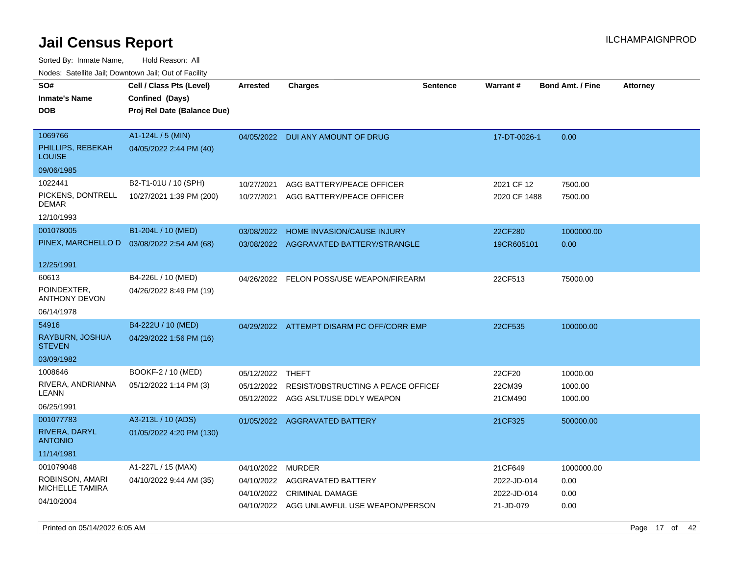# Jail Census Report

ILCHAMPAIGNPROD

Sorted By: Inmate Name, Hold Reason: All

Nodes: Satellite Jail; Downtown Jail; Out of Facility

| SO# / Inmate's Name / DOB | Cell / Class Pts (Level) / Confined (Days) / Proj Rel Date (Balance Due) | Arrested | Charges | Sentence | Warrant # | Bond Amt. / Fine | Attorney |
|---|---|---|---|---|---|---|---|
| 1069766<br>PHILLIPS, REBEKAH LOUISE<br>09/06/1985 | A1-124L / 5 (MIN)<br>04/05/2022 2:44 PM (40) | 04/05/2022 | DUI ANY AMOUNT OF DRUG | | 17-DT-0026-1 | 0.00 | |
| 1022441<br>PICKENS, DONTRELL DEMAR<br>12/10/1993 | B2-T1-01U / 10 (SPH)<br>10/27/2021 1:39 PM (200) | 10/27/2021 | AGG BATTERY/PEACE OFFICER | | 2021 CF 12 | 7500.00 | |
| | | 10/27/2021 | AGG BATTERY/PEACE OFFICER | | 2020 CF 1488 | 7500.00 | |
| 001078005<br>PINEX, MARCHELLO D<br>12/25/1991 | B1-204L / 10 (MED)<br>03/08/2022 2:54 AM (68) | 03/08/2022 | HOME INVASION/CAUSE INJURY | | 22CF280 | 1000000.00 | |
| | | 03/08/2022 | AGGRAVATED BATTERY/STRANGLE | | 19CR605101 | 0.00 | |
| 60613<br>POINDEXTER, ANTHONY DEVON<br>06/14/1978 | B4-226L / 10 (MED)<br>04/26/2022 8:49 PM (19) | 04/26/2022 | FELON POSS/USE WEAPON/FIREARM | | 22CF513 | 75000.00 | |
| 54916<br>RAYBURN, JOSHUA STEVEN<br>03/09/1982 | B4-222U / 10 (MED)<br>04/29/2022 1:56 PM (16) | 04/29/2022 | ATTEMPT DISARM PC OFF/CORR EMP | | 22CF535 | 100000.00 | |
| 1008646<br>RIVERA, ANDRIANNA LEANN<br>06/25/1991 | BOOKF-2 / 10 (MED)<br>05/12/2022 1:14 PM (3) | 05/12/2022 | THEFT | | 22CF20 | 10000.00 | |
| | | 05/12/2022 | RESIST/OBSTRUCTING A PEACE OFFICEI | | 22CM39 | 1000.00 | |
| | | 05/12/2022 | AGG ASLT/USE DDLY WEAPON | | 21CM490 | 1000.00 | |
| 001077783<br>RIVERA, DARYL ANTONIO<br>11/14/1981 | A3-213L / 10 (ADS)<br>01/05/2022 4:20 PM (130) | 01/05/2022 | AGGRAVATED BATTERY | | 21CF325 | 500000.00 | |
| 001079048<br>ROBINSON, AMARI MICHELLE TAMIRA<br>04/10/2004 | A1-227L / 15 (MAX)<br>04/10/2022 9:44 AM (35) | 04/10/2022 | MURDER | | 21CF649 | 1000000.00 | |
| | | 04/10/2022 | AGGRAVATED BATTERY | | 2022-JD-014 | 0.00 | |
| | | 04/10/2022 | CRIMINAL DAMAGE | | 2022-JD-014 | 0.00 | |
| | | 04/10/2022 | AGG UNLAWFUL USE WEAPON/PERSON | | 21-JD-079 | 0.00 | |

Printed on 05/14/2022 6:05 AM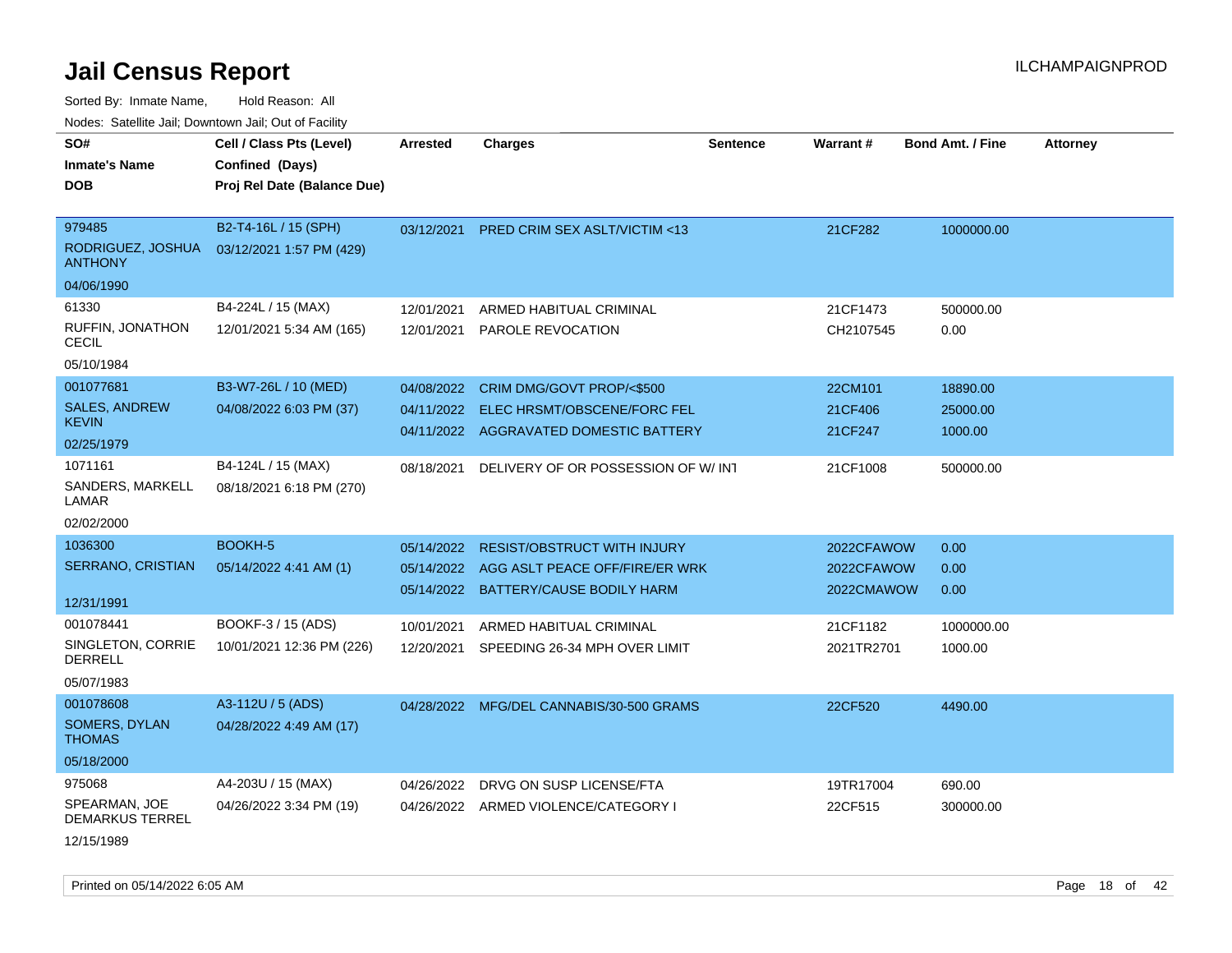# Jail Census Report

ILCHAMPAIGNPROD

Sorted By: Inmate Name, Hold Reason: All

Nodes: Satellite Jail; Downtown Jail; Out of Facility

| SO# / Inmate's Name / DOB | Cell / Class Pts (Level) / Confined (Days) / Proj Rel Date (Balance Due) | Arrested | Charges | Sentence | Warrant # | Bond Amt. / Fine | Attorney |
|---|---|---|---|---|---|---|---|
| 979485<br>RODRIGUEZ, JOSHUA ANTHONY<br>04/06/1990 | B2-T4-16L / 15 (SPH)<br>03/12/2021 1:57 PM (429) | 03/12/2021 | PRED CRIM SEX ASLT/VICTIM <13 | | 21CF282 | 1000000.00 | |
| 61330<br>RUFFIN, JONATHON CECIL<br>05/10/1984 | B4-224L / 15 (MAX)<br>12/01/2021 5:34 AM (165) | 12/01/2021<br>12/01/2021 | ARMED HABITUAL CRIMINAL<br>PAROLE REVOCATION | | 21CF1473<br>CH2107545 | 500000.00<br>0.00 | |
| 001077681<br>SALES, ANDREW KEVIN<br>02/25/1979 | B3-W7-26L / 10 (MED)<br>04/08/2022 6:03 PM (37) | 04/08/2022<br>04/11/2022<br>04/11/2022 | CRIM DMG/GOVT PROP/<$500<br>ELEC HRSMT/OBSCENE/FORC FEL<br>AGGRAVATED DOMESTIC BATTERY | | 22CM101<br>21CF406<br>21CF247 | 18890.00<br>25000.00<br>1000.00 | |
| 1071161<br>SANDERS, MARKELL LAMAR<br>02/02/2000 | B4-124L / 15 (MAX)<br>08/18/2021 6:18 PM (270) | 08/18/2021 | DELIVERY OF OR POSSESSION OF W/ INT | | 21CF1008 | 500000.00 | |
| 1036300<br>SERRANO, CRISTIAN<br>12/31/1991 | BOOKH-5<br>05/14/2022 4:41 AM (1) | 05/14/2022<br>05/14/2022<br>05/14/2022 | RESIST/OBSTRUCT WITH INJURY<br>AGG ASLT PEACE OFF/FIRE/ER WRK<br>BATTERY/CAUSE BODILY HARM | | 2022CFAWOW<br>2022CFAWOW<br>2022CMAWOW | 0.00<br>0.00<br>0.00 | |
| 001078441<br>SINGLETON, CORRIE DERRELL<br>05/07/1983 | BOOKF-3 / 15 (ADS)<br>10/01/2021 12:36 PM (226) | 10/01/2021<br>12/20/2021 | ARMED HABITUAL CRIMINAL<br>SPEEDING 26-34 MPH OVER LIMIT | | 21CF1182<br>2021TR2701 | 1000000.00<br>1000.00 | |
| 001078608<br>SOMERS, DYLAN THOMAS<br>05/18/2000 | A3-112U / 5 (ADS)<br>04/28/2022 4:49 AM (17) | 04/28/2022 | MFG/DEL CANNABIS/30-500 GRAMS | | 22CF520 | 4490.00 | |
| 975068<br>SPEARMAN, JOE DEMARKUS TERREL<br>12/15/1989 | A4-203U / 15 (MAX)<br>04/26/2022 3:34 PM (19) | 04/26/2022<br>04/26/2022 | DRVG ON SUSP LICENSE/FTA<br>ARMED VIOLENCE/CATEGORY I | | 19TR17004<br>22CF515 | 690.00<br>300000.00 | |

Printed on 05/14/2022 6:05 AM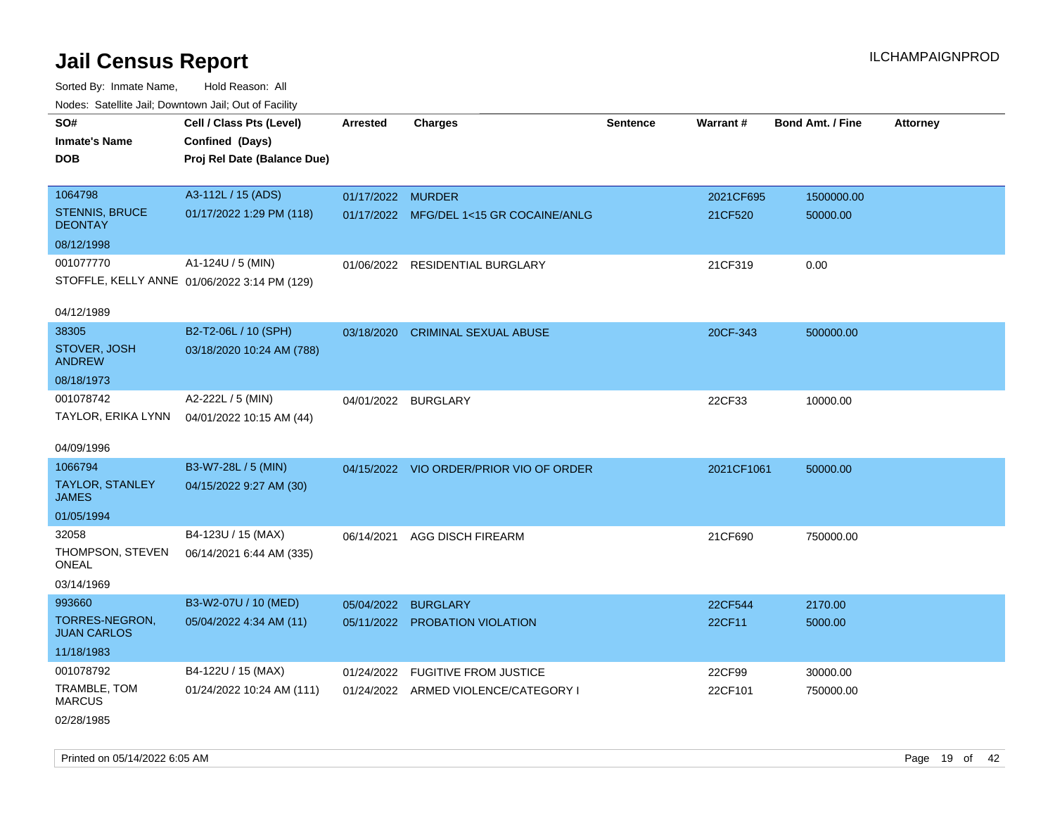# Jail Census Report

Sorted By: Inmate Name, Hold Reason: All

Nodes: Satellite Jail; Downtown Jail; Out of Facility

| SO# / Inmate's Name / DOB | Cell / Class Pts (Level) / Confined (Days) / Proj Rel Date (Balance Due) | Arrested | Charges | Sentence | Warrant # | Bond Amt. / Fine | Attorney |
|---|---|---|---|---|---|---|---|
| 1064798<br>STENNIS, BRUCE DEONTAY<br>08/12/1998 | A3-112L / 15 (ADS)<br>01/17/2022 1:29 PM (118) | 01/17/2022<br>01/17/2022 | MURDER<br>MFG/DEL 1<15 GR COCAINE/ANLG | | 2021CF695<br>21CF520 | 1500000.00<br>50000.00 | |
| 001077770<br>STOFFLE, KELLY ANNE<br>04/12/1989 | A1-124U / 5 (MIN)<br>01/06/2022 3:14 PM (129) | 01/06/2022 | RESIDENTIAL BURGLARY | | 21CF319 | 0.00 | |
| 38305<br>STOVER, JOSH ANDREW<br>08/18/1973 | B2-T2-06L / 10 (SPH)<br>03/18/2020 10:24 AM (788) | 03/18/2020 | CRIMINAL SEXUAL ABUSE | | 20CF-343 | 500000.00 | |
| 001078742<br>TAYLOR, ERIKA LYNN<br>04/09/1996 | A2-222L / 5 (MIN)<br>04/01/2022 10:15 AM (44) | 04/01/2022 | BURGLARY | | 22CF33 | 10000.00 | |
| 1066794<br>TAYLOR, STANLEY JAMES<br>01/05/1994 | B3-W7-28L / 5 (MIN)<br>04/15/2022 9:27 AM (30) | 04/15/2022 | VIO ORDER/PRIOR VIO OF ORDER | | 2021CF1061 | 50000.00 | |
| 32058<br>THOMPSON, STEVEN ONEAL<br>03/14/1969 | B4-123U / 15 (MAX)<br>06/14/2021 6:44 AM (335) | 06/14/2021 | AGG DISCH FIREARM | | 21CF690 | 750000.00 | |
| 993660<br>TORRES-NEGRON, JUAN CARLOS<br>11/18/1983 | B3-W2-07U / 10 (MED)<br>05/04/2022 4:34 AM (11) | 05/04/2022<br>05/11/2022 | BURGLARY<br>PROBATION VIOLATION | | 22CF544<br>22CF11 | 2170.00<br>5000.00 | |
| 001078792<br>TRAMBLE, TOM MARCUS<br>02/28/1985 | B4-122U / 15 (MAX)<br>01/24/2022 10:24 AM (111) | 01/24/2022<br>01/24/2022 | FUGITIVE FROM JUSTICE<br>ARMED VIOLENCE/CATEGORY I | | 22CF99<br>22CF101 | 30000.00<br>750000.00 | |

Printed on 05/14/2022 6:05 AM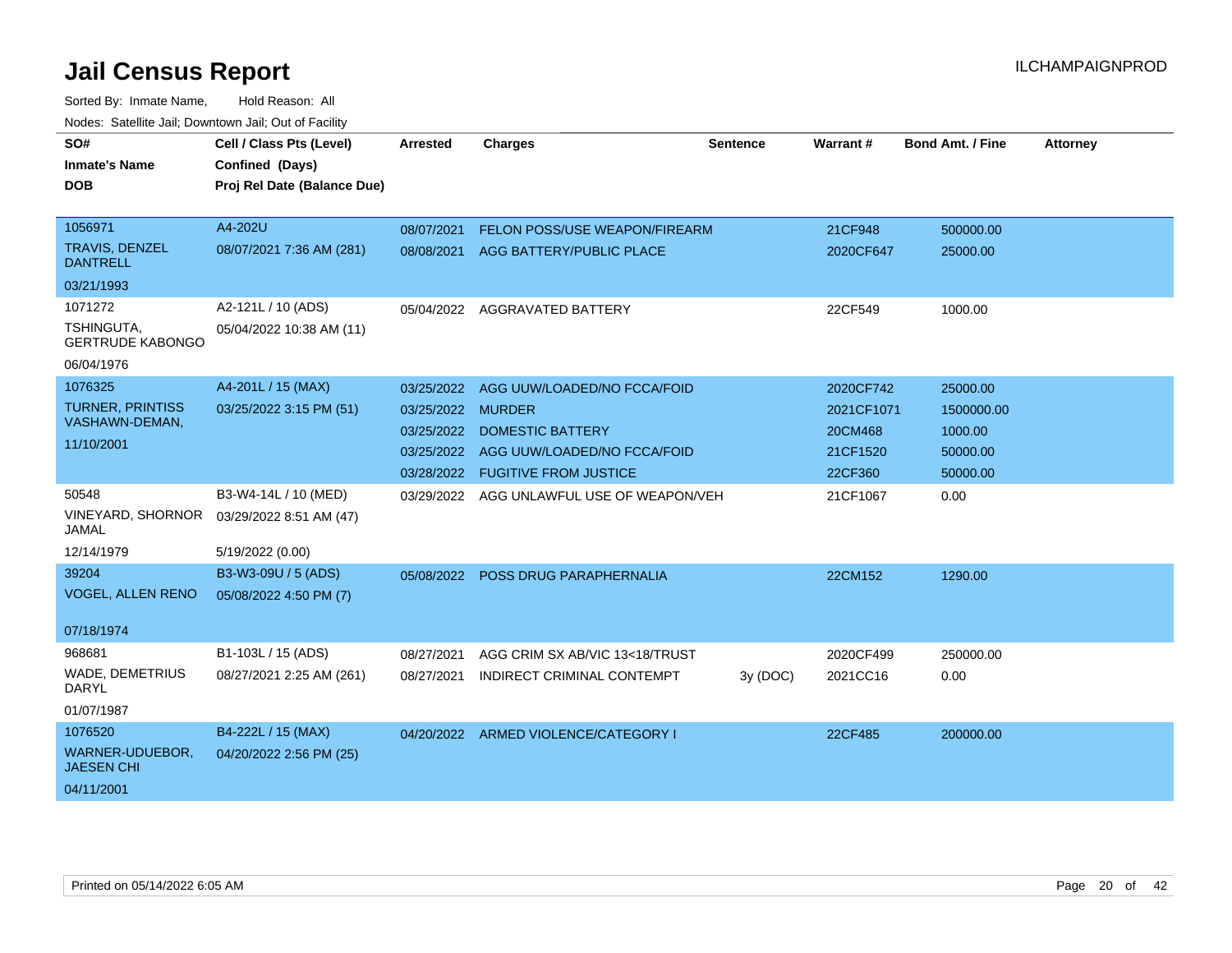# Jail Census Report

ILCHAMPAIGNPROD

Sorted By: Inmate Name, Hold Reason: All

Nodes: Satellite Jail; Downtown Jail; Out of Facility

| SO# / Inmate's Name / DOB | Cell / Class Pts (Level) / Confined (Days) / Proj Rel Date (Balance Due) | Arrested | Charges | Sentence | Warrant # | Bond Amt. / Fine | Attorney |
|---|---|---|---|---|---|---|---|
| 1056971 TRAVIS, DENZEL DANTRELL 03/21/1993 | A4-202U 08/07/2021 7:36 AM (281) | 08/07/2021 | FELON POSS/USE WEAPON/FIREARM | | 21CF948 | 500000.00 | |
| | | 08/08/2021 | AGG BATTERY/PUBLIC PLACE | | 2020CF647 | 25000.00 | |
| 1071272 TSHINGUTA, GERTRUDE KABONGO 06/04/1976 | A2-121L / 10 (ADS) 05/04/2022 10:38 AM (11) | 05/04/2022 | AGGRAVATED BATTERY | | 22CF549 | 1000.00 | |
| 1076325 TURNER, PRINTISS VASHAWN-DEMAN, 11/10/2001 | A4-201L / 15 (MAX) 03/25/2022 3:15 PM (51) | 03/25/2022 | AGG UUW/LOADED/NO FCCA/FOID | | 2020CF742 | 25000.00 | |
| | | 03/25/2022 | MURDER | | 2021CF1071 | 1500000.00 | |
| | | 03/25/2022 | DOMESTIC BATTERY | | 20CM468 | 1000.00 | |
| | | 03/25/2022 | AGG UUW/LOADED/NO FCCA/FOID | | 21CF1520 | 50000.00 | |
| | | 03/28/2022 | FUGITIVE FROM JUSTICE | | 22CF360 | 50000.00 | |
| 50548 VINEYARD, SHORNOR JAMAL 12/14/1979 | B3-W4-14L / 10 (MED) 03/29/2022 8:51 AM (47) 5/19/2022 (0.00) | 03/29/2022 | AGG UNLAWFUL USE OF WEAPON/VEH | | 21CF1067 | 0.00 | |
| 39204 VOGEL, ALLEN RENO 07/18/1974 | B3-W3-09U / 5 (ADS) 05/08/2022 4:50 PM (7) | 05/08/2022 | POSS DRUG PARAPHERNALIA | | 22CM152 | 1290.00 | |
| 968681 WADE, DEMETRIUS DARYL 01/07/1987 | B1-103L / 15 (ADS) 08/27/2021 2:25 AM (261) | 08/27/2021 | AGG CRIM SX AB/VIC 13<18/TRUST | | 2020CF499 | 250000.00 | |
| | | 08/27/2021 | INDIRECT CRIMINAL CONTEMPT | 3y (DOC) | 2021CC16 | 0.00 | |
| 1076520 WARNER-UDUEBOR, JAESEN CHI 04/11/2001 | B4-222L / 15 (MAX) 04/20/2022 2:56 PM (25) | 04/20/2022 | ARMED VIOLENCE/CATEGORY I | | 22CF485 | 200000.00 | |

Printed on 05/14/2022 6:05 AM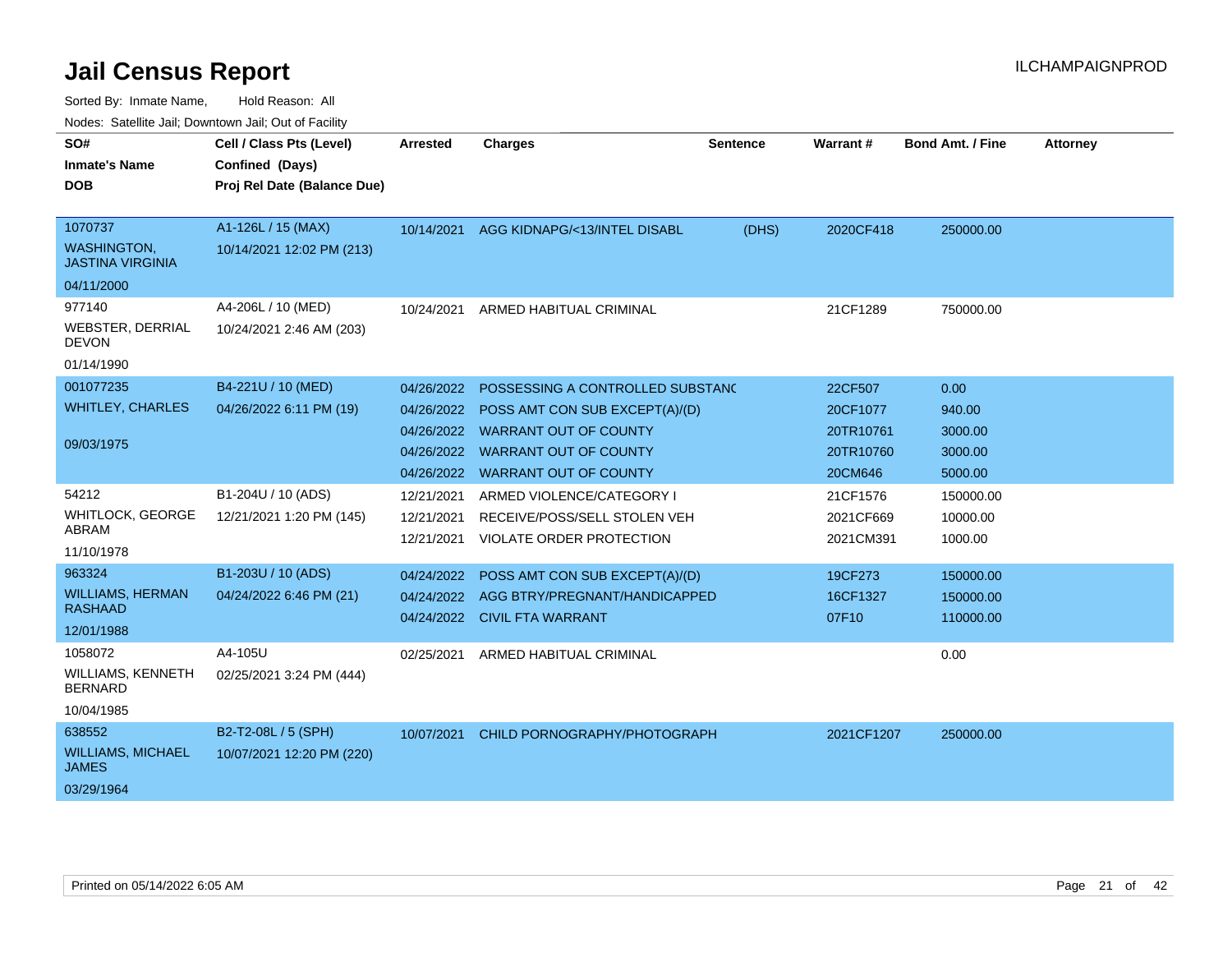# Jail Census Report

ILCHAMPAIGNPROD

Sorted By: Inmate Name, Hold Reason: All

Nodes: Satellite Jail; Downtown Jail; Out of Facility

| SO# / Inmate's Name / DOB | Cell / Class Pts (Level) / Confined (Days) / Proj Rel Date (Balance Due) | Arrested | Charges | Sentence | Warrant # | Bond Amt. / Fine | Attorney |
|---|---|---|---|---|---|---|---|
| 1070737 WASHINGTON, JASTINA VIRGINIA 04/11/2000 | A1-126L / 15 (MAX) 10/14/2021 12:02 PM (213) | 10/14/2021 | AGG KIDNAPG/<13/INTEL DISABL | (DHS) | 2020CF418 | 250000.00 | |
| 977140 WEBSTER, DERRIAL DEVON 01/14/1990 | A4-206L / 10 (MED) 10/24/2021 2:46 AM (203) | 10/24/2021 | ARMED HABITUAL CRIMINAL | | 21CF1289 | 750000.00 | |
| 001077235 WHITLEY, CHARLES 09/03/1975 | B4-221U / 10 (MED) 04/26/2022 6:11 PM (19) | 04/26/2022 | POSSESSING A CONTROLLED SUBSTANC | | 22CF507 | 0.00 | |
| | | 04/26/2022 | POSS AMT CON SUB EXCEPT(A)/(D) | | 20CF1077 | 940.00 | |
| | | 04/26/2022 | WARRANT OUT OF COUNTY | | 20TR10761 | 3000.00 | |
| | | 04/26/2022 | WARRANT OUT OF COUNTY | | 20TR10760 | 3000.00 | |
| | | 04/26/2022 | WARRANT OUT OF COUNTY | | 20CM646 | 5000.00 | |
| 54212 WHITLOCK, GEORGE ABRAM 11/10/1978 | B1-204U / 10 (ADS) 12/21/2021 1:20 PM (145) | 12/21/2021 | ARMED VIOLENCE/CATEGORY I | | 21CF1576 | 150000.00 | |
| | | 12/21/2021 | RECEIVE/POSS/SELL STOLEN VEH | | 2021CF669 | 10000.00 | |
| | | 12/21/2021 | VIOLATE ORDER PROTECTION | | 2021CM391 | 1000.00 | |
| 963324 WILLIAMS, HERMAN RASHAAD 12/01/1988 | B1-203U / 10 (ADS) 04/24/2022 6:46 PM (21) | 04/24/2022 | POSS AMT CON SUB EXCEPT(A)/(D) | | 19CF273 | 150000.00 | |
| | | 04/24/2022 | AGG BTRY/PREGNANT/HANDICAPPED | | 16CF1327 | 150000.00 | |
| | | 04/24/2022 | CIVIL FTA WARRANT | | 07F10 | 110000.00 | |
| 1058072 WILLIAMS, KENNETH BERNARD 10/04/1985 | A4-105U 02/25/2021 3:24 PM (444) | 02/25/2021 | ARMED HABITUAL CRIMINAL | | | 0.00 | |
| 638552 WILLIAMS, MICHAEL JAMES 03/29/1964 | B2-T2-08L / 5 (SPH) 10/07/2021 12:20 PM (220) | 10/07/2021 | CHILD PORNOGRAPHY/PHOTOGRAPH | | 2021CF1207 | 250000.00 | |

Printed on 05/14/2022 6:05 AM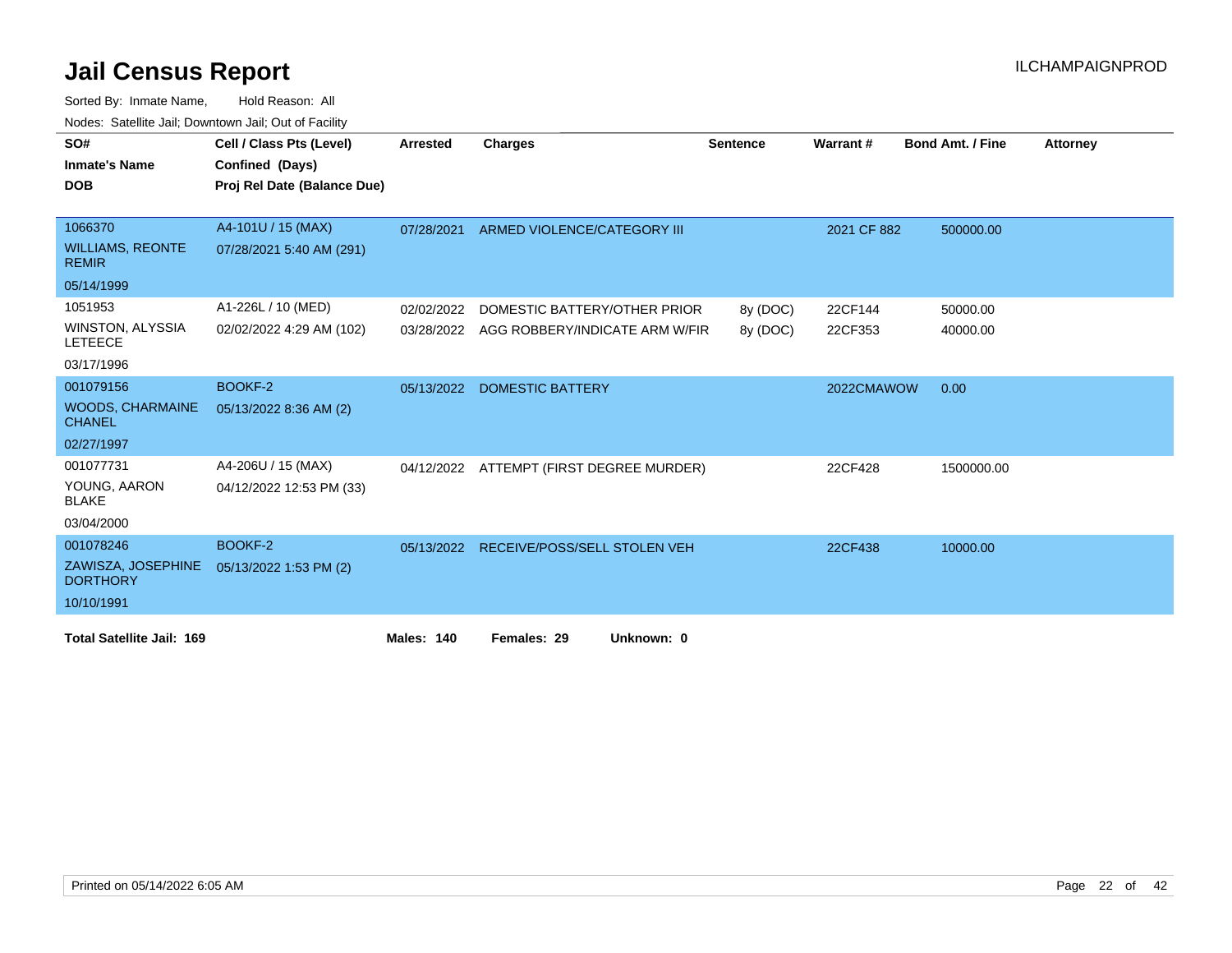# Jail Census Report

ILCHAMPAIGNPROD

Sorted By: Inmate Name, Hold Reason: All

Nodes: Satellite Jail; Downtown Jail; Out of Facility

| SO# / Inmate's Name / DOB | Cell / Class Pts (Level) / Confined (Days) / Proj Rel Date (Balance Due) | Arrested | Charges | Sentence | Warrant # | Bond Amt. / Fine | Attorney |
|---|---|---|---|---|---|---|---|
| 1066370 WILLIAMS, REONTE REMIR 05/14/1999 | A4-101U / 15 (MAX) 07/28/2021 5:40 AM (291) | 07/28/2021 | ARMED VIOLENCE/CATEGORY III | | 2021 CF 882 | 500000.00 | |
| 1051953 WINSTON, ALYSSIA LETEECE 03/17/1996 | A1-226L / 10 (MED) 02/02/2022 4:29 AM (102) | 02/02/2022 | DOMESTIC BATTERY/OTHER PRIOR | 8y (DOC) | 22CF144 | 50000.00 | |
| | | 03/28/2022 | AGG ROBBERY/INDICATE ARM W/FIR | 8y (DOC) | 22CF353 | 40000.00 | |
| 001079156 WOODS, CHARMAINE CHANEL 02/27/1997 | BOOKF-2 05/13/2022 8:36 AM (2) | 05/13/2022 | DOMESTIC BATTERY | | 2022CMAWOW | 0.00 | |
| 001077731 YOUNG, AARON BLAKE 03/04/2000 | A4-206U / 15 (MAX) 04/12/2022 12:53 PM (33) | 04/12/2022 | ATTEMPT (FIRST DEGREE MURDER) | | 22CF428 | 1500000.00 | |
| 001078246 ZAWISZA, JOSEPHINE DORTHORY 10/10/1991 | BOOKF-2 05/13/2022 1:53 PM (2) | 05/13/2022 | RECEIVE/POSS/SELL STOLEN VEH | | 22CF438 | 10000.00 | |

**Total Satellite Jail: 169** **Males: 140** **Females: 29** **Unknown: 0**

Printed on 05/14/2022 6:05 AM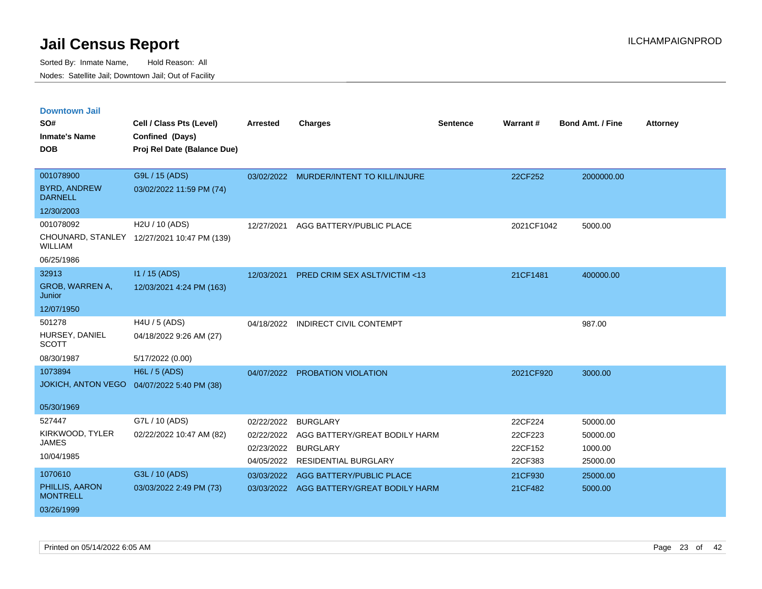# Jail Census Report

ILCHAMPAIGNPROD

Sorted By: Inmate Name, Hold Reason: All

Nodes: Satellite Jail; Downtown Jail; Out of Facility

## Downtown Jail

| SO# / Inmate's Name / DOB | Cell / Class Pts (Level) / Confined (Days) / Proj Rel Date (Balance Due) | Arrested | Charges | Sentence | Warrant # | Bond Amt. / Fine | Attorney |
|---|---|---|---|---|---|---|---|
| 001078900<br>BYRD, ANDREW DARNELL<br>12/30/2003 | G9L / 15 (ADS)<br>03/02/2022 11:59 PM (74) | 03/02/2022 | MURDER/INTENT TO KILL/INJURE | | 22CF252 | 2000000.00 | |
| 001078092<br>CHOUNARD, STANLEY WILLIAM<br>06/25/1986 | H2U / 10 (ADS)<br>12/27/2021 10:47 PM (139) | 12/27/2021 | AGG BATTERY/PUBLIC PLACE | | 2021CF1042 | 5000.00 | |
| 32913<br>GROB, WARREN A, Junior<br>12/07/1950 | I1 / 15 (ADS)<br>12/03/2021 4:24 PM (163) | 12/03/2021 | PRED CRIM SEX ASLT/VICTIM <13 | | 21CF1481 | 400000.00 | |
| 501278<br>HURSEY, DANIEL SCOTT<br>08/30/1987 | H4U / 5 (ADS)<br>04/18/2022 9:26 AM (27)<br>5/17/2022 (0.00) | 04/18/2022 | INDIRECT CIVIL CONTEMPT | | | 987.00 | |
| 1073894<br>JOKICH, ANTON VEGO<br>05/30/1969 | H6L / 5 (ADS)<br>04/07/2022 5:40 PM (38) | 04/07/2022 | PROBATION VIOLATION | | 2021CF920 | 3000.00 | |
| 527447<br>KIRKWOOD, TYLER JAMES<br>10/04/1985 | G7L / 10 (ADS)<br>02/22/2022 10:47 AM (82) | 02/22/2022 | BURGLARY | | 22CF224 | 50000.00 | |
| | | 02/22/2022 | AGG BATTERY/GREAT BODILY HARM | | 22CF223 | 50000.00 | |
| | | 02/23/2022 | BURGLARY | | 22CF152 | 1000.00 | |
| | | 04/05/2022 | RESIDENTIAL BURGLARY | | 22CF383 | 25000.00 | |
| 1070610<br>PHILLIS, AARON MONTRELL<br>03/26/1999 | G3L / 10 (ADS)<br>03/03/2022 2:49 PM (73) | 03/03/2022 | AGG BATTERY/PUBLIC PLACE | | 21CF930 | 25000.00 | |
| | | 03/03/2022 | AGG BATTERY/GREAT BODILY HARM | | 21CF482 | 5000.00 | |

Printed on 05/14/2022 6:05 AM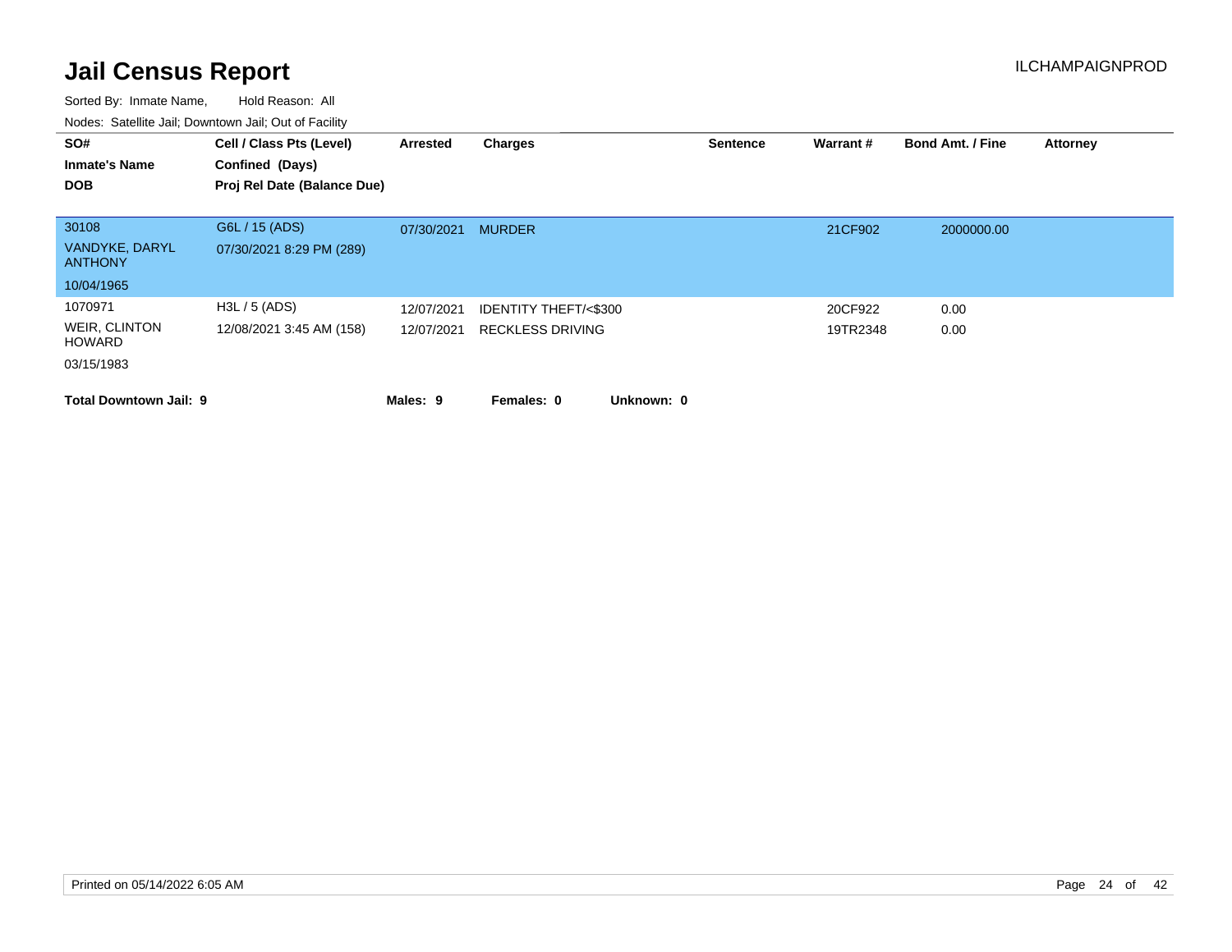# Jail Census Report

ILCHAMPAIGNPROD

Sorted By: Inmate Name, Hold Reason: All

Nodes: Satellite Jail; Downtown Jail; Out of Facility

| SO# / Inmate's Name / DOB | Cell / Class Pts (Level) / Confined (Days) / Proj Rel Date (Balance Due) | Arrested | Charges | Sentence | Warrant # | Bond Amt. / Fine | Attorney |
|---|---|---|---|---|---|---|---|
| 30108 | G6L / 15 (ADS) | 07/30/2021 | MURDER | | 21CF902 | 2000000.00 | |
| VANDYKE, DARYL ANTHONY | 07/30/2021 8:29 PM (289) | | | | | | |
| 10/04/1965 | | | | | | | |
| 1070971 | H3L / 5 (ADS) | 12/07/2021 | IDENTITY THEFT/<$300 | | 20CF922 | 0.00 | |
| WEIR, CLINTON HOWARD | 12/08/2021 3:45 AM (158) | 12/07/2021 | RECKLESS DRIVING | | 19TR2348 | 0.00 | |
| 03/15/1983 | | | | | | | |

**Total Downtown Jail: 9** **Males: 9** **Females: 0** **Unknown: 0**

Printed on 05/14/2022 6:05 AM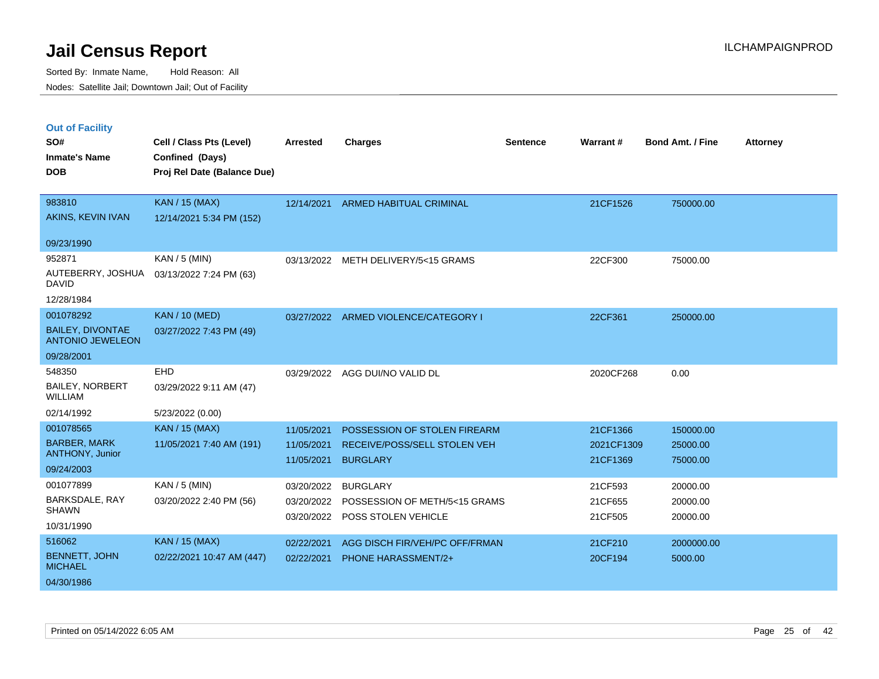# Jail Census Report

ILCHAMPAIGNPROD

Sorted By: Inmate Name, Hold Reason: All

Nodes: Satellite Jail; Downtown Jail; Out of Facility

## Out of Facility

| SO# / Inmate's Name / DOB | Cell / Class Pts (Level) / Confined (Days) / Proj Rel Date (Balance Due) | Arrested | Charges | Sentence | Warrant # | Bond Amt. / Fine | Attorney |
|---|---|---|---|---|---|---|---|
| 983810<br>AKINS, KEVIN IVAN<br>09/23/1990 | KAN / 15 (MAX)<br>12/14/2021 5:34 PM (152) | 12/14/2021 | ARMED HABITUAL CRIMINAL | | 21CF1526 | 750000.00 | |
| 952871<br>AUTEBERRY, JOSHUA DAVID<br>12/28/1984 | KAN / 5 (MIN)<br>03/13/2022 7:24 PM (63) | 03/13/2022 | METH DELIVERY/5<15 GRAMS | | 22CF300 | 75000.00 | |
| 001078292<br>BAILEY, DIVONTAE ANTONIO JEWELEON<br>09/28/2001 | KAN / 10 (MED)<br>03/27/2022 7:43 PM (49) | 03/27/2022 | ARMED VIOLENCE/CATEGORY I | | 22CF361 | 250000.00 | |
| 548350<br>BAILEY, NORBERT WILLIAM<br>02/14/1992 | EHD<br>03/29/2022 9:11 AM (47)<br>5/23/2022 (0.00) | 03/29/2022 | AGG DUI/NO VALID DL | | 2020CF268 | 0.00 | |
| 001078565<br>BARBER, MARK ANTHONY, Junior<br>09/24/2003 | KAN / 15 (MAX)<br>11/05/2021 7:40 AM (191) | 11/05/2021<br>11/05/2021<br>11/05/2021 | POSSESSION OF STOLEN FIREARM<br>RECEIVE/POSS/SELL STOLEN VEH<br>BURGLARY | | 21CF1366<br>2021CF1309<br>21CF1369 | 150000.00<br>25000.00<br>75000.00 | |
| 001077899<br>BARKSDALE, RAY SHAWN<br>10/31/1990 | KAN / 5 (MIN)<br>03/20/2022 2:40 PM (56) | 03/20/2022<br>03/20/2022<br>03/20/2022 | BURGLARY<br>POSSESSION OF METH/5<15 GRAMS<br>POSS STOLEN VEHICLE | | 21CF593<br>21CF655<br>21CF505 | 20000.00<br>20000.00<br>20000.00 | |
| 516062<br>BENNETT, JOHN MICHAEL<br>04/30/1986 | KAN / 15 (MAX)<br>02/22/2021 10:47 AM (447) | 02/22/2021<br>02/22/2021 | AGG DISCH FIR/VEH/PC OFF/FRMAN<br>PHONE HARASSMENT/2+ | | 21CF210<br>20CF194 | 2000000.00<br>5000.00 | |

Printed on 05/14/2022 6:05 AM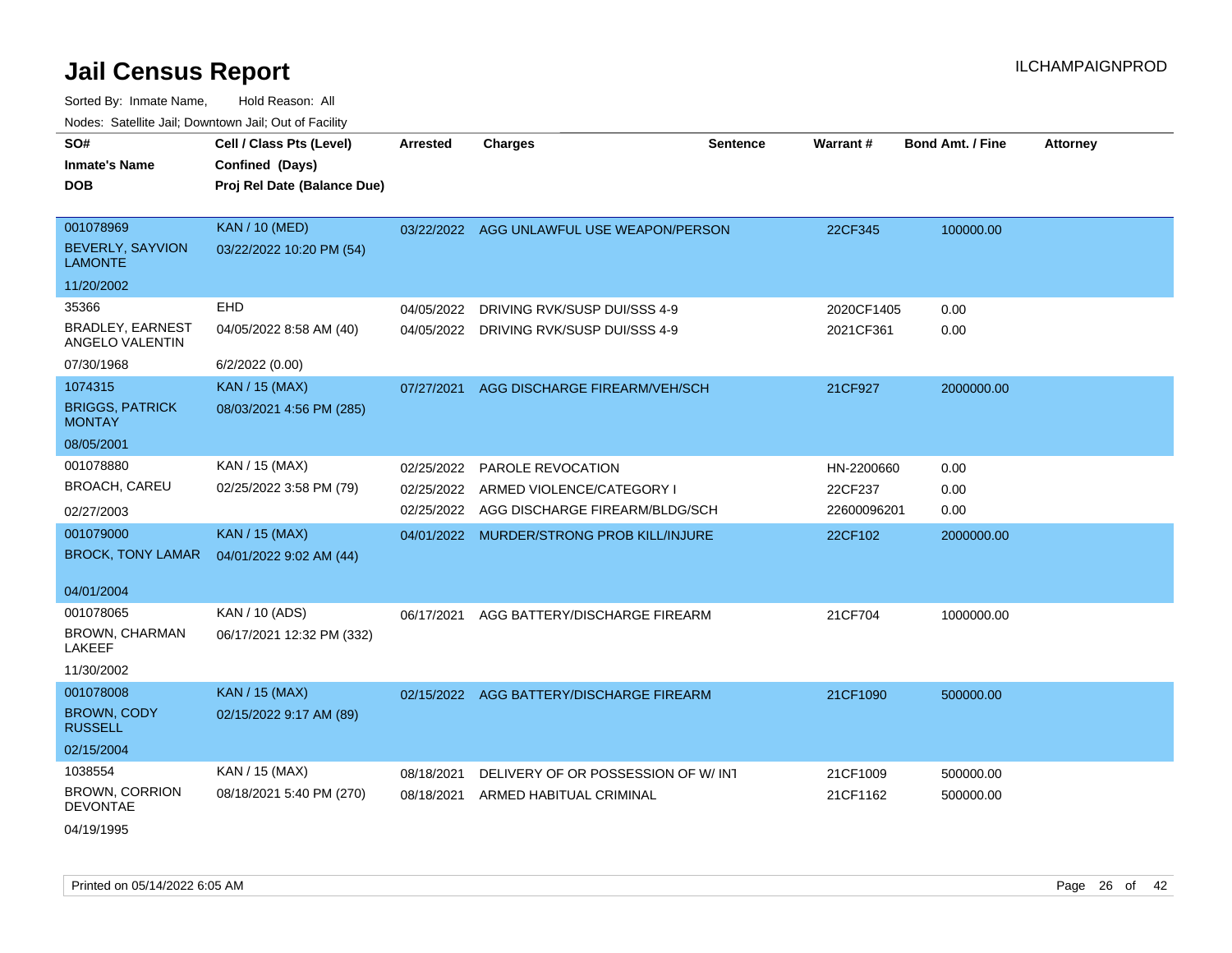# Jail Census Report

ILCHAMPAIGNPROD

Sorted By: Inmate Name, Hold Reason: All

Nodes: Satellite Jail; Downtown Jail; Out of Facility

| SO# / Inmate's Name / DOB | Cell / Class Pts (Level) / Confined (Days) / Proj Rel Date (Balance Due) | Arrested | Charges | Sentence | Warrant # | Bond Amt. / Fine | Attorney |
|---|---|---|---|---|---|---|---|
| 001078969<br>BEVERLY, SAYVION LAMONTE<br>11/20/2002 | KAN / 10 (MED)<br>03/22/2022 10:20 PM (54) | 03/22/2022 | AGG UNLAWFUL USE WEAPON/PERSON | | 22CF345 | 100000.00 | |
| 35366<br>BRADLEY, EARNEST ANGELO VALENTIN<br>07/30/1968 | EHD<br>04/05/2022 8:58 AM (40)<br>6/2/2022 (0.00) | 04/05/2022 | DRIVING RVK/SUSP DUI/SSS 4-9 | | 2020CF1405 | 0.00 | |
| | | 04/05/2022 | DRIVING RVK/SUSP DUI/SSS 4-9 | | 2021CF361 | 0.00 | |
| 1074315<br>BRIGGS, PATRICK MONTAY<br>08/05/2001 | KAN / 15 (MAX)<br>08/03/2021 4:56 PM (285) | 07/27/2021 | AGG DISCHARGE FIREARM/VEH/SCH | | 21CF927 | 2000000.00 | |
| 001078880<br>BROACH, CAREU<br>02/27/2003 | KAN / 15 (MAX)<br>02/25/2022 3:58 PM (79) | 02/25/2022 | PAROLE REVOCATION | | HN-2200660 | 0.00 | |
| | | 02/25/2022 | ARMED VIOLENCE/CATEGORY I | | 22CF237 | 0.00 | |
| | | 02/25/2022 | AGG DISCHARGE FIREARM/BLDG/SCH | | 22600096201 | 0.00 | |
| 001079000<br>BROCK, TONY LAMAR<br>04/01/2004 | KAN / 15 (MAX)<br>04/01/2022 9:02 AM (44) | 04/01/2022 | MURDER/STRONG PROB KILL/INJURE | | 22CF102 | 2000000.00 | |
| 001078065<br>BROWN, CHARMAN LAKEEF<br>11/30/2002 | KAN / 10 (ADS)<br>06/17/2021 12:32 PM (332) | 06/17/2021 | AGG BATTERY/DISCHARGE FIREARM | | 21CF704 | 1000000.00 | |
| 001078008<br>BROWN, CODY RUSSELL<br>02/15/2004 | KAN / 15 (MAX)<br>02/15/2022 9:17 AM (89) | 02/15/2022 | AGG BATTERY/DISCHARGE FIREARM | | 21CF1090 | 500000.00 | |
| 1038554<br>BROWN, CORRION DEVONTAE<br>04/19/1995 | KAN / 15 (MAX)<br>08/18/2021 5:40 PM (270) | 08/18/2021 | DELIVERY OF OR POSSESSION OF W/ INT | | 21CF1009 | 500000.00 | |
| | | 08/18/2021 | ARMED HABITUAL CRIMINAL | | 21CF1162 | 500000.00 | |

Printed on 05/14/2022 6:05 AM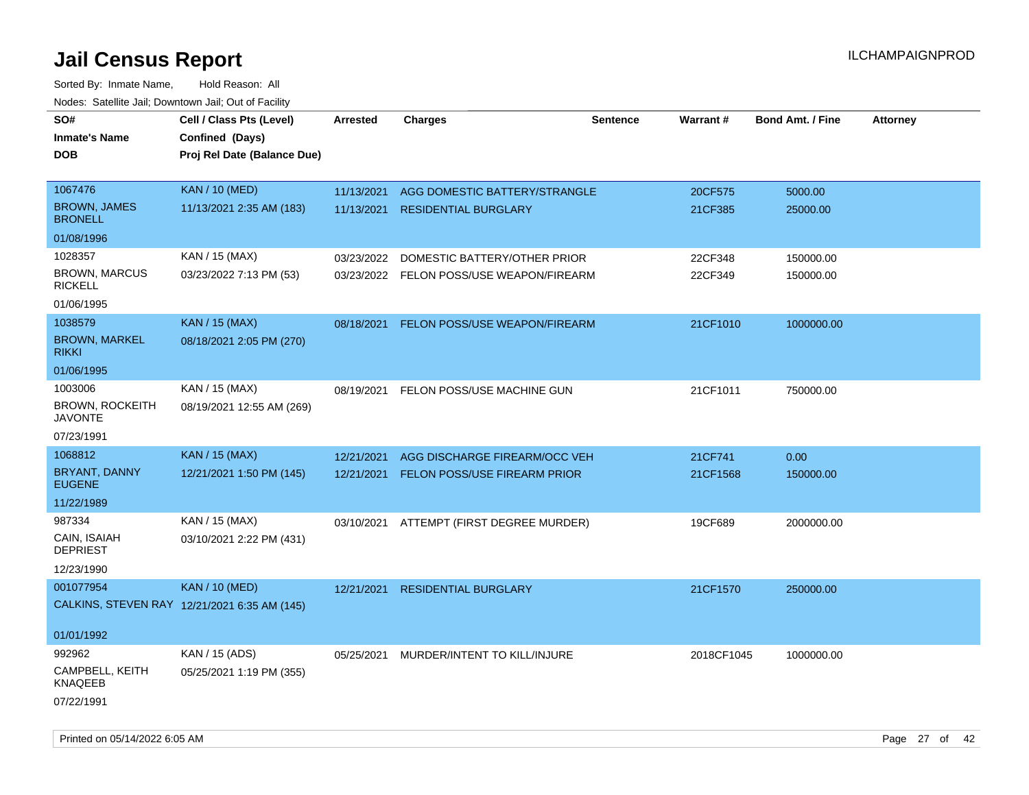# Jail Census Report

ILCHAMPAIGNPROD

Sorted By: Inmate Name, Hold Reason: All

Nodes: Satellite Jail; Downtown Jail; Out of Facility

| SO# / Inmate's Name / DOB | Cell / Class Pts (Level) / Confined (Days) / Proj Rel Date (Balance Due) | Arrested | Charges | Sentence | Warrant # | Bond Amt. / Fine | Attorney |
|---|---|---|---|---|---|---|---|
| 1067476<br>BROWN, JAMES BRONELL<br>01/08/1996 | KAN / 10 (MED)<br>11/13/2021 2:35 AM (183) | 11/13/2021<br>11/13/2021 | AGG DOMESTIC BATTERY/STRANGLE<br>RESIDENTIAL BURGLARY | | 20CF575<br>21CF385 | 5000.00<br>25000.00 | |
| 1028357<br>BROWN, MARCUS RICKELL<br>01/06/1995 | KAN / 15 (MAX)<br>03/23/2022 7:13 PM (53) | 03/23/2022<br>03/23/2022 | DOMESTIC BATTERY/OTHER PRIOR<br>FELON POSS/USE WEAPON/FIREARM | | 22CF348<br>22CF349 | 150000.00<br>150000.00 | |
| 1038579<br>BROWN, MARKEL RIKKI<br>01/06/1995 | KAN / 15 (MAX)<br>08/18/2021 2:05 PM (270) | 08/18/2021 | FELON POSS/USE WEAPON/FIREARM | | 21CF1010 | 1000000.00 | |
| 1003006<br>BROWN, ROCKEITH JAVONTE<br>07/23/1991 | KAN / 15 (MAX)<br>08/19/2021 12:55 AM (269) | 08/19/2021 | FELON POSS/USE MACHINE GUN | | 21CF1011 | 750000.00 | |
| 1068812<br>BRYANT, DANNY EUGENE<br>11/22/1989 | KAN / 15 (MAX)<br>12/21/2021 1:50 PM (145) | 12/21/2021<br>12/21/2021 | AGG DISCHARGE FIREARM/OCC VEH<br>FELON POSS/USE FIREARM PRIOR | | 21CF741<br>21CF1568 | 0.00<br>150000.00 | |
| 987334<br>CAIN, ISAIAH DEPRIEST<br>12/23/1990 | KAN / 15 (MAX)<br>03/10/2021 2:22 PM (431) | 03/10/2021 | ATTEMPT (FIRST DEGREE MURDER) | | 19CF689 | 2000000.00 | |
| 001077954<br>CALKINS, STEVEN RAY<br>01/01/1992 | KAN / 10 (MED)<br>12/21/2021 6:35 AM (145) | 12/21/2021 | RESIDENTIAL BURGLARY | | 21CF1570 | 250000.00 | |
| 992962<br>CAMPBELL, KEITH KNAQEEB<br>07/22/1991 | KAN / 15 (ADS)<br>05/25/2021 1:19 PM (355) | 05/25/2021 | MURDER/INTENT TO KILL/INJURE | | 2018CF1045 | 1000000.00 | |

Printed on 05/14/2022 6:05 AM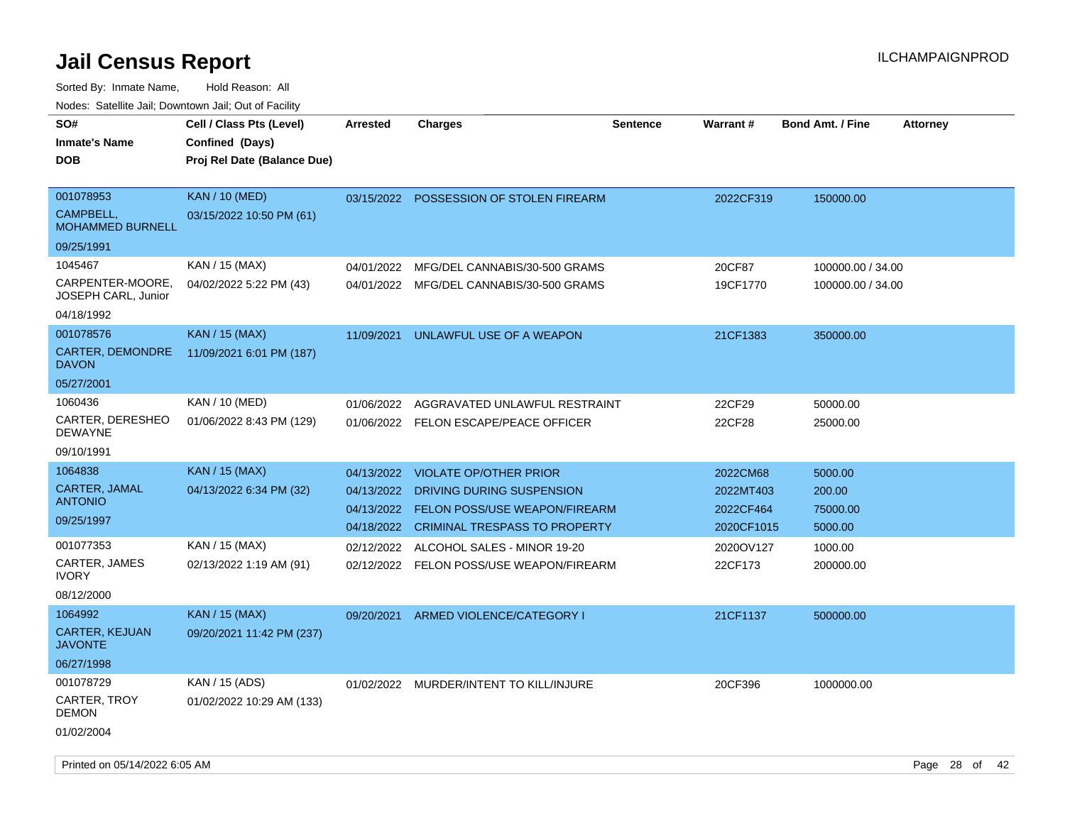# Jail Census Report

ILCHAMPAIGNPROD

Sorted By: Inmate Name, Hold Reason: All

Nodes: Satellite Jail; Downtown Jail; Out of Facility

| SO# / Inmate's Name / DOB | Cell / Class Pts (Level) / Confined (Days) / Proj Rel Date (Balance Due) | Arrested | Charges | Sentence | Warrant # | Bond Amt. / Fine | Attorney |
|---|---|---|---|---|---|---|---|
| 001078953<br>CAMPBELL, MOHAMMED BURNELL<br>09/25/1991 | KAN / 10 (MED)<br>03/15/2022 10:50 PM (61) | 03/15/2022 | POSSESSION OF STOLEN FIREARM | | 2022CF319 | 150000.00 | |
| 1045467<br>CARPENTER-MOORE, JOSEPH CARL, Junior<br>04/18/1992 | KAN / 15 (MAX)<br>04/02/2022 5:22 PM (43) | 04/01/2022 | MFG/DEL CANNABIS/30-500 GRAMS | | 20CF87 | 100000.00 / 34.00 | |
| | | 04/01/2022 | MFG/DEL CANNABIS/30-500 GRAMS | | 19CF1770 | 100000.00 / 34.00 | |
| 001078576<br>CARTER, DEMONDRE DAVON<br>05/27/2001 | KAN / 15 (MAX)<br>11/09/2021 6:01 PM (187) | 11/09/2021 | UNLAWFUL USE OF A WEAPON | | 21CF1383 | 350000.00 | |
| 1060436<br>CARTER, DERESHEO DEWAYNE<br>09/10/1991 | KAN / 10 (MED)<br>01/06/2022 8:43 PM (129) | 01/06/2022 | AGGRAVATED UNLAWFUL RESTRAINT | | 22CF29 | 50000.00 | |
| | | 01/06/2022 | FELON ESCAPE/PEACE OFFICER | | 22CF28 | 25000.00 | |
| 1064838<br>CARTER, JAMAL ANTONIO<br>09/25/1997 | KAN / 15 (MAX)<br>04/13/2022 6:34 PM (32) | 04/13/2022 | VIOLATE OP/OTHER PRIOR | | 2022CM68 | 5000.00 | |
| | | 04/13/2022 | DRIVING DURING SUSPENSION | | 2022MT403 | 200.00 | |
| | | 04/13/2022 | FELON POSS/USE WEAPON/FIREARM | | 2022CF464 | 75000.00 | |
| | | 04/18/2022 | CRIMINAL TRESPASS TO PROPERTY | | 2020CF1015 | 5000.00 | |
| 001077353<br>CARTER, JAMES IVORY<br>08/12/2000 | KAN / 15 (MAX)<br>02/13/2022 1:19 AM (91) | 02/12/2022 | ALCOHOL SALES - MINOR 19-20 | | 2020OV127 | 1000.00 | |
| | | 02/12/2022 | FELON POSS/USE WEAPON/FIREARM | | 22CF173 | 200000.00 | |
| 1064992<br>CARTER, KEJUAN JAVONTE<br>06/27/1998 | KAN / 15 (MAX)<br>09/20/2021 11:42 PM (237) | 09/20/2021 | ARMED VIOLENCE/CATEGORY I | | 21CF1137 | 500000.00 | |
| 001078729<br>CARTER, TROY DEMON<br>01/02/2004 | KAN / 15 (ADS)<br>01/02/2022 10:29 AM (133) | 01/02/2022 | MURDER/INTENT TO KILL/INJURE | | 20CF396 | 1000000.00 | |

Printed on 05/14/2022 6:05 AM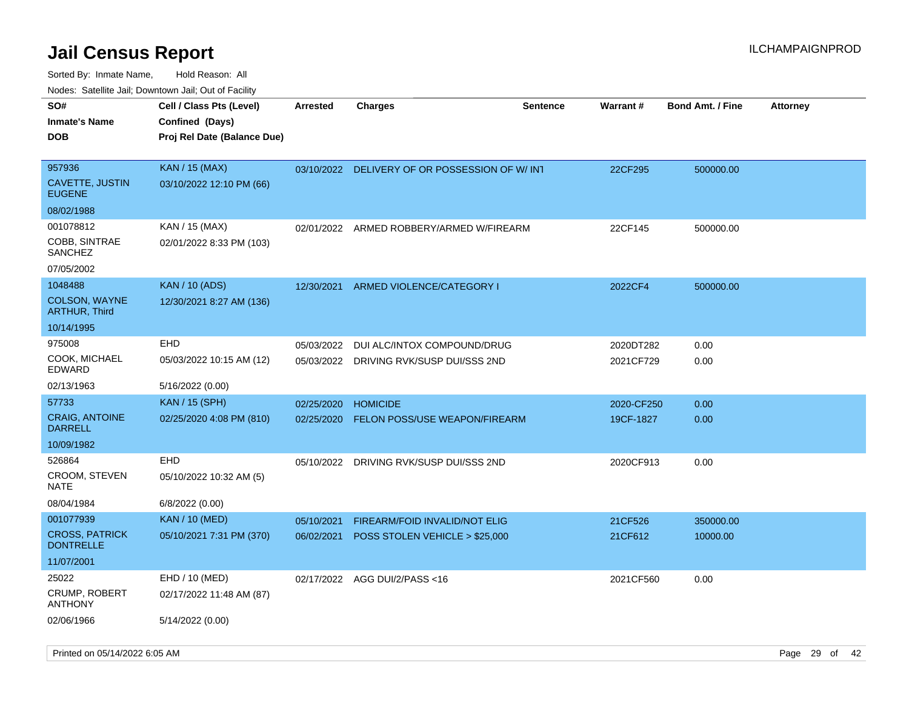# Jail Census Report

Sorted By: Inmate Name, Hold Reason: All

Nodes: Satellite Jail; Downtown Jail; Out of Facility

| SO# / Inmate's Name / DOB | Cell / Class Pts (Level) / Confined (Days) / Proj Rel Date (Balance Due) | Arrested | Charges | Sentence | Warrant # | Bond Amt. / Fine | Attorney |
|---|---|---|---|---|---|---|---|
| 957936<br>CAVETTE, JUSTIN EUGENE<br>08/02/1988 | KAN / 15 (MAX)<br>03/10/2022 12:10 PM (66) | 03/10/2022 | DELIVERY OF OR POSSESSION OF W/ INT | | 22CF295 | 500000.00 | |
| 001078812<br>COBB, SINTRAE SANCHEZ<br>07/05/2002 | KAN / 15 (MAX)<br>02/01/2022 8:33 PM (103) | 02/01/2022 | ARMED ROBBERY/ARMED W/FIREARM | | 22CF145 | 500000.00 | |
| 1048488<br>COLSON, WAYNE ARTHUR, Third<br>10/14/1995 | KAN / 10 (ADS)<br>12/30/2021 8:27 AM (136) | 12/30/2021 | ARMED VIOLENCE/CATEGORY I | | 2022CF4 | 500000.00 | |
| 975008<br>COOK, MICHAEL EDWARD<br>02/13/1963 | EHD<br>05/03/2022 10:15 AM (12)<br>5/16/2022 (0.00) | 05/03/2022<br>05/03/2022 | DUI ALC/INTOX COMPOUND/DRUG<br>DRIVING RVK/SUSP DUI/SSS 2ND | | 2020DT282<br>2021CF729 | 0.00<br>0.00 | |
| 57733<br>CRAIG, ANTOINE DARRELL<br>10/09/1982 | KAN / 15 (SPH)<br>02/25/2020 4:08 PM (810) | 02/25/2020<br>02/25/2020 | HOMICIDE<br>FELON POSS/USE WEAPON/FIREARM | | 2020-CF250<br>19CF-1827 | 0.00<br>0.00 | |
| 526864<br>CROOM, STEVEN NATE<br>08/04/1984 | EHD<br>05/10/2022 10:32 AM (5)<br>6/8/2022 (0.00) | 05/10/2022 | DRIVING RVK/SUSP DUI/SSS 2ND | | 2020CF913 | 0.00 | |
| 001077939<br>CROSS, PATRICK DONTRELLE<br>11/07/2001 | KAN / 10 (MED)<br>05/10/2021 7:31 PM (370) | 05/10/2021<br>06/02/2021 | FIREARM/FOID INVALID/NOT ELIG<br>POSS STOLEN VEHICLE > $25,000 | | 21CF526<br>21CF612 | 350000.00<br>10000.00 | |
| 25022<br>CRUMP, ROBERT ANTHONY<br>02/06/1966 | EHD / 10 (MED)<br>02/17/2022 11:48 AM (87)<br>5/14/2022 (0.00) | 02/17/2022 | AGG DUI/2/PASS <16 | | 2021CF560 | 0.00 | |

Printed on 05/14/2022 6:05 AM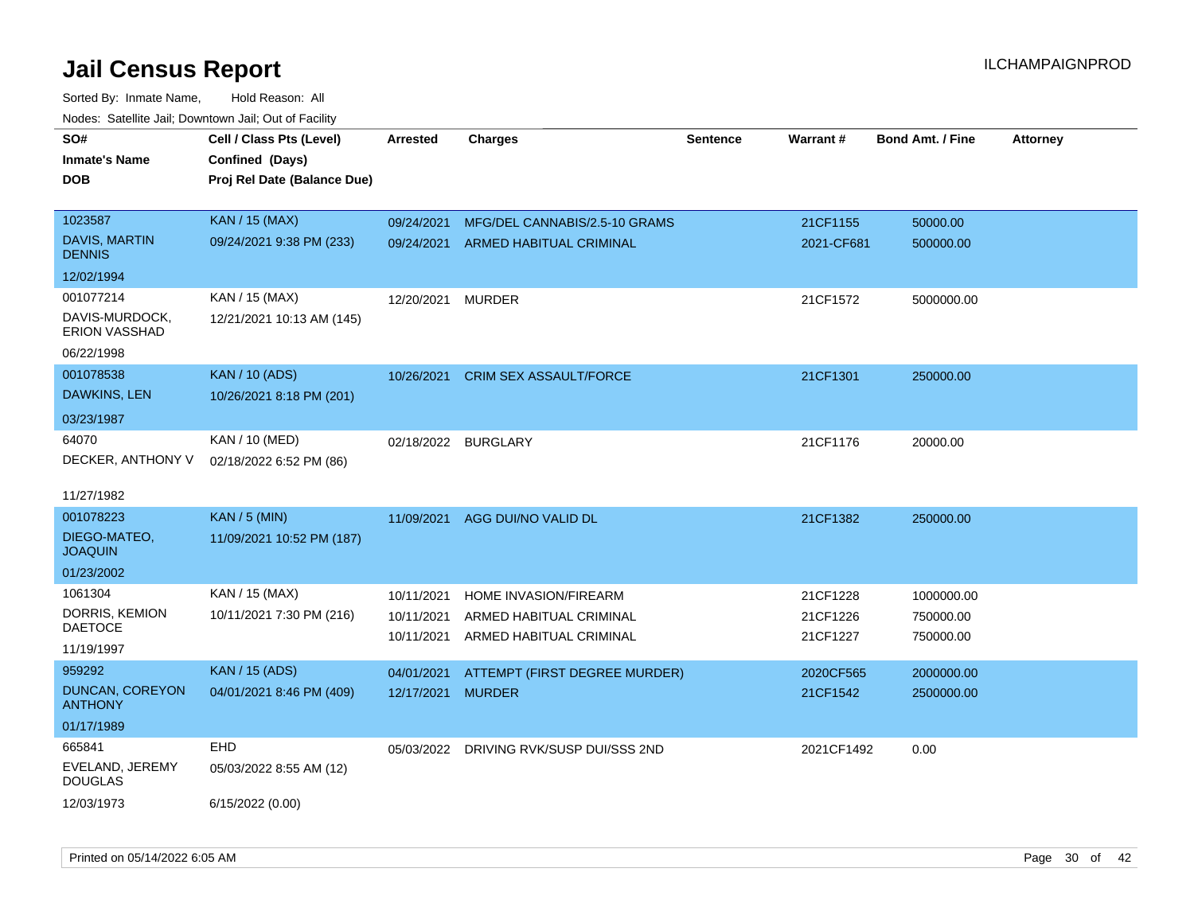# Jail Census Report

ILCHAMPAIGNPROD

Sorted By: Inmate Name, Hold Reason: All

Nodes: Satellite Jail; Downtown Jail; Out of Facility

| SO# / Inmate's Name / DOB | Cell / Class Pts (Level) / Confined (Days) / Proj Rel Date (Balance Due) | Arrested | Charges | Sentence | Warrant # | Bond Amt. / Fine | Attorney |
|---|---|---|---|---|---|---|---|
| 1023587<br>DAVIS, MARTIN DENNIS<br>12/02/1994 | KAN / 15 (MAX)<br>09/24/2021 9:38 PM (233) | 09/24/2021<br>09/24/2021 | MFG/DEL CANNABIS/2.5-10 GRAMS<br>ARMED HABITUAL CRIMINAL | | 21CF1155<br>2021-CF681 | 50000.00<br>500000.00 | |
| 001077214<br>DAVIS-MURDOCK, ERION VASSHAD<br>06/22/1998 | KAN / 15 (MAX)<br>12/21/2021 10:13 AM (145) | 12/20/2021 | MURDER | | 21CF1572 | 5000000.00 | |
| 001078538<br>DAWKINS, LEN<br>03/23/1987 | KAN / 10 (ADS)<br>10/26/2021 8:18 PM (201) | 10/26/2021 | CRIM SEX ASSAULT/FORCE | | 21CF1301 | 250000.00 | |
| 64070<br>DECKER, ANTHONY V<br>11/27/1982 | KAN / 10 (MED)<br>02/18/2022 6:52 PM (86) | 02/18/2022 | BURGLARY | | 21CF1176 | 20000.00 | |
| 001078223<br>DIEGO-MATEO, JOAQUIN<br>01/23/2002 | KAN / 5 (MIN)<br>11/09/2021 10:52 PM (187) | 11/09/2021 | AGG DUI/NO VALID DL | | 21CF1382 | 250000.00 | |
| 1061304<br>DORRIS, KEMION DAETOCE<br>11/19/1997 | KAN / 15 (MAX)<br>10/11/2021 7:30 PM (216) | 10/11/2021<br>10/11/2021<br>10/11/2021 | HOME INVASION/FIREARM<br>ARMED HABITUAL CRIMINAL<br>ARMED HABITUAL CRIMINAL | | 21CF1228<br>21CF1226<br>21CF1227 | 1000000.00<br>750000.00<br>750000.00 | |
| 959292<br>DUNCAN, COREYON ANTHONY<br>01/17/1989 | KAN / 15 (ADS)<br>04/01/2021 8:46 PM (409) | 04/01/2021<br>12/17/2021 | ATTEMPT (FIRST DEGREE MURDER)<br>MURDER | | 2020CF565<br>21CF1542 | 2000000.00<br>2500000.00 | |
| 665841<br>EVELAND, JEREMY DOUGLAS<br>12/03/1973 | EHD<br>05/03/2022 8:55 AM (12)<br>6/15/2022 (0.00) | 05/03/2022 | DRIVING RVK/SUSP DUI/SSS 2ND | | 2021CF1492 | 0.00 | |

Printed on 05/14/2022 6:05 AM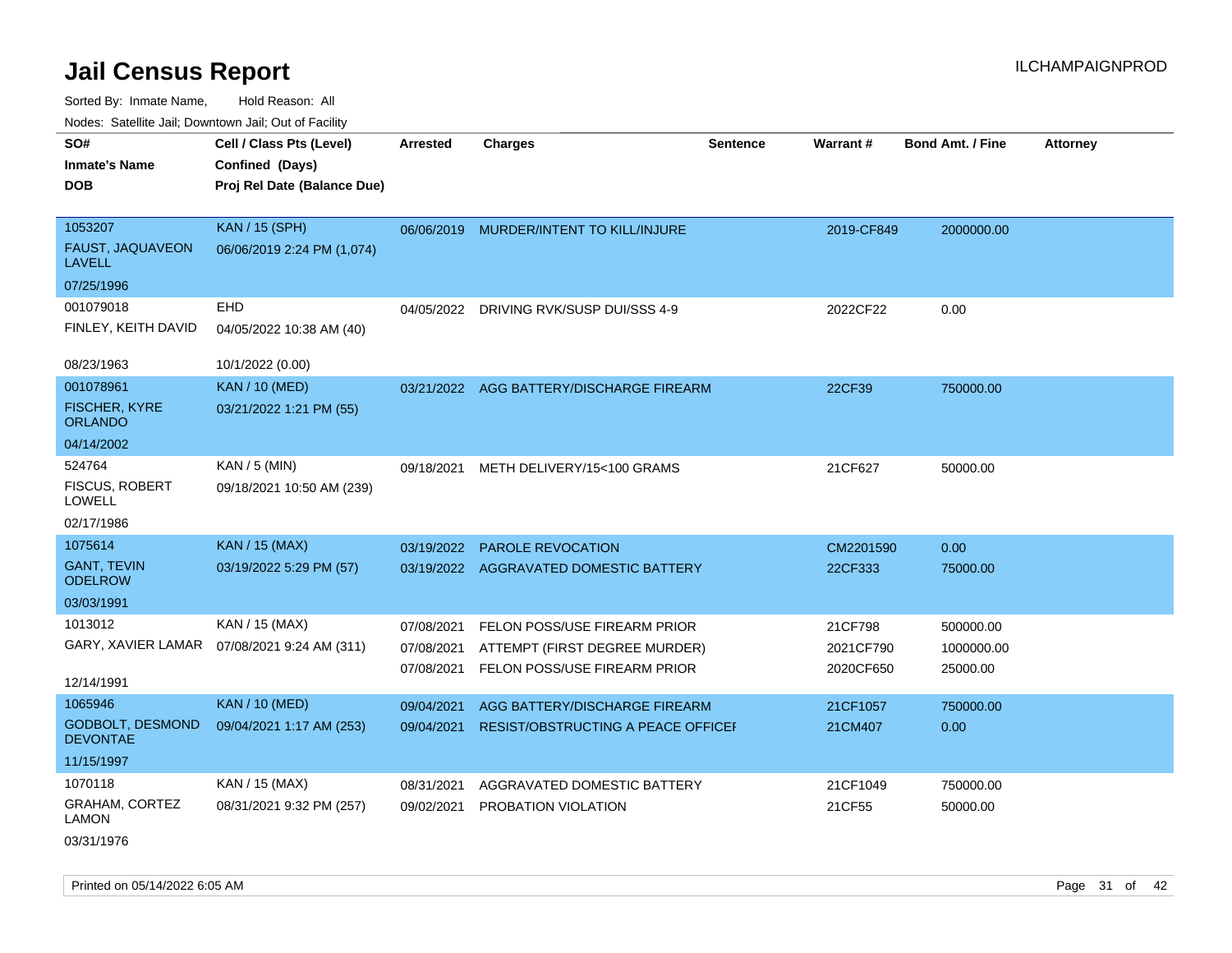# Jail Census Report

ILCHAMPAIGNPROD

Sorted By: Inmate Name, Hold Reason: All

Nodes: Satellite Jail; Downtown Jail; Out of Facility

| SO# / Inmate's Name / DOB | Cell / Class Pts (Level) / Confined (Days) / Proj Rel Date (Balance Due) | Arrested | Charges | Sentence | Warrant # | Bond Amt. / Fine | Attorney |
|---|---|---|---|---|---|---|---|
| 1053207<br>FAUST, JAQUAVEON LAVELL<br>07/25/1996 | KAN / 15 (SPH)<br>06/06/2019 2:24 PM (1,074) | 06/06/2019 | MURDER/INTENT TO KILL/INJURE | | 2019-CF849 | 2000000.00 | |
| 001079018<br>FINLEY, KEITH DAVID<br>08/23/1963 | EHD<br>04/05/2022 10:38 AM (40)<br>10/1/2022 (0.00) | 04/05/2022 | DRIVING RVK/SUSP DUI/SSS 4-9 | | 2022CF22 | 0.00 | |
| 001078961<br>FISCHER, KYRE ORLANDO<br>04/14/2002 | KAN / 10 (MED)<br>03/21/2022 1:21 PM (55) | 03/21/2022 | AGG BATTERY/DISCHARGE FIREARM | | 22CF39 | 750000.00 | |
| 524764<br>FISCUS, ROBERT LOWELL<br>02/17/1986 | KAN / 5 (MIN)<br>09/18/2021 10:50 AM (239) | 09/18/2021 | METH DELIVERY/15<100 GRAMS | | 21CF627 | 50000.00 | |
| 1075614<br>GANT, TEVIN ODELROW<br>03/03/1991 | KAN / 15 (MAX)<br>03/19/2022 5:29 PM (57) | 03/19/2022 | PAROLE REVOCATION | | CM2201590 | 0.00 | |
| | | 03/19/2022 | AGGRAVATED DOMESTIC BATTERY | | 22CF333 | 75000.00 | |
| 1013012<br>GARY, XAVIER LAMAR<br>12/14/1991 | KAN / 15 (MAX)<br>07/08/2021 9:24 AM (311) | 07/08/2021 | FELON POSS/USE FIREARM PRIOR | | 21CF798 | 500000.00 | |
| | | 07/08/2021 | ATTEMPT (FIRST DEGREE MURDER) | | 2021CF790 | 1000000.00 | |
| | | 07/08/2021 | FELON POSS/USE FIREARM PRIOR | | 2020CF650 | 25000.00 | |
| 1065946<br>GODBOLT, DESMOND DEVONTAE<br>11/15/1997 | KAN / 10 (MED)<br>09/04/2021 1:17 AM (253) | 09/04/2021 | AGG BATTERY/DISCHARGE FIREARM | | 21CF1057 | 750000.00 | |
| | | 09/04/2021 | RESIST/OBSTRUCTING A PEACE OFFICEI | | 21CM407 | 0.00 | |
| 1070118<br>GRAHAM, CORTEZ LAMON<br>03/31/1976 | KAN / 15 (MAX)<br>08/31/2021 9:32 PM (257) | 08/31/2021 | AGGRAVATED DOMESTIC BATTERY | | 21CF1049 | 750000.00 | |
| | | 09/02/2021 | PROBATION VIOLATION | | 21CF55 | 50000.00 | |

Printed on 05/14/2022 6:05 AM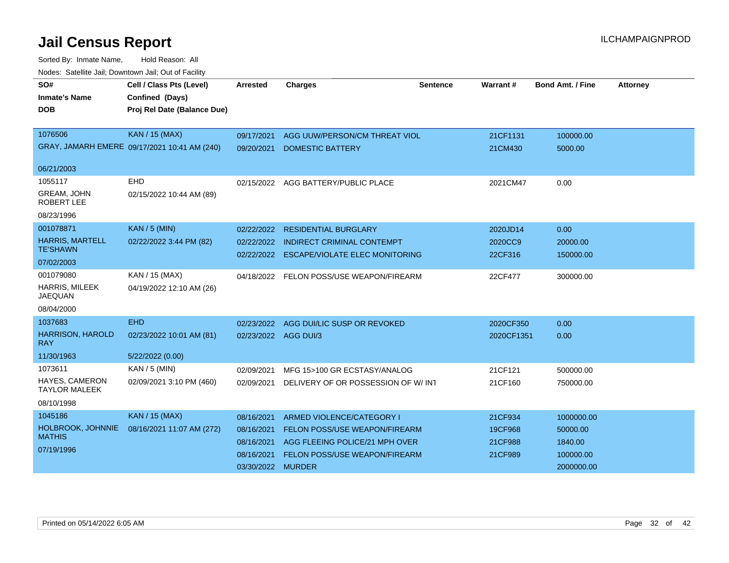# Jail Census Report

Sorted By: Inmate Name, Hold Reason: All

Nodes: Satellite Jail; Downtown Jail; Out of Facility

| SO# / Inmate's Name / DOB | Cell / Class Pts (Level) / Confined (Days) / Proj Rel Date (Balance Due) | Arrested | Charges | Sentence | Warrant # | Bond Amt. / Fine | Attorney |
|---|---|---|---|---|---|---|---|
| 1076506 | KAN / 15 (MAX) | 09/17/2021 | AGG UUW/PERSON/CM THREAT VIOL | | 21CF1131 | 100000.00 | |
| GRAY, JAMARH EMERE | 09/17/2021 10:41 AM (240) | 09/20/2021 | DOMESTIC BATTERY | | 21CM430 | 5000.00 | |
| 06/21/2003 | | | | | | | |
| 1055117 | EHD | 02/15/2022 | AGG BATTERY/PUBLIC PLACE | | 2021CM47 | 0.00 | |
| GREAM, JOHN ROBERT LEE | 02/15/2022 10:44 AM (89) | | | | | | |
| 08/23/1996 | | | | | | | |
| 001078871 | KAN / 5 (MIN) | 02/22/2022 | RESIDENTIAL BURGLARY | | 2020JD14 | 0.00 | |
| HARRIS, MARTELL TE'SHAWN | 02/22/2022 3:44 PM (82) | 02/22/2022 | INDIRECT CRIMINAL CONTEMPT | | 2020CC9 | 20000.00 | |
| 07/02/2003 | | 02/22/2022 | ESCAPE/VIOLATE ELEC MONITORING | | 22CF316 | 150000.00 | |
| 001079080 | KAN / 15 (MAX) | 04/18/2022 | FELON POSS/USE WEAPON/FIREARM | | 22CF477 | 300000.00 | |
| HARRIS, MILEEK JAEQUAN | 04/19/2022 12:10 AM (26) | | | | | | |
| 08/04/2000 | | | | | | | |
| 1037683 | EHD | 02/23/2022 | AGG DUI/LIC SUSP OR REVOKED | | 2020CF350 | 0.00 | |
| HARRISON, HAROLD RAY | 02/23/2022 10:01 AM (81) | 02/23/2022 | AGG DUI/3 | | 2020CF1351 | 0.00 | |
| 11/30/1963 | 5/22/2022 (0.00) | | | | | | |
| 1073611 | KAN / 5 (MIN) | 02/09/2021 | MFG 15>100 GR ECSTASY/ANALOG | | 21CF121 | 500000.00 | |
| HAYES, CAMERON TAYLOR MALEEK | 02/09/2021 3:10 PM (460) | 02/09/2021 | DELIVERY OF OR POSSESSION OF W/ INT | | 21CF160 | 750000.00 | |
| 08/10/1998 | | | | | | | |
| 1045186 | KAN / 15 (MAX) | 08/16/2021 | ARMED VIOLENCE/CATEGORY I | | 21CF934 | 1000000.00 | |
| HOLBROOK, JOHNNIE MATHIS | 08/16/2021 11:07 AM (272) | 08/16/2021 | FELON POSS/USE WEAPON/FIREARM | | 19CF968 | 50000.00 | |
| 07/19/1996 | | 08/16/2021 | AGG FLEEING POLICE/21 MPH OVER | | 21CF988 | 1840.00 | |
| | | 08/16/2021 | FELON POSS/USE WEAPON/FIREARM | | 21CF989 | 100000.00 | |
| | | 03/30/2022 | MURDER | | | 2000000.00 | |

Printed on 05/14/2022 6:05 AM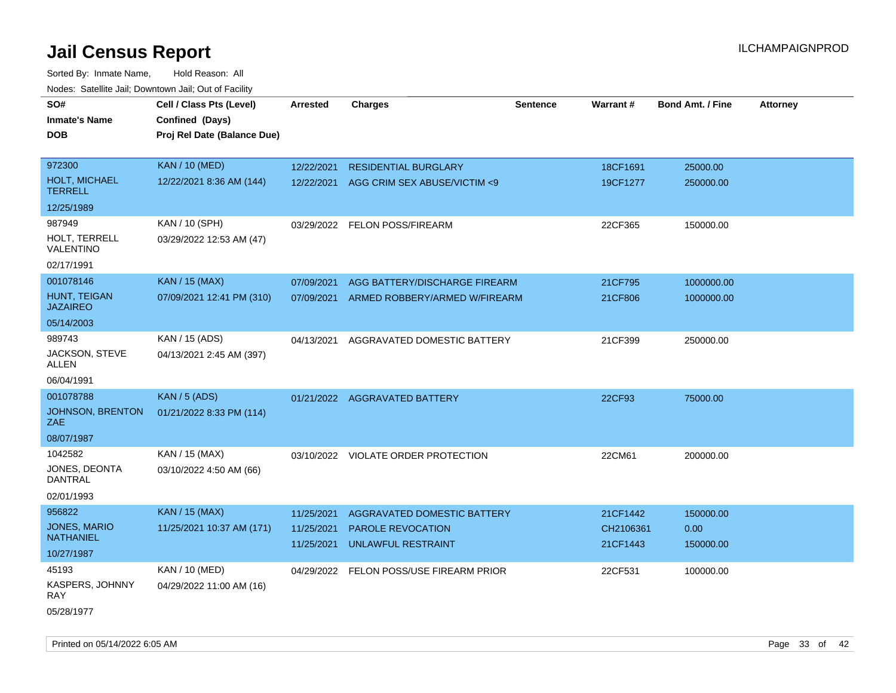# Jail Census Report

ILCHAMPAIGNPROD

Sorted By: Inmate Name, Hold Reason: All

Nodes: Satellite Jail; Downtown Jail; Out of Facility

| SO# / Inmate's Name / DOB | Cell / Class Pts (Level) / Confined (Days) / Proj Rel Date (Balance Due) | Arrested | Charges | Sentence | Warrant # | Bond Amt. / Fine | Attorney |
|---|---|---|---|---|---|---|---|
| 972300<br>HOLT, MICHAEL TERRELL<br>12/25/1989 | KAN / 10 (MED)<br>12/22/2021 8:36 AM (144) | 12/22/2021<br>12/22/2021 | RESIDENTIAL BURGLARY<br>AGG CRIM SEX ABUSE/VICTIM <9 | | 18CF1691<br>19CF1277 | 25000.00<br>250000.00 | |
| 987949<br>HOLT, TERRELL VALENTINO<br>02/17/1991 | KAN / 10 (SPH)<br>03/29/2022 12:53 AM (47) | 03/29/2022 | FELON POSS/FIREARM | | 22CF365 | 150000.00 | |
| 001078146<br>HUNT, TEIGAN JAZAIREO<br>05/14/2003 | KAN / 15 (MAX)<br>07/09/2021 12:41 PM (310) | 07/09/2021<br>07/09/2021 | AGG BATTERY/DISCHARGE FIREARM<br>ARMED ROBBERY/ARMED W/FIREARM | | 21CF795<br>21CF806 | 1000000.00<br>1000000.00 | |
| 989743<br>JACKSON, STEVE ALLEN<br>06/04/1991 | KAN / 15 (ADS)<br>04/13/2021 2:45 AM (397) | 04/13/2021 | AGGRAVATED DOMESTIC BATTERY | | 21CF399 | 250000.00 | |
| 001078788<br>JOHNSON, BRENTON ZAE<br>08/07/1987 | KAN / 5 (ADS)<br>01/21/2022 8:33 PM (114) | 01/21/2022 | AGGRAVATED BATTERY | | 22CF93 | 75000.00 | |
| 1042582<br>JONES, DEONTA DANTRAL<br>02/01/1993 | KAN / 15 (MAX)<br>03/10/2022 4:50 AM (66) | 03/10/2022 | VIOLATE ORDER PROTECTION | | 22CM61 | 200000.00 | |
| 956822<br>JONES, MARIO NATHANIEL<br>10/27/1987 | KAN / 15 (MAX)<br>11/25/2021 10:37 AM (171) | 11/25/2021<br>11/25/2021<br>11/25/2021 | AGGRAVATED DOMESTIC BATTERY<br>PAROLE REVOCATION<br>UNLAWFUL RESTRAINT | | 21CF1442<br>CH2106361<br>21CF1443 | 150000.00<br>0.00<br>150000.00 | |
| 45193<br>KASPERS, JOHNNY RAY<br>05/28/1977 | KAN / 10 (MED)<br>04/29/2022 11:00 AM (16) | 04/29/2022 | FELON POSS/USE FIREARM PRIOR | | 22CF531 | 100000.00 | |

Printed on 05/14/2022 6:05 AM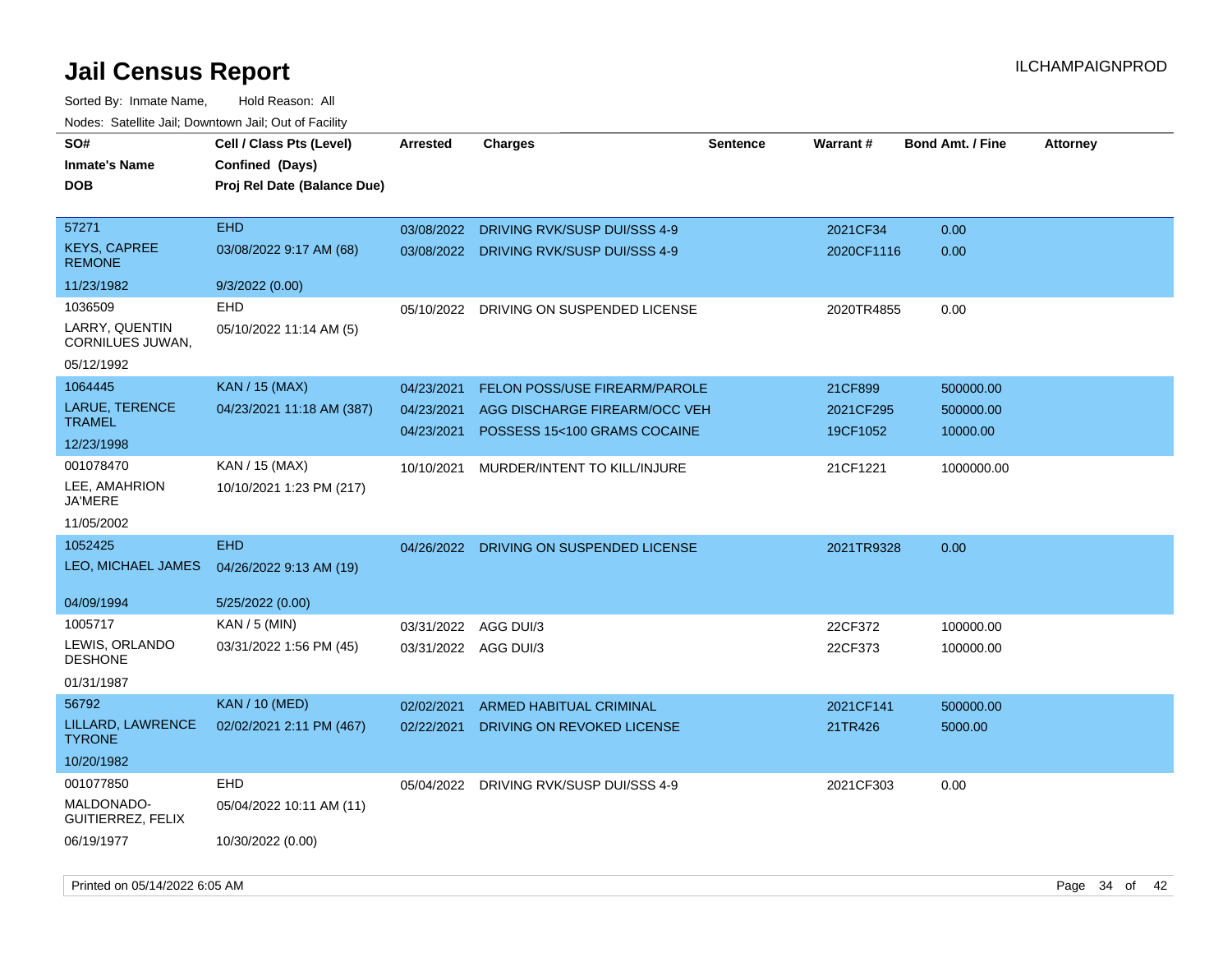# Jail Census Report

Sorted By: Inmate Name, Hold Reason: All

Nodes: Satellite Jail; Downtown Jail; Out of Facility

| SO# / Inmate's Name / DOB | Cell / Class Pts (Level) / Confined (Days) / Proj Rel Date (Balance Due) | Arrested | Charges | Sentence | Warrant # | Bond Amt. / Fine | Attorney |
|---|---|---|---|---|---|---|---|
| 57271<br>KEYS, CAPREE REMONE<br>11/23/1982 | EHD<br>03/08/2022 9:17 AM (68)<br>9/3/2022 (0.00) | 03/08/2022<br>03/08/2022 | DRIVING RVK/SUSP DUI/SSS 4-9<br>DRIVING RVK/SUSP DUI/SSS 4-9 | | 2021CF34<br>2020CF1116 | 0.00<br>0.00 | |
| 1036509<br>LARRY, QUENTIN CORNILUES JUWAN,<br>05/12/1992 | EHD<br>05/10/2022 11:14 AM (5) | 05/10/2022 | DRIVING ON SUSPENDED LICENSE | | 2020TR4855 | 0.00 | |
| 1064445<br>LARUE, TERENCE TRAMEL<br>12/23/1998 | KAN / 15 (MAX)<br>04/23/2021 11:18 AM (387) | 04/23/2021<br>04/23/2021<br>04/23/2021 | FELON POSS/USE FIREARM/PAROLE<br>AGG DISCHARGE FIREARM/OCC VEH<br>POSSESS 15<100 GRAMS COCAINE | | 21CF899<br>2021CF295<br>19CF1052 | 500000.00<br>500000.00<br>10000.00 | |
| 001078470<br>LEE, AMAHRION JA'MERE<br>11/05/2002 | KAN / 15 (MAX)<br>10/10/2021 1:23 PM (217) | 10/10/2021 | MURDER/INTENT TO KILL/INJURE | | 21CF1221 | 1000000.00 | |
| 1052425<br>LEO, MICHAEL JAMES<br>04/09/1994 | EHD<br>04/26/2022 9:13 AM (19)<br>5/25/2022 (0.00) | 04/26/2022 | DRIVING ON SUSPENDED LICENSE | | 2021TR9328 | 0.00 | |
| 1005717<br>LEWIS, ORLANDO DESHONE<br>01/31/1987 | KAN / 5 (MIN)<br>03/31/2022 1:56 PM (45) | 03/31/2022<br>03/31/2022 | AGG DUI/3<br>AGG DUI/3 | | 22CF372<br>22CF373 | 100000.00<br>100000.00 | |
| 56792<br>LILLARD, LAWRENCE TYRONE<br>10/20/1982 | KAN / 10 (MED)<br>02/02/2021 2:11 PM (467) | 02/02/2021<br>02/22/2021 | ARMED HABITUAL CRIMINAL<br>DRIVING ON REVOKED LICENSE | | 2021CF141<br>21TR426 | 500000.00<br>5000.00 | |
| 001077850<br>MALDONADO-GUITIERREZ, FELIX<br>06/19/1977 | EHD<br>05/04/2022 10:11 AM (11)<br>10/30/2022 (0.00) | 05/04/2022 | DRIVING RVK/SUSP DUI/SSS 4-9 | | 2021CF303 | 0.00 | |

Printed on 05/14/2022 6:05 AM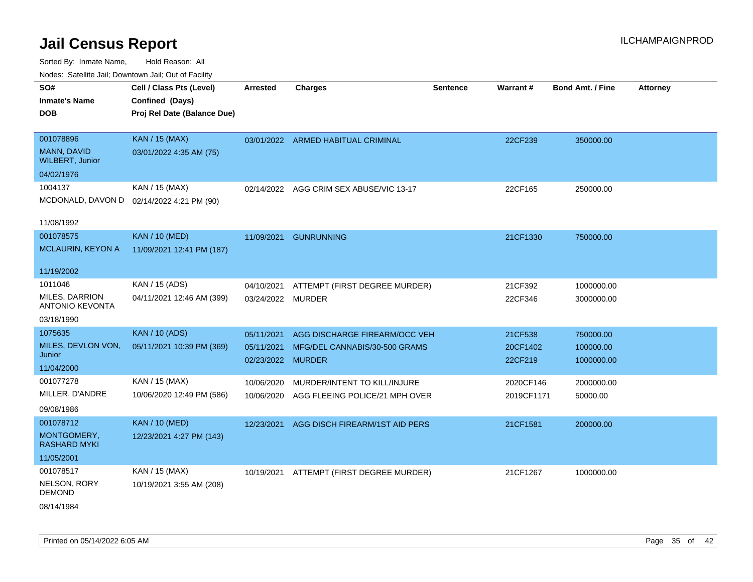# Jail Census Report

ILCHAMPAIGNPROD

Sorted By: Inmate Name, Hold Reason: All

Nodes: Satellite Jail; Downtown Jail; Out of Facility

| SO# / Inmate's Name / DOB | Cell / Class Pts (Level) / Confined (Days) / Proj Rel Date (Balance Due) | Arrested | Charges | Sentence | Warrant # | Bond Amt. / Fine | Attorney |
|---|---|---|---|---|---|---|---|
| 001078896<br>MANN, DAVID WILBERT, Junior<br>04/02/1976 | KAN / 15 (MAX)<br>03/01/2022 4:35 AM (75) | 03/01/2022 | ARMED HABITUAL CRIMINAL | | 22CF239 | 350000.00 | |
| 1004137<br>MCDONALD, DAVON D<br>11/08/1992 | KAN / 15 (MAX)<br>02/14/2022 4:21 PM (90) | 02/14/2022 | AGG CRIM SEX ABUSE/VIC 13-17 | | 22CF165 | 250000.00 | |
| 001078575<br>MCLAURIN, KEYON A<br>11/19/2002 | KAN / 10 (MED)<br>11/09/2021 12:41 PM (187) | 11/09/2021 | GUNRUNNING | | 21CF1330 | 750000.00 | |
| 1011046<br>MILES, DARRION ANTONIO KEVONTA<br>03/18/1990 | KAN / 15 (ADS)<br>04/11/2021 12:46 AM (399) | 04/10/2021 | ATTEMPT (FIRST DEGREE MURDER) | | 21CF392 | 1000000.00 | |
| | | 03/24/2022 | MURDER | | 22CF346 | 3000000.00 | |
| 1075635<br>MILES, DEVLON VON, Junior<br>11/04/2000 | KAN / 10 (ADS)<br>05/11/2021 10:39 PM (369) | 05/11/2021 | AGG DISCHARGE FIREARM/OCC VEH | | 21CF538 | 750000.00 | |
| | | 05/11/2021 | MFG/DEL CANNABIS/30-500 GRAMS | | 20CF1402 | 100000.00 | |
| | | 02/23/2022 | MURDER | | 22CF219 | 1000000.00 | |
| 001077278<br>MILLER, D'ANDRE<br>09/08/1986 | KAN / 15 (MAX)<br>10/06/2020 12:49 PM (586) | 10/06/2020 | MURDER/INTENT TO KILL/INJURE | | 2020CF146 | 2000000.00 | |
| | | 10/06/2020 | AGG FLEEING POLICE/21 MPH OVER | | 2019CF1171 | 50000.00 | |
| 001078712<br>MONTGOMERY, RASHARD MYKI<br>11/05/2001 | KAN / 10 (MED)<br>12/23/2021 4:27 PM (143) | 12/23/2021 | AGG DISCH FIREARM/1ST AID PERS | | 21CF1581 | 200000.00 | |
| 001078517<br>NELSON, RORY DEMOND<br>08/14/1984 | KAN / 15 (MAX)<br>10/19/2021 3:55 AM (208) | 10/19/2021 | ATTEMPT (FIRST DEGREE MURDER) | | 21CF1267 | 1000000.00 | |

Printed on 05/14/2022 6:05 AM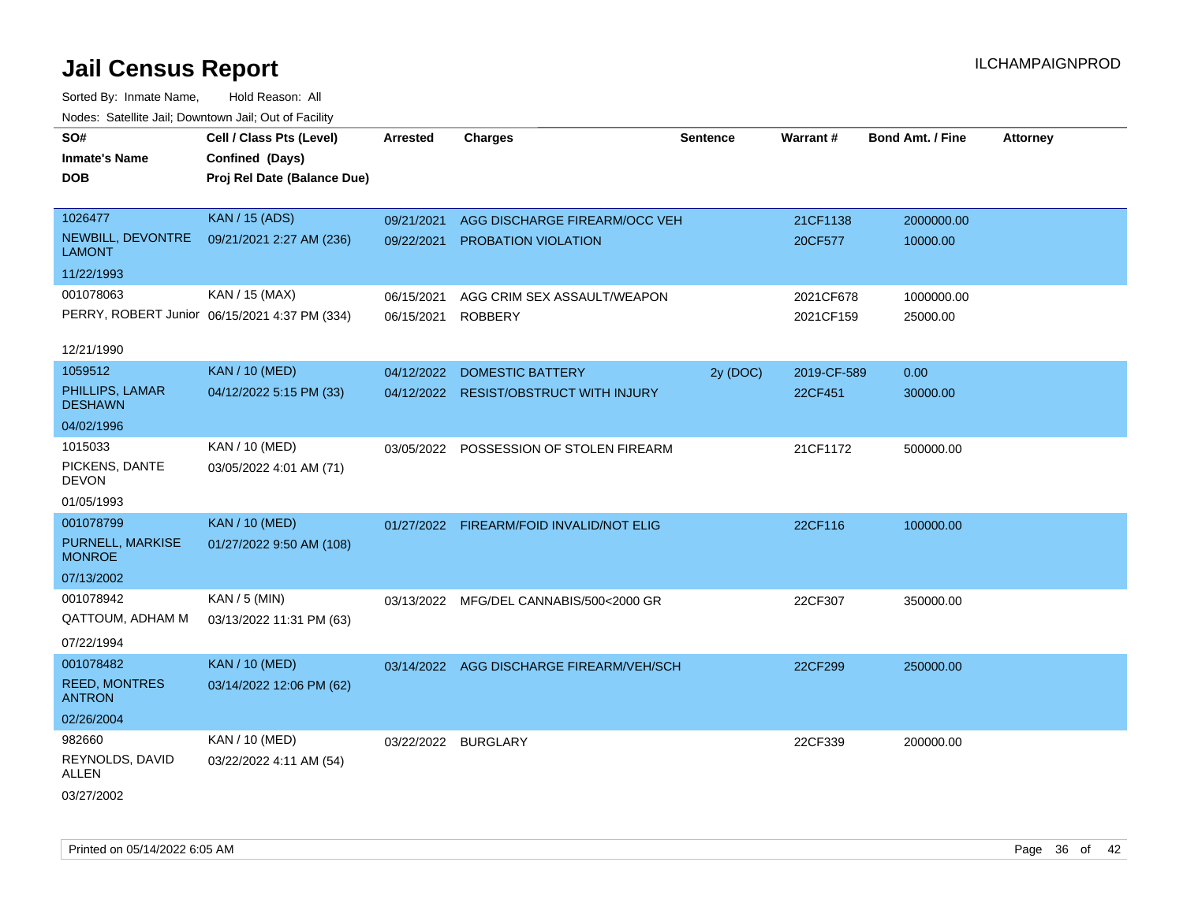# Jail Census Report

ILCHAMPAIGNPROD

Sorted By: Inmate Name, Hold Reason: All

Nodes: Satellite Jail; Downtown Jail; Out of Facility

| SO# / Inmate's Name / DOB | Cell / Class Pts (Level) / Confined (Days) / Proj Rel Date (Balance Due) | Arrested | Charges | Sentence | Warrant # | Bond Amt. / Fine | Attorney |
|---|---|---|---|---|---|---|---|
| 1026477<br>NEWBILL, DEVONTRE LAMONT<br>11/22/1993 | KAN / 15 (ADS)<br>09/21/2021 2:27 AM (236) | 09/21/2021 | AGG DISCHARGE FIREARM/OCC VEH | | 21CF1138 | 2000000.00 | |
| | | 09/22/2021 | PROBATION VIOLATION | | 20CF577 | 10000.00 | |
| 001078063<br>PERRY, ROBERT Junior<br>12/21/1990 | KAN / 15 (MAX)<br>06/15/2021 4:37 PM (334) | 06/15/2021 | AGG CRIM SEX ASSAULT/WEAPON | | 2021CF678 | 1000000.00 | |
| | | 06/15/2021 | ROBBERY | | 2021CF159 | 25000.00 | |
| 1059512<br>PHILLIPS, LAMAR DESHAWN<br>04/02/1996 | KAN / 10 (MED)<br>04/12/2022 5:15 PM (33) | 04/12/2022 | DOMESTIC BATTERY | 2y (DOC) | 2019-CF-589 | 0.00 | |
| | | 04/12/2022 | RESIST/OBSTRUCT WITH INJURY | | 22CF451 | 30000.00 | |
| 1015033<br>PICKENS, DANTE DEVON<br>01/05/1993 | KAN / 10 (MED)<br>03/05/2022 4:01 AM (71) | 03/05/2022 | POSSESSION OF STOLEN FIREARM | | 21CF1172 | 500000.00 | |
| 001078799<br>PURNELL, MARKISE MONROE<br>07/13/2002 | KAN / 10 (MED)<br>01/27/2022 9:50 AM (108) | 01/27/2022 | FIREARM/FOID INVALID/NOT ELIG | | 22CF116 | 100000.00 | |
| 001078942<br>QATTOUM, ADHAM M<br>07/22/1994 | KAN / 5 (MIN)<br>03/13/2022 11:31 PM (63) | 03/13/2022 | MFG/DEL CANNABIS/500<2000 GR | | 22CF307 | 350000.00 | |
| 001078482<br>REED, MONTRES ANTRON<br>02/26/2004 | KAN / 10 (MED)<br>03/14/2022 12:06 PM (62) | 03/14/2022 | AGG DISCHARGE FIREARM/VEH/SCH | | 22CF299 | 250000.00 | |
| 982660<br>REYNOLDS, DAVID ALLEN<br>03/27/2002 | KAN / 10 (MED)<br>03/22/2022 4:11 AM (54) | 03/22/2022 | BURGLARY | | 22CF339 | 200000.00 | |

Printed on 05/14/2022 6:05 AM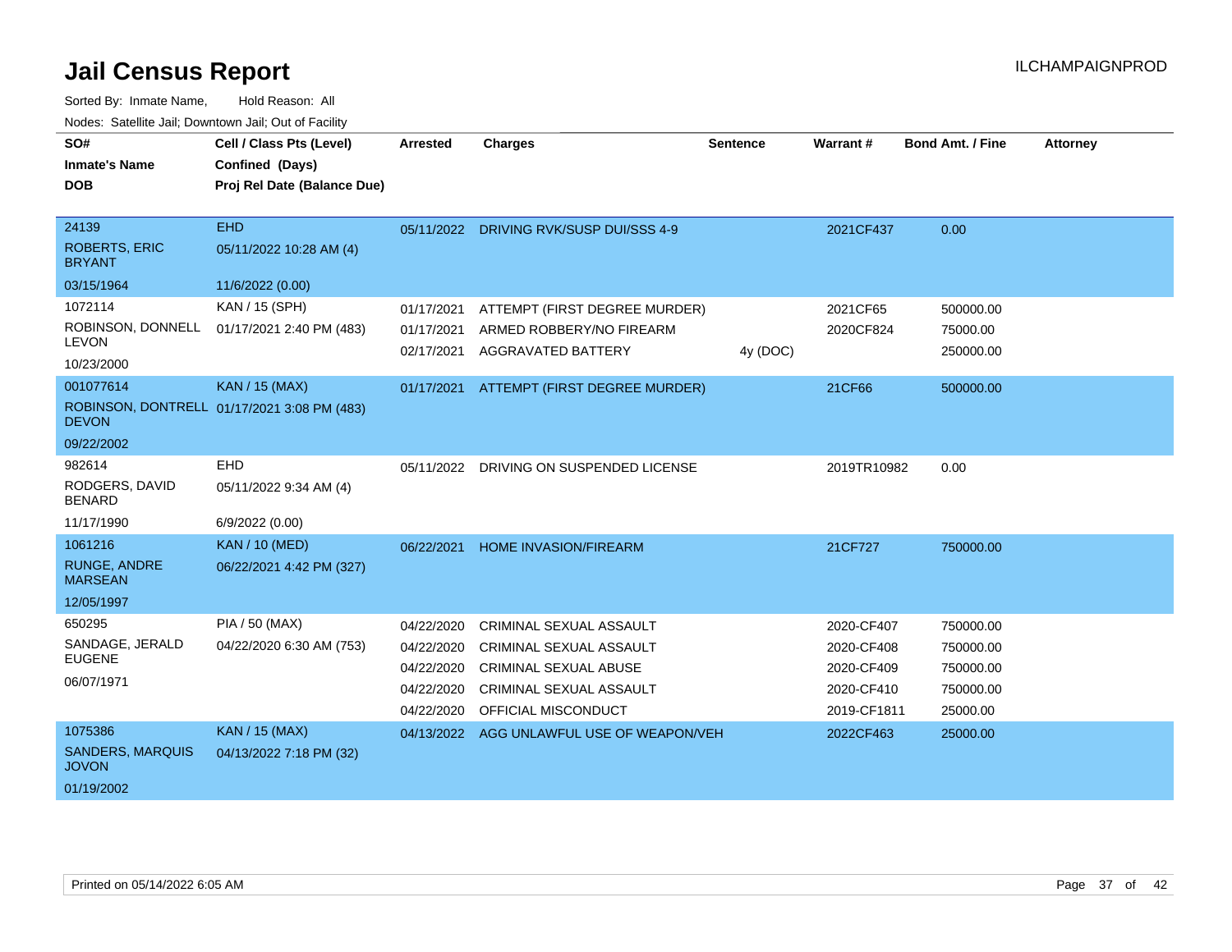# Jail Census Report

ILCHAMPAIGNPROD

Sorted By: Inmate Name, Hold Reason: All

Nodes: Satellite Jail; Downtown Jail; Out of Facility

| SO# / Inmate's Name / DOB | Cell / Class Pts (Level) / Confined (Days) / Proj Rel Date (Balance Due) | Arrested | Charges | Sentence | Warrant # | Bond Amt. / Fine | Attorney |
|---|---|---|---|---|---|---|---|
| 24139<br>ROBERTS, ERIC BRYANT<br>03/15/1964 | EHD<br>05/11/2022 10:28 AM (4)<br>11/6/2022 (0.00) | 05/11/2022 | DRIVING RVK/SUSP DUI/SSS 4-9 | | 2021CF437 | 0.00 | |
| 1072114<br>ROBINSON, DONNELL LEVON<br>10/23/2000 | KAN / 15 (SPH)<br>01/17/2021 2:40 PM (483) | 01/17/2021 | ATTEMPT (FIRST DEGREE MURDER) | | 2021CF65 | 500000.00 | |
| | | 01/17/2021 | ARMED ROBBERY/NO FIREARM | | 2020CF824 | 75000.00 | |
| | | 02/17/2021 | AGGRAVATED BATTERY | 4y (DOC) | | 250000.00 | |
| 001077614<br>ROBINSON, DONTRELL DEVON<br>09/22/2002 | KAN / 15 (MAX)<br>01/17/2021 3:08 PM (483) | 01/17/2021 | ATTEMPT (FIRST DEGREE MURDER) | | 21CF66 | 500000.00 | |
| 982614<br>RODGERS, DAVID BENARD<br>11/17/1990 | EHD<br>05/11/2022 9:34 AM (4)<br>6/9/2022 (0.00) | 05/11/2022 | DRIVING ON SUSPENDED LICENSE | | 2019TR10982 | 0.00 | |
| 1061216<br>RUNGE, ANDRE MARSEAN<br>12/05/1997 | KAN / 10 (MED)<br>06/22/2021 4:42 PM (327) | 06/22/2021 | HOME INVASION/FIREARM | | 21CF727 | 750000.00 | |
| 650295<br>SANDAGE, JERALD EUGENE<br>06/07/1971 | PIA / 50 (MAX)<br>04/22/2020 6:30 AM (753) | 04/22/2020 | CRIMINAL SEXUAL ASSAULT | | 2020-CF407 | 750000.00 | |
| | | 04/22/2020 | CRIMINAL SEXUAL ASSAULT | | 2020-CF408 | 750000.00 | |
| | | 04/22/2020 | CRIMINAL SEXUAL ABUSE | | 2020-CF409 | 750000.00 | |
| | | 04/22/2020 | CRIMINAL SEXUAL ASSAULT | | 2020-CF410 | 750000.00 | |
| | | 04/22/2020 | OFFICIAL MISCONDUCT | | 2019-CF1811 | 25000.00 | |
| 1075386<br>SANDERS, MARQUIS JOVON<br>01/19/2002 | KAN / 15 (MAX)<br>04/13/2022 7:18 PM (32) | 04/13/2022 | AGG UNLAWFUL USE OF WEAPON/VEH | | 2022CF463 | 25000.00 | |

Printed on 05/14/2022 6:05 AM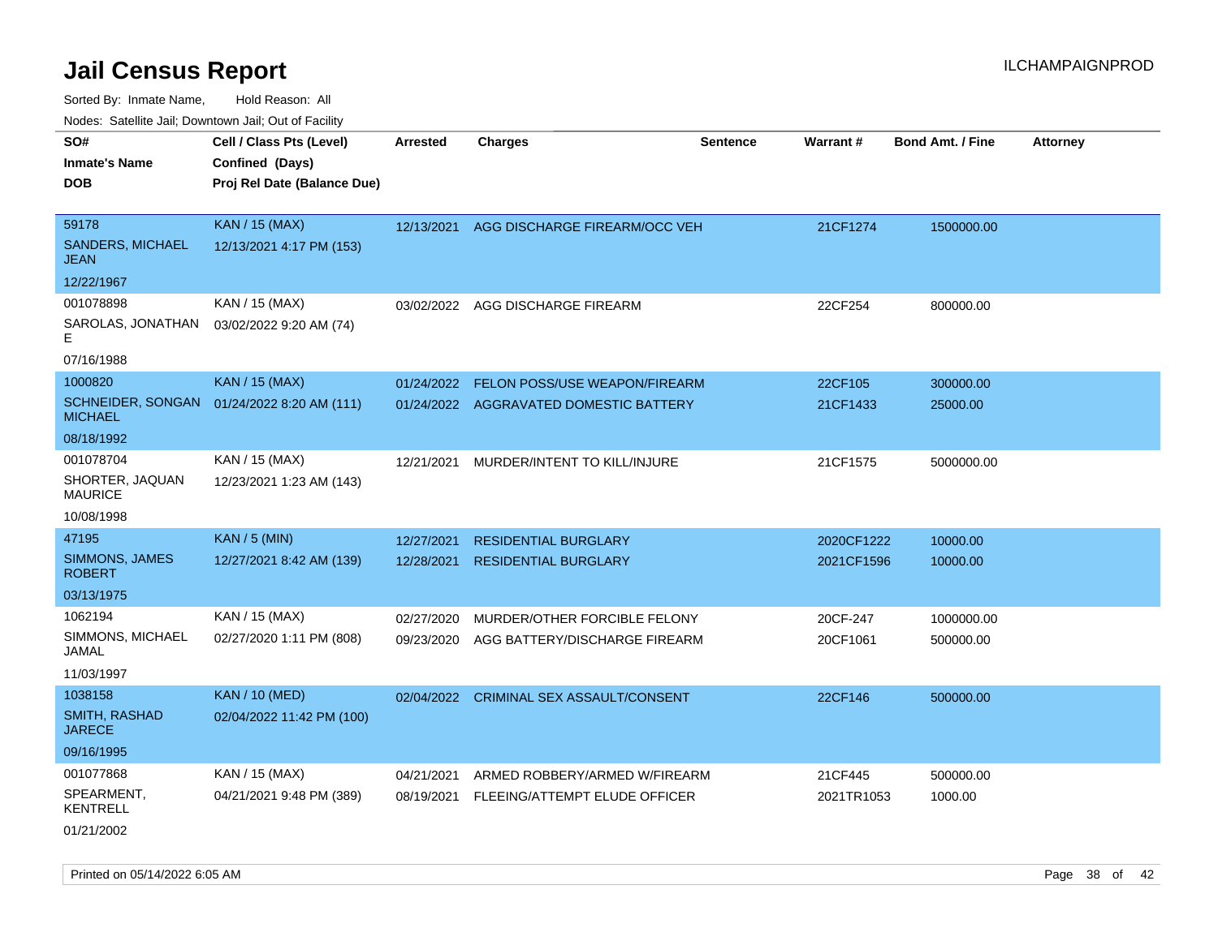# Jail Census Report

ILCHAMPAIGNPROD

Sorted By: Inmate Name, Hold Reason: All

Nodes: Satellite Jail; Downtown Jail; Out of Facility

| SO# / Inmate's Name / DOB | Cell / Class Pts (Level) / Confined (Days) / Proj Rel Date (Balance Due) | Arrested | Charges | Sentence | Warrant # | Bond Amt. / Fine | Attorney |
|---|---|---|---|---|---|---|---|
| 59178<br>SANDERS, MICHAEL JEAN<br>12/22/1967 | KAN / 15 (MAX)<br>12/13/2021 4:17 PM (153) | 12/13/2021 | AGG DISCHARGE FIREARM/OCC VEH | | 21CF1274 | 1500000.00 | |
| 001078898<br>SAROLAS, JONATHAN E<br>07/16/1988 | KAN / 15 (MAX)<br>03/02/2022 9:20 AM (74) | 03/02/2022 | AGG DISCHARGE FIREARM | | 22CF254 | 800000.00 | |
| 1000820<br>SCHNEIDER, SONGAN MICHAEL<br>08/18/1992 | KAN / 15 (MAX)<br>01/24/2022 8:20 AM (111) | 01/24/2022<br>01/24/2022 | FELON POSS/USE WEAPON/FIREARM<br>AGGRAVATED DOMESTIC BATTERY | | 22CF105<br>21CF1433 | 300000.00<br>25000.00 | |
| 001078704<br>SHORTER, JAQUAN MAURICE<br>10/08/1998 | KAN / 15 (MAX)<br>12/23/2021 1:23 AM (143) | 12/21/2021 | MURDER/INTENT TO KILL/INJURE | | 21CF1575 | 5000000.00 | |
| 47195<br>SIMMONS, JAMES ROBERT<br>03/13/1975 | KAN / 5 (MIN)<br>12/27/2021 8:42 AM (139) | 12/27/2021<br>12/28/2021 | RESIDENTIAL BURGLARY<br>RESIDENTIAL BURGLARY | | 2020CF1222<br>2021CF1596 | 10000.00<br>10000.00 | |
| 1062194<br>SIMMONS, MICHAEL JAMAL<br>11/03/1997 | KAN / 15 (MAX)<br>02/27/2020 1:11 PM (808) | 02/27/2020<br>09/23/2020 | MURDER/OTHER FORCIBLE FELONY<br>AGG BATTERY/DISCHARGE FIREARM | | 20CF-247<br>20CF1061 | 1000000.00<br>500000.00 | |
| 1038158<br>SMITH, RASHAD JARECE<br>09/16/1995 | KAN / 10 (MED)<br>02/04/2022 11:42 PM (100) | 02/04/2022 | CRIMINAL SEX ASSAULT/CONSENT | | 22CF146 | 500000.00 | |
| 001077868<br>SPEARMENT, KENTRELL<br>01/21/2002 | KAN / 15 (MAX)<br>04/21/2021 9:48 PM (389) | 04/21/2021<br>08/19/2021 | ARMED ROBBERY/ARMED W/FIREARM<br>FLEEING/ATTEMPT ELUDE OFFICER | | 21CF445<br>2021TR1053 | 500000.00<br>1000.00 | |

Printed on 05/14/2022 6:05 AM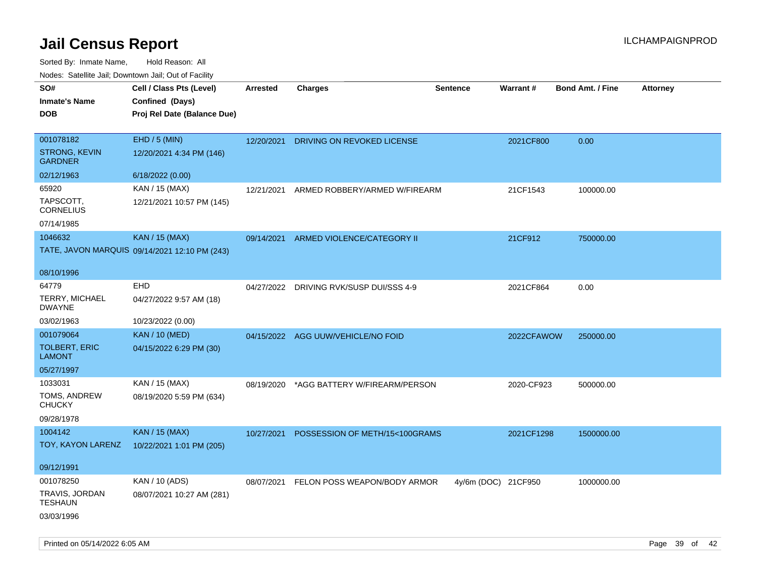# Jail Census Report

ILCHAMPAIGNPROD

Sorted By: Inmate Name, Hold Reason: All

Nodes: Satellite Jail; Downtown Jail; Out of Facility

| SO# / Inmate's Name / DOB | Cell / Class Pts (Level) / Confined (Days) / Proj Rel Date (Balance Due) | Arrested | Charges | Sentence | Warrant # | Bond Amt. / Fine | Attorney |
|---|---|---|---|---|---|---|---|
| 001078182<br>STRONG, KEVIN GARDNER<br>02/12/1963 | EHD / 5 (MIN)<br>12/20/2021 4:34 PM (146)<br>6/18/2022 (0.00) | 12/20/2021 | DRIVING ON REVOKED LICENSE | | 2021CF800 | 0.00 | |
| 65920<br>TAPSCOTT, CORNELIUS<br>07/14/1985 | KAN / 15 (MAX)<br>12/21/2021 10:57 PM (145) | 12/21/2021 | ARMED ROBBERY/ARMED W/FIREARM | | 21CF1543 | 100000.00 | |
| 1046632<br>TATE, JAVON MARQUIS<br>08/10/1996 | KAN / 15 (MAX)<br>09/14/2021 12:10 PM (243) | 09/14/2021 | ARMED VIOLENCE/CATEGORY II | | 21CF912 | 750000.00 | |
| 64779<br>TERRY, MICHAEL DWAYNE<br>03/02/1963 | EHD<br>04/27/2022 9:57 AM (18)<br>10/23/2022 (0.00) | 04/27/2022 | DRIVING RVK/SUSP DUI/SSS 4-9 | | 2021CF864 | 0.00 | |
| 001079064<br>TOLBERT, ERIC LAMONT<br>05/27/1997 | KAN / 10 (MED)<br>04/15/2022 6:29 PM (30) | 04/15/2022 | AGG UUW/VEHICLE/NO FOID | | 2022CFAWOW | 250000.00 | |
| 1033031<br>TOMS, ANDREW CHUCKY<br>09/28/1978 | KAN / 15 (MAX)<br>08/19/2020 5:59 PM (634) | 08/19/2020 | *AGG BATTERY W/FIREARM/PERSON | | 2020-CF923 | 500000.00 | |
| 1004142<br>TOY, KAYON LARENZ<br>09/12/1991 | KAN / 15 (MAX)<br>10/22/2021 1:01 PM (205) | 10/27/2021 | POSSESSION OF METH/15<100GRAMS | | 2021CF1298 | 1500000.00 | |
| 001078250<br>TRAVIS, JORDAN TESHAUN<br>03/03/1996 | KAN / 10 (ADS)<br>08/07/2021 10:27 AM (281) | 08/07/2021 | FELON POSS WEAPON/BODY ARMOR | 4y/6m (DOC) | 21CF950 | 1000000.00 | |

Printed on 05/14/2022 6:05 AM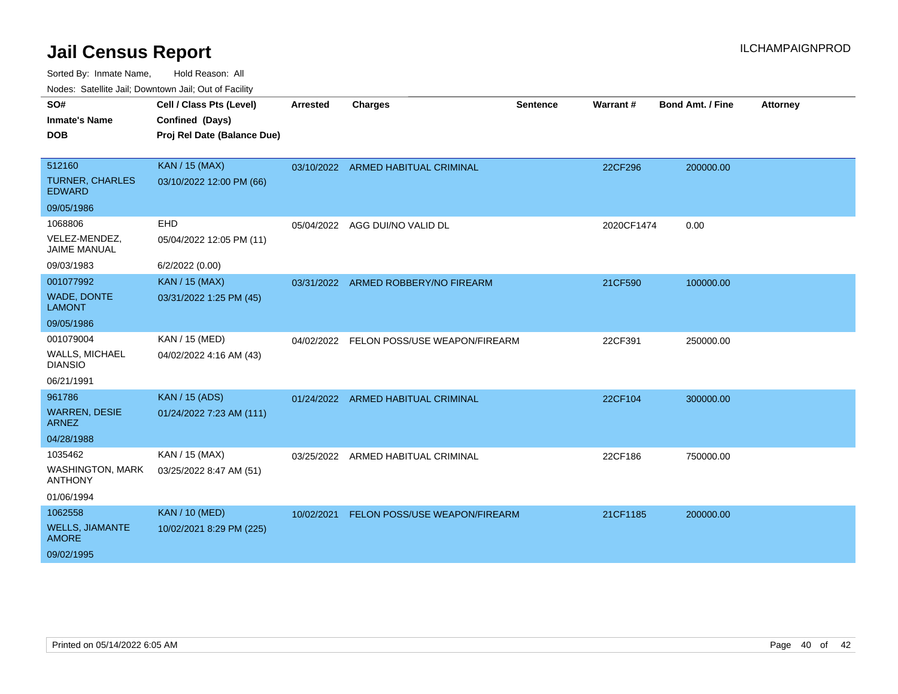# Jail Census Report

ILCHAMPAIGNPROD

Sorted By: Inmate Name, Hold Reason: All

Nodes: Satellite Jail; Downtown Jail; Out of Facility

| SO# / Inmate's Name / DOB | Cell / Class Pts (Level) / Confined (Days) / Proj Rel Date (Balance Due) | Arrested | Charges | Sentence | Warrant # | Bond Amt. / Fine | Attorney |
|---|---|---|---|---|---|---|---|
| 512160<br>TURNER, CHARLES EDWARD<br>09/05/1986 | KAN / 15 (MAX)<br>03/10/2022 12:00 PM (66) | 03/10/2022 | ARMED HABITUAL CRIMINAL | | 22CF296 | 200000.00 | |
| 1068806<br>VELEZ-MENDEZ, JAIME MANUAL<br>09/03/1983 | EHD<br>05/04/2022 12:05 PM (11)<br>6/2/2022 (0.00) | 05/04/2022 | AGG DUI/NO VALID DL | | 2020CF1474 | 0.00 | |
| 001077992<br>WADE, DONTE LAMONT<br>09/05/1986 | KAN / 15 (MAX)<br>03/31/2022 1:25 PM (45) | 03/31/2022 | ARMED ROBBERY/NO FIREARM | | 21CF590 | 100000.00 | |
| 001079004<br>WALLS, MICHAEL DIANSIO<br>06/21/1991 | KAN / 15 (MED)<br>04/02/2022 4:16 AM (43) | 04/02/2022 | FELON POSS/USE WEAPON/FIREARM | | 22CF391 | 250000.00 | |
| 961786<br>WARREN, DESIE ARNEZ<br>04/28/1988 | KAN / 15 (ADS)<br>01/24/2022 7:23 AM (111) | 01/24/2022 | ARMED HABITUAL CRIMINAL | | 22CF104 | 300000.00 | |
| 1035462<br>WASHINGTON, MARK ANTHONY<br>01/06/1994 | KAN / 15 (MAX)<br>03/25/2022 8:47 AM (51) | 03/25/2022 | ARMED HABITUAL CRIMINAL | | 22CF186 | 750000.00 | |
| 1062558<br>WELLS, JIAMANTE AMORE<br>09/02/1995 | KAN / 10 (MED)<br>10/02/2021 8:29 PM (225) | 10/02/2021 | FELON POSS/USE WEAPON/FIREARM | | 21CF1185 | 200000.00 | |

Printed on 05/14/2022 6:05 AM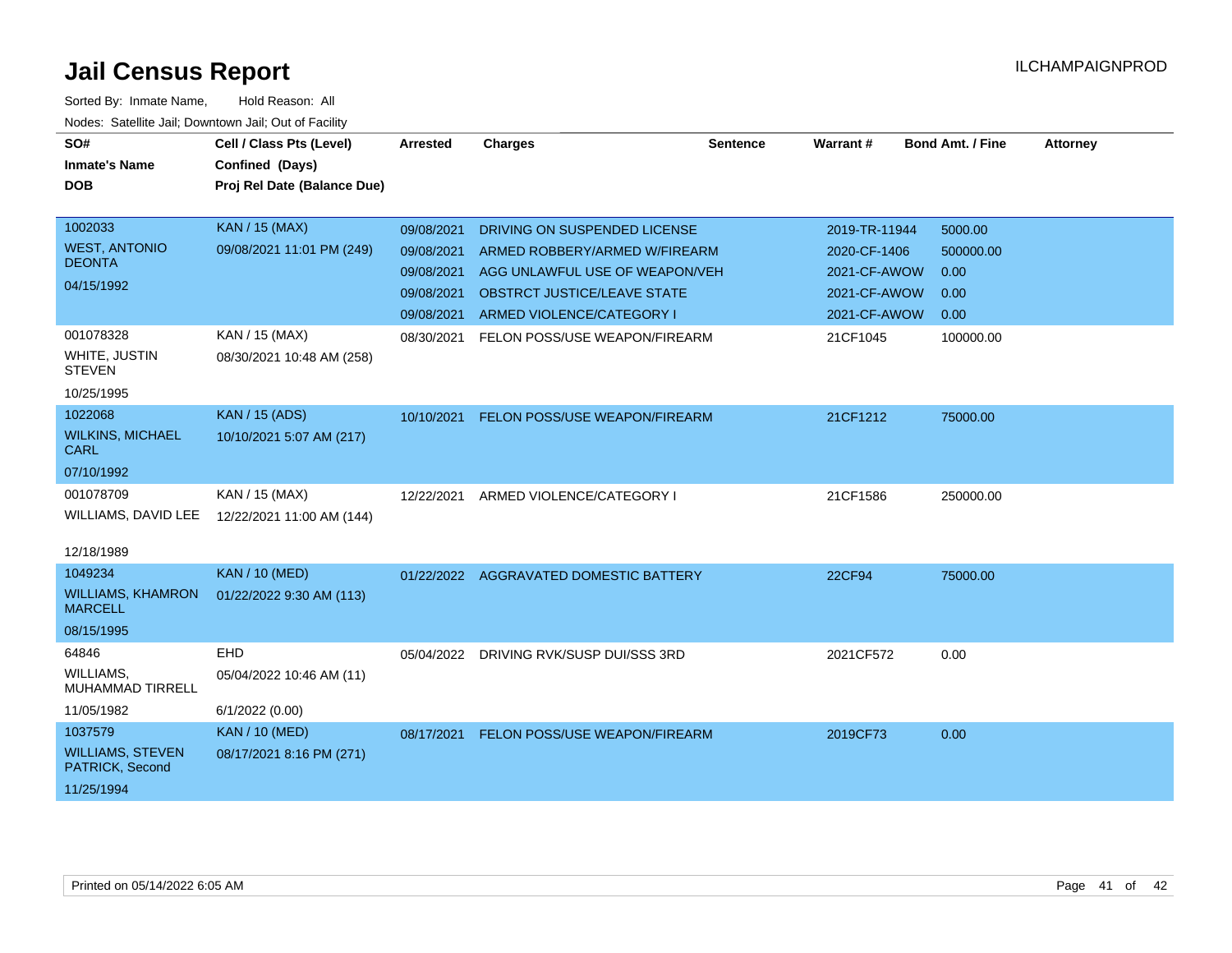# Jail Census Report

ILCHAMPAIGNPROD

Sorted By: Inmate Name, Hold Reason: All

Nodes: Satellite Jail; Downtown Jail; Out of Facility

| SO#<br>Inmate's Name<br>DOB | Cell / Class Pts (Level)<br>Confined (Days)<br>Proj Rel Date (Balance Due) | Arrested | Charges | Sentence | Warrant # | Bond Amt. / Fine | Attorney |
|---|---|---|---|---|---|---|---|
| 1002033<br>WEST, ANTONIO DEONTA<br>04/15/1992 | KAN / 15 (MAX)<br>09/08/2021 11:01 PM (249) | 09/08/2021 | DRIVING ON SUSPENDED LICENSE | | 2019-TR-11944 | 5000.00 | |
| | | 09/08/2021 | ARMED ROBBERY/ARMED W/FIREARM | | 2020-CF-1406 | 500000.00 | |
| | | 09/08/2021 | AGG UNLAWFUL USE OF WEAPON/VEH | | 2021-CF-AWOW | 0.00 | |
| | | 09/08/2021 | OBSTRCT JUSTICE/LEAVE STATE | | 2021-CF-AWOW | 0.00 | |
| | | 09/08/2021 | ARMED VIOLENCE/CATEGORY I | | 2021-CF-AWOW | 0.00 | |
| 001078328<br>WHITE, JUSTIN STEVEN<br>10/25/1995 | KAN / 15 (MAX)<br>08/30/2021 10:48 AM (258) | 08/30/2021 | FELON POSS/USE WEAPON/FIREARM | | 21CF1045 | 100000.00 | |
| 1022068<br>WILKINS, MICHAEL CARL<br>07/10/1992 | KAN / 15 (ADS)<br>10/10/2021 5:07 AM (217) | 10/10/2021 | FELON POSS/USE WEAPON/FIREARM | | 21CF1212 | 75000.00 | |
| 001078709<br>WILLIAMS, DAVID LEE<br>12/18/1989 | KAN / 15 (MAX)<br>12/22/2021 11:00 AM (144) | 12/22/2021 | ARMED VIOLENCE/CATEGORY I | | 21CF1586 | 250000.00 | |
| 1049234<br>WILLIAMS, KHAMRON MARCELL<br>08/15/1995 | KAN / 10 (MED)<br>01/22/2022 9:30 AM (113) | 01/22/2022 | AGGRAVATED DOMESTIC BATTERY | | 22CF94 | 75000.00 | |
| 64846<br>WILLIAMS, MUHAMMAD TIRRELL<br>11/05/1982 | EHD<br>05/04/2022 10:46 AM (11)<br>6/1/2022 (0.00) | 05/04/2022 | DRIVING RVK/SUSP DUI/SSS 3RD | | 2021CF572 | 0.00 | |
| 1037579<br>WILLIAMS, STEVEN PATRICK, Second<br>11/25/1994 | KAN / 10 (MED)<br>08/17/2021 8:16 PM (271) | 08/17/2021 | FELON POSS/USE WEAPON/FIREARM | | 2019CF73 | 0.00 | |

Printed on 05/14/2022 6:05 AM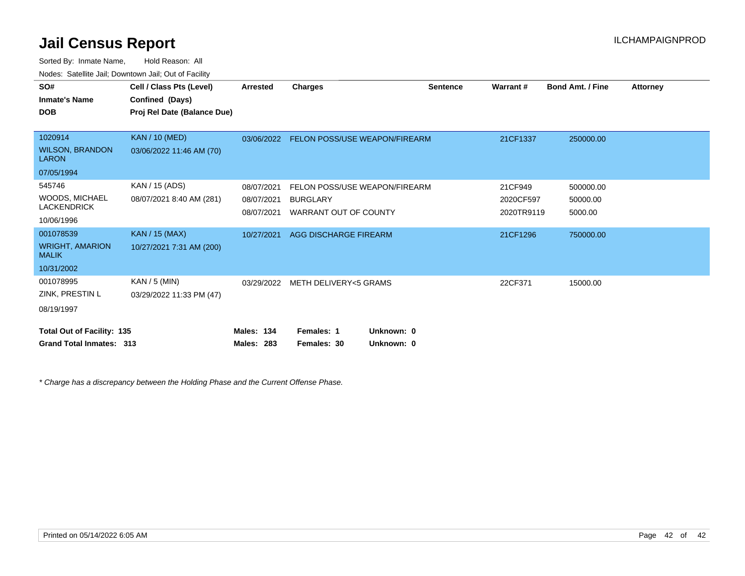# Jail Census Report

ILCHAMPAIGNPROD

Sorted By: Inmate Name, Hold Reason: All

Nodes: Satellite Jail; Downtown Jail; Out of Facility

| SO# / Inmate's Name / DOB | Cell / Class Pts (Level) / Confined (Days) / Proj Rel Date (Balance Due) | Arrested | Charges | Sentence | Warrant # | Bond Amt. / Fine | Attorney |
|---|---|---|---|---|---|---|---|
| 1020914<br>WILSON, BRANDON LARON<br>07/05/1994 | KAN / 10 (MED)<br>03/06/2022 11:46 AM (70) | 03/06/2022 | FELON POSS/USE WEAPON/FIREARM | | 21CF1337 | 250000.00 | |
| 545746<br>WOODS, MICHAEL LACKENDRICK<br>10/06/1996 | KAN / 15 (ADS)<br>08/07/2021 8:40 AM (281) | 08/07/2021 | FELON POSS/USE WEAPON/FIREARM | | 21CF949 | 500000.00 | |
| | | 08/07/2021 | BURGLARY | | 2020CF597 | 50000.00 | |
| | | 08/07/2021 | WARRANT OUT OF COUNTY | | 2020TR9119 | 5000.00 | |
| 001078539<br>WRIGHT, AMARION MALIK<br>10/31/2002 | KAN / 15 (MAX)<br>10/27/2021 7:31 AM (200) | 10/27/2021 | AGG DISCHARGE FIREARM | | 21CF1296 | 750000.00 | |
| 001078995<br>ZINK, PRESTIN L<br>08/19/1997 | KAN / 5 (MIN)<br>03/29/2022 11:33 PM (47) | 03/29/2022 | METH DELIVERY<5 GRAMS | | 22CF371 | 15000.00 | |

| | | | |
|---|---|---|---|
| **Total Out of Facility: 135** | **Males: 134** | **Females: 1** | **Unknown: 0** |
| **Grand Total Inmates: 313** | **Males: 283** | **Females: 30** | **Unknown: 0** |

*\* Charge has a discrepancy between the Holding Phase and the Current Offense Phase.*

Printed on 05/14/2022 6:05 AM